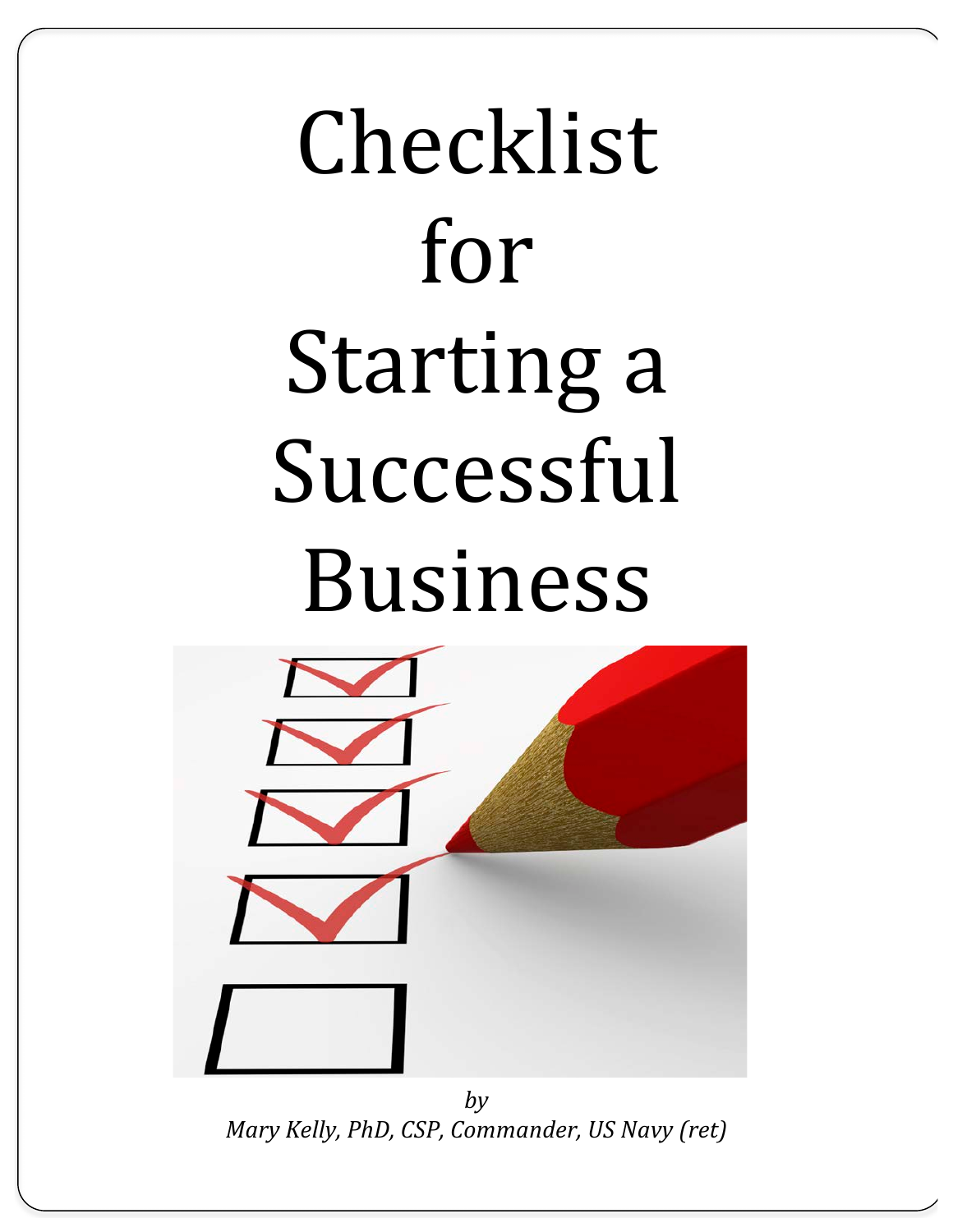# Checklist for Starting a Successful Business

*by*
*Mary Kelly, PhD, CSP, Commander, US Navy (ret)*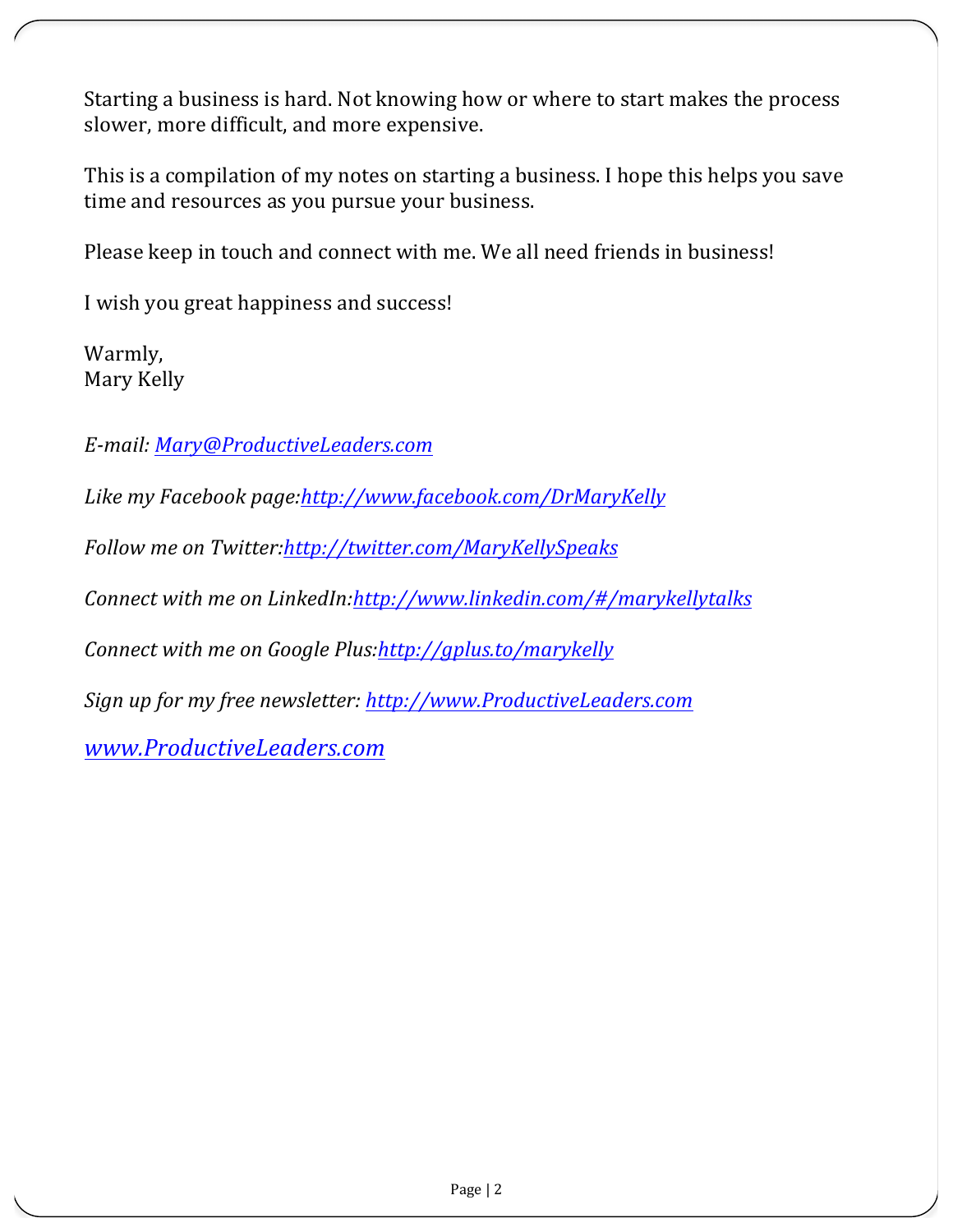Starting a business is hard. Not knowing how or where to start makes the process slower, more difficult, and more expensive.

This is a compilation of my notes on starting a business. I hope this helps you save time and resources as you pursue your business.

Please keep in touch and connect with me. We all need friends in business!

I wish you great happiness and success!

Warmly,
Mary Kelly

*E-mail: [Mary@ProductiveLeaders.com](mailto:Mary@ProductiveLeaders.com)*

*Like my Facebook page:[http://www.facebook.com/DrMaryKelly](http://www.facebook.com/DrMaryKelly)*

*Follow me on Twitter:[http://twitter.com/MaryKellySpeaks](http://twitter.com/MaryKellySpeaks)*

*Connect with me on LinkedIn:[http://www.linkedin.com/#/marykellytalks](http://www.linkedin.com/#/marykellytalks)*

*Connect with me on Google Plus:[http://gplus.to/marykelly](http://gplus.to/marykelly)*

*Sign up for my free newsletter: [http://www.ProductiveLeaders.com](http://www.ProductiveLeaders.com)*

*[www.ProductiveLeaders.com](http://www.ProductiveLeaders.com)*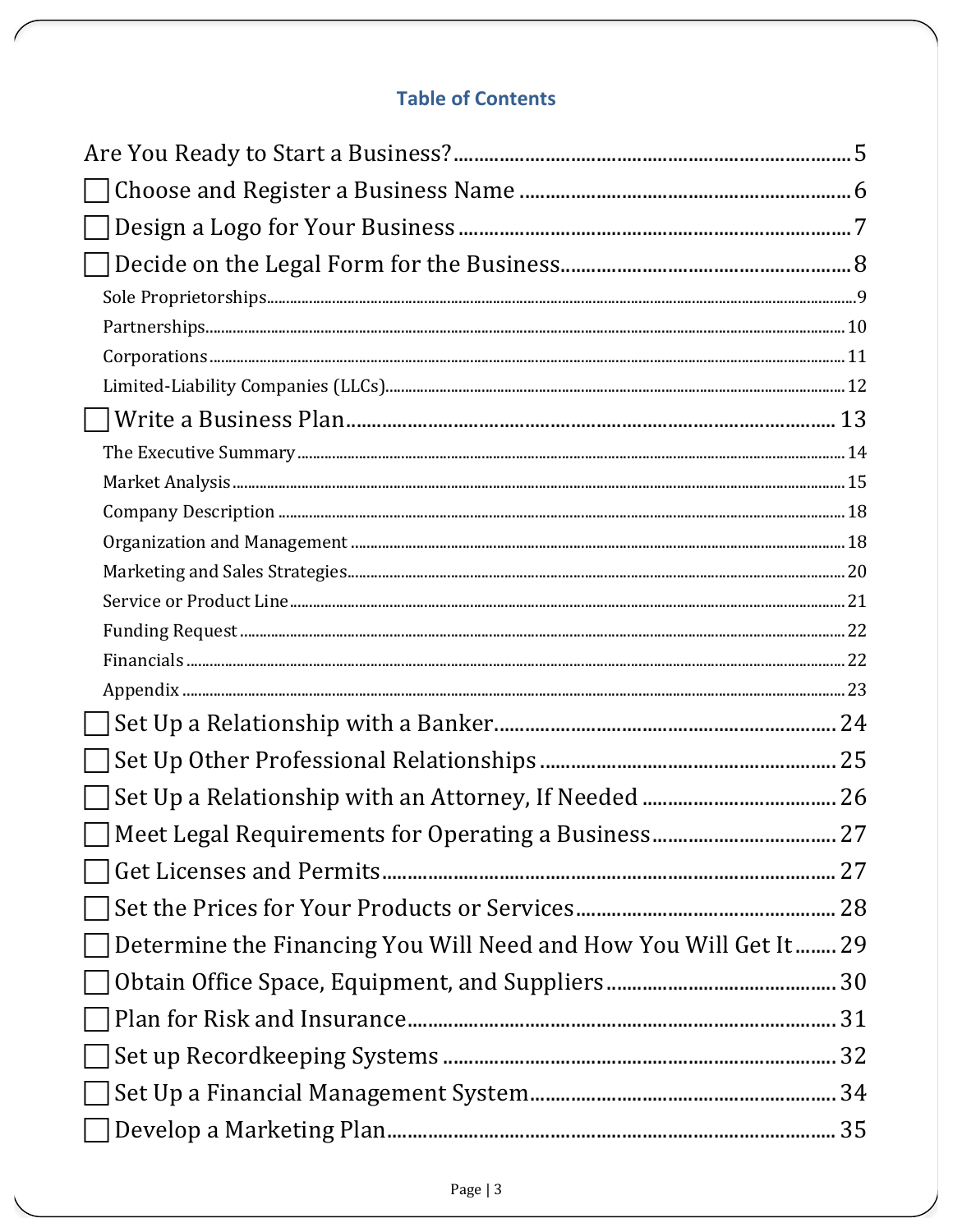## Table of Contents

Are You Ready to Start a Business? ..... 5

- [ ] Choose and Register a Business Name ..... 6
- [ ] Design a Logo for Your Business ..... 7
- [ ] Decide on the Legal Form for the Business ..... 8
  - Sole Proprietorships ..... 9
  - Partnerships ..... 10
  - Corporations ..... 11
  - Limited-Liability Companies (LLCs) ..... 12
- [ ] Write a Business Plan ..... 13
  - The Executive Summary ..... 14
  - Market Analysis ..... 15
  - Company Description ..... 18
  - Organization and Management ..... 18
  - Marketing and Sales Strategies ..... 20
  - Service or Product Line ..... 21
  - Funding Request ..... 22
  - Financials ..... 22
  - Appendix ..... 23
- [ ] Set Up a Relationship with a Banker ..... 24
- [ ] Set Up Other Professional Relationships ..... 25
- [ ] Set Up a Relationship with an Attorney, If Needed ..... 26
- [ ] Meet Legal Requirements for Operating a Business ..... 27
- [ ] Get Licenses and Permits ..... 27
- [ ] Set the Prices for Your Products or Services ..... 28
- [ ] Determine the Financing You Will Need and How You Will Get It ..... 29
- [ ] Obtain Office Space, Equipment, and Suppliers ..... 30
- [ ] Plan for Risk and Insurance ..... 31
- [ ] Set up Recordkeeping Systems ..... 32
- [ ] Set Up a Financial Management System ..... 34
- [ ] Develop a Marketing Plan ..... 35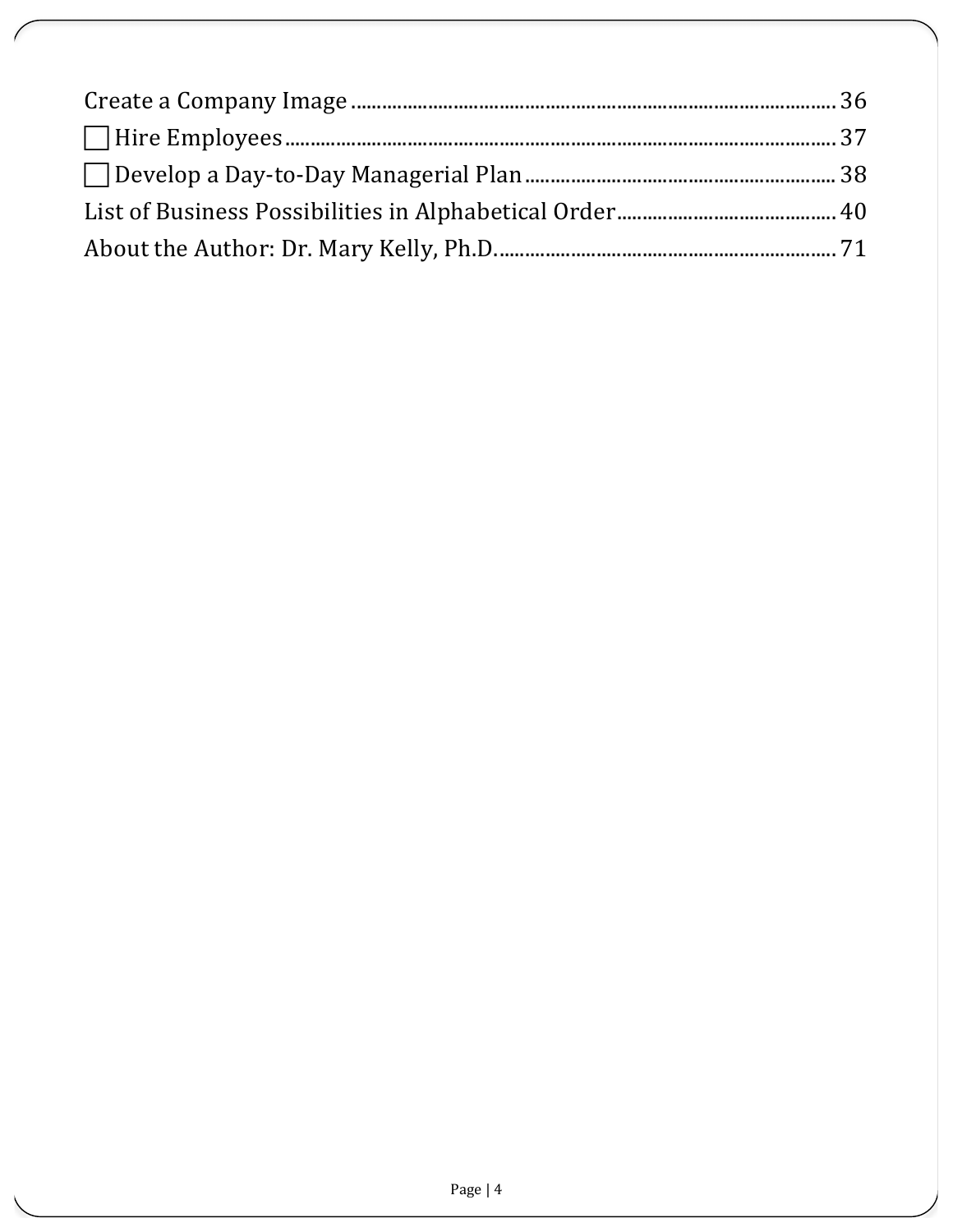Create a Company Image ........................................................................................ 36

☐ Hire Employees ................................................................................................... 37

☐ Develop a Day-to-Day Managerial Plan ............................................................ 38

List of Business Possibilities in Alphabetical Order ............................................ 40

About the Author: Dr. Mary Kelly, Ph.D. ................................................................... 71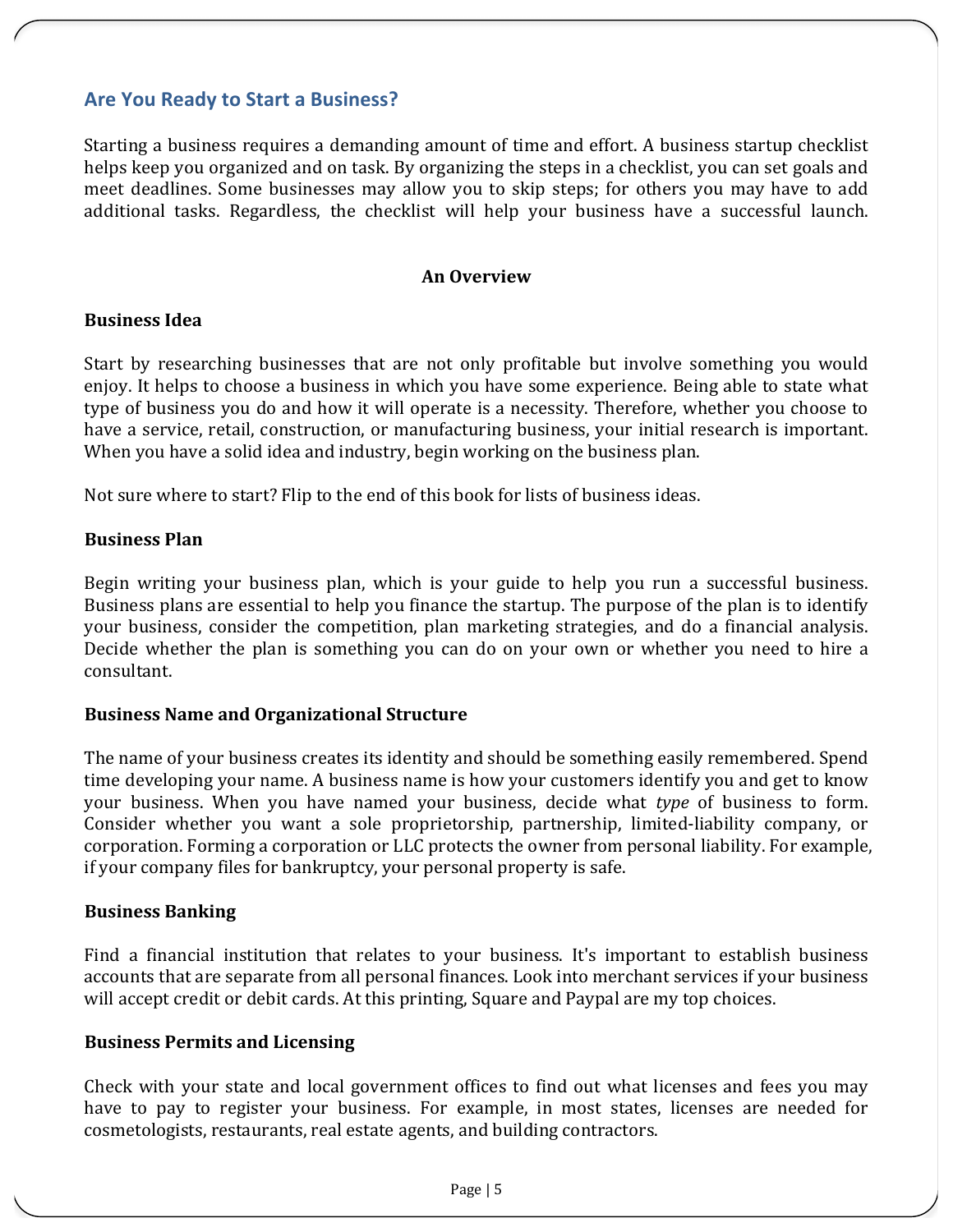## Are You Ready to Start a Business?

Starting a business requires a demanding amount of time and effort. A business startup checklist helps keep you organized and on task. By organizing the steps in a checklist, you can set goals and meet deadlines. Some businesses may allow you to skip steps; for others you may have to add additional tasks. Regardless, the checklist will help your business have a successful launch.

### An Overview

**Business Idea**

Start by researching businesses that are not only profitable but involve something you would enjoy. It helps to choose a business in which you have some experience. Being able to state what type of business you do and how it will operate is a necessity. Therefore, whether you choose to have a service, retail, construction, or manufacturing business, your initial research is important. When you have a solid idea and industry, begin working on the business plan.

Not sure where to start? Flip to the end of this book for lists of business ideas.

**Business Plan**

Begin writing your business plan, which is your guide to help you run a successful business. Business plans are essential to help you finance the startup. The purpose of the plan is to identify your business, consider the competition, plan marketing strategies, and do a financial analysis. Decide whether the plan is something you can do on your own or whether you need to hire a consultant.

**Business Name and Organizational Structure**

The name of your business creates its identity and should be something easily remembered. Spend time developing your name. A business name is how your customers identify you and get to know your business. When you have named your business, decide what *type* of business to form. Consider whether you want a sole proprietorship, partnership, limited-liability company, or corporation. Forming a corporation or LLC protects the owner from personal liability. For example, if your company files for bankruptcy, your personal property is safe.

**Business Banking**

Find a financial institution that relates to your business. It's important to establish business accounts that are separate from all personal finances. Look into merchant services if your business will accept credit or debit cards. At this printing, Square and Paypal are my top choices.

**Business Permits and Licensing**

Check with your state and local government offices to find out what licenses and fees you may have to pay to register your business. For example, in most states, licenses are needed for cosmetologists, restaurants, real estate agents, and building contractors.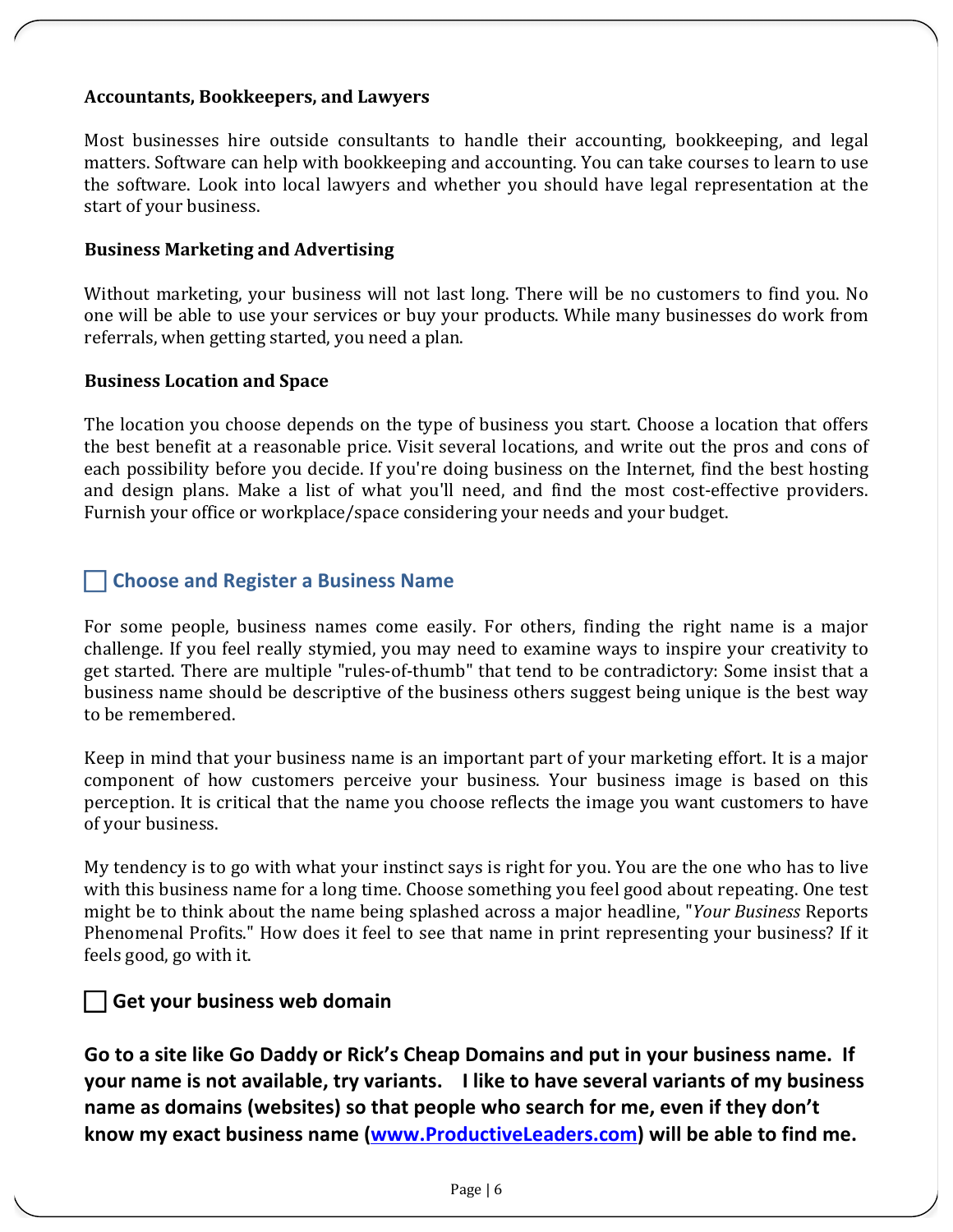**Accountants, Bookkeepers, and Lawyers**

Most businesses hire outside consultants to handle their accounting, bookkeeping, and legal matters. Software can help with bookkeeping and accounting. You can take courses to learn to use the software. Look into local lawyers and whether you should have legal representation at the start of your business.

**Business Marketing and Advertising**

Without marketing, your business will not last long. There will be no customers to find you. No one will be able to use your services or buy your products. While many businesses do work from referrals, when getting started, you need a plan.

**Business Location and Space**

The location you choose depends on the type of business you start. Choose a location that offers the best benefit at a reasonable price. Visit several locations, and write out the pros and cons of each possibility before you decide. If you're doing business on the Internet, find the best hosting and design plans. Make a list of what you'll need, and find the most cost-effective providers. Furnish your office or workplace/space considering your needs and your budget.

## ☐ Choose and Register a Business Name

For some people, business names come easily. For others, finding the right name is a major challenge. If you feel really stymied, you may need to examine ways to inspire your creativity to get started. There are multiple "rules-of-thumb" that tend to be contradictory: Some insist that a business name should be descriptive of the business others suggest being unique is the best way to be remembered.

Keep in mind that your business name is an important part of your marketing effort. It is a major component of how customers perceive your business. Your business image is based on this perception. It is critical that the name you choose reflects the image you want customers to have of your business.

My tendency is to go with what your instinct says is right for you. You are the one who has to live with this business name for a long time. Choose something you feel good about repeating. One test might be to think about the name being splashed across a major headline, "*Your Business* Reports Phenomenal Profits." How does it feel to see that name in print representing your business? If it feels good, go with it.

## ☐ Get your business web domain

**Go to a site like Go Daddy or Rick's Cheap Domains and put in your business name. If your name is not available, try variants. I like to have several variants of my business name as domains (websites) so that people who search for me, even if they don't know my exact business name ([www.ProductiveLeaders.com](http://www.ProductiveLeaders.com)) will be able to find me.**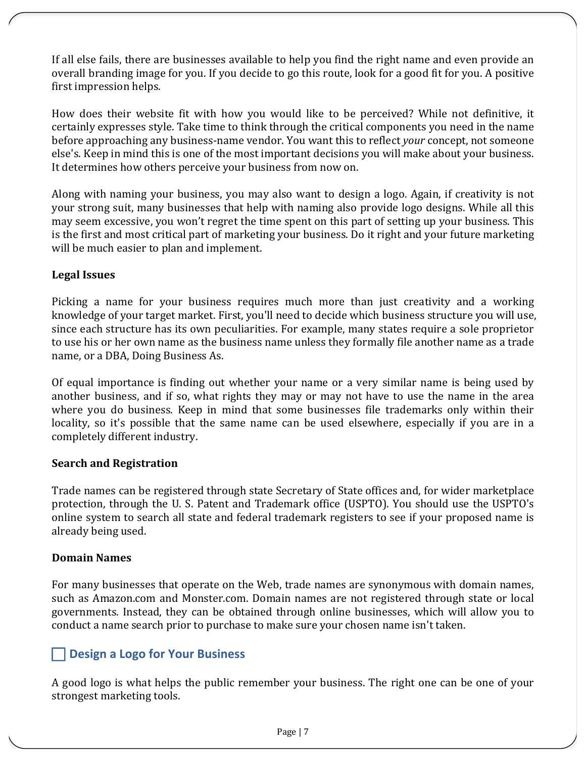If all else fails, there are businesses available to help you find the right name and even provide an overall branding image for you. If you decide to go this route, look for a good fit for you. A positive first impression helps.

How does their website fit with how you would like to be perceived? While not definitive, it certainly expresses style. Take time to think through the critical components you need in the name before approaching any business-name vendor. You want this to reflect *your* concept, not someone else's. Keep in mind this is one of the most important decisions you will make about your business. It determines how others perceive your business from now on.

Along with naming your business, you may also want to design a logo. Again, if creativity is not your strong suit, many businesses that help with naming also provide logo designs. While all this may seem excessive, you won't regret the time spent on this part of setting up your business. This is the first and most critical part of marketing your business. Do it right and your future marketing will be much easier to plan and implement.

**Legal Issues**

Picking a name for your business requires much more than just creativity and a working knowledge of your target market. First, you'll need to decide which business structure you will use, since each structure has its own peculiarities. For example, many states require a sole proprietor to use his or her own name as the business name unless they formally file another name as a trade name, or a DBA, Doing Business As.

Of equal importance is finding out whether your name or a very similar name is being used by another business, and if so, what rights they may or may not have to use the name in the area where you do business. Keep in mind that some businesses file trademarks only within their locality, so it's possible that the same name can be used elsewhere, especially if you are in a completely different industry.

**Search and Registration**

Trade names can be registered through state Secretary of State offices and, for wider marketplace protection, through the U. S. Patent and Trademark office (USPTO). You should use the USPTO's online system to search all state and federal trademark registers to see if your proposed name is already being used.

**Domain Names**

For many businesses that operate on the Web, trade names are synonymous with domain names, such as Amazon.com and Monster.com. Domain names are not registered through state or local governments. Instead, they can be obtained through online businesses, which will allow you to conduct a name search prior to purchase to make sure your chosen name isn't taken.

## ☐ Design a Logo for Your Business

A good logo is what helps the public remember your business. The right one can be one of your strongest marketing tools.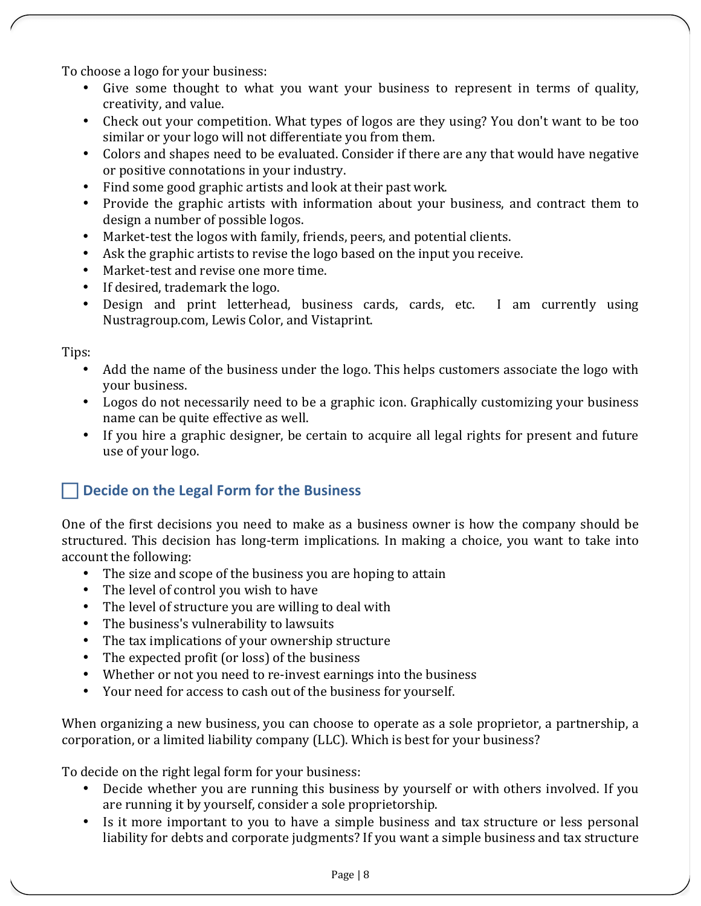To choose a logo for your business:

- Give some thought to what you want your business to represent in terms of quality, creativity, and value.
- Check out your competition. What types of logos are they using? You don't want to be too similar or your logo will not differentiate you from them.
- Colors and shapes need to be evaluated. Consider if there are any that would have negative or positive connotations in your industry.
- Find some good graphic artists and look at their past work.
- Provide the graphic artists with information about your business, and contract them to design a number of possible logos.
- Market-test the logos with family, friends, peers, and potential clients.
- Ask the graphic artists to revise the logo based on the input you receive.
- Market-test and revise one more time.
- If desired, trademark the logo.
- Design and print letterhead, business cards, cards, etc. I am currently using Nustragroup.com, Lewis Color, and Vistaprint.

Tips:

- Add the name of the business under the logo. This helps customers associate the logo with your business.
- Logos do not necessarily need to be a graphic icon. Graphically customizing your business name can be quite effective as well.
- If you hire a graphic designer, be certain to acquire all legal rights for present and future use of your logo.

## ☐ Decide on the Legal Form for the Business

One of the first decisions you need to make as a business owner is how the company should be structured. This decision has long-term implications. In making a choice, you want to take into account the following:

- The size and scope of the business you are hoping to attain
- The level of control you wish to have
- The level of structure you are willing to deal with
- The business's vulnerability to lawsuits
- The tax implications of your ownership structure
- The expected profit (or loss) of the business
- Whether or not you need to re-invest earnings into the business
- Your need for access to cash out of the business for yourself.

When organizing a new business, you can choose to operate as a sole proprietor, a partnership, a corporation, or a limited liability company (LLC). Which is best for your business?

To decide on the right legal form for your business:

- Decide whether you are running this business by yourself or with others involved. If you are running it by yourself, consider a sole proprietorship.
- Is it more important to you to have a simple business and tax structure or less personal liability for debts and corporate judgments? If you want a simple business and tax structure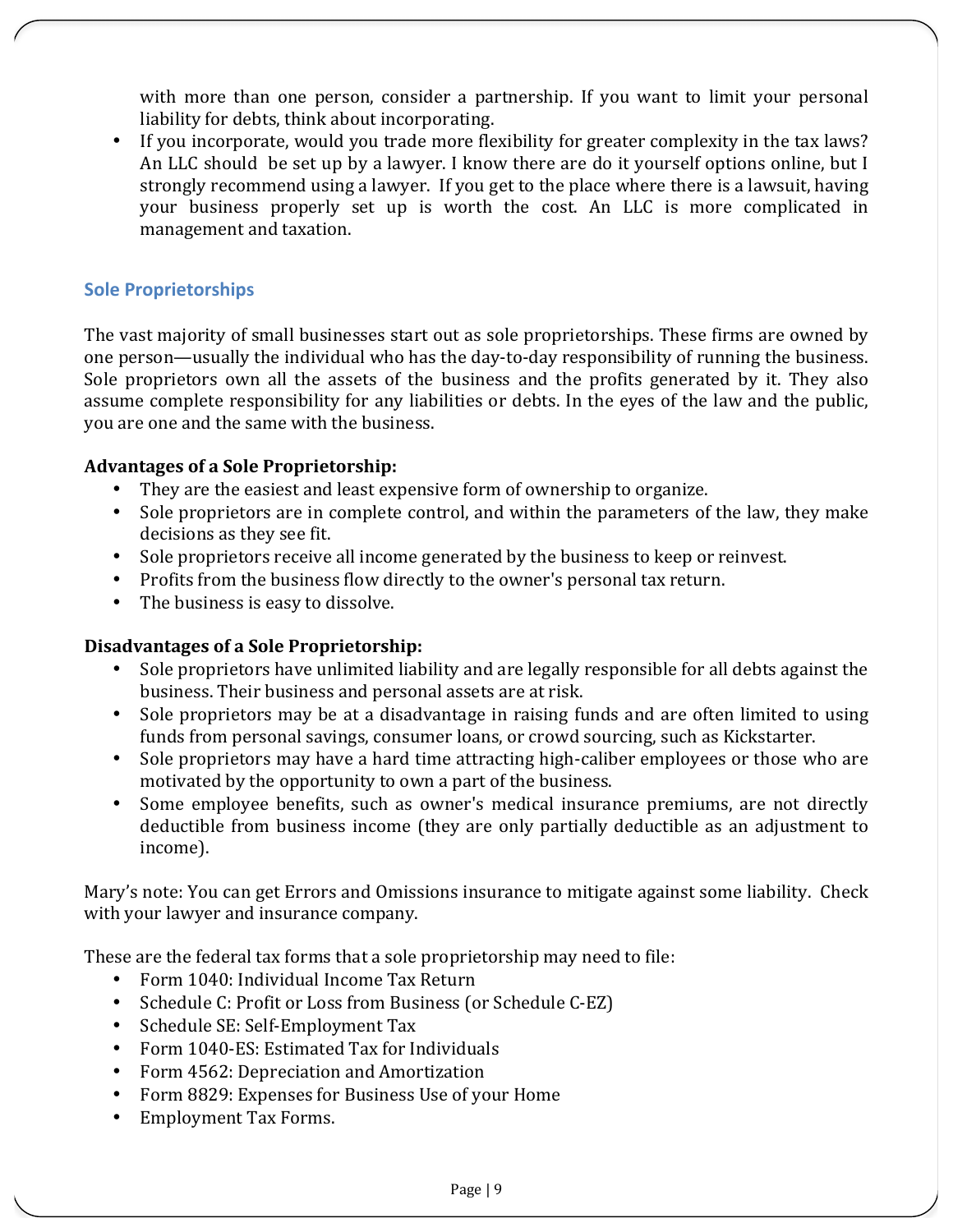with more than one person, consider a partnership. If you want to limit your personal liability for debts, think about incorporating.

- If you incorporate, would you trade more flexibility for greater complexity in the tax laws? An LLC should be set up by a lawyer. I know there are do it yourself options online, but I strongly recommend using a lawyer. If you get to the place where there is a lawsuit, having your business properly set up is worth the cost. An LLC is more complicated in management and taxation.

## Sole Proprietorships

The vast majority of small businesses start out as sole proprietorships. These firms are owned by one person—usually the individual who has the day-to-day responsibility of running the business. Sole proprietors own all the assets of the business and the profits generated by it. They also assume complete responsibility for any liabilities or debts. In the eyes of the law and the public, you are one and the same with the business.

**Advantages of a Sole Proprietorship:**

- They are the easiest and least expensive form of ownership to organize.
- Sole proprietors are in complete control, and within the parameters of the law, they make decisions as they see fit.
- Sole proprietors receive all income generated by the business to keep or reinvest.
- Profits from the business flow directly to the owner's personal tax return.
- The business is easy to dissolve.

**Disadvantages of a Sole Proprietorship:**

- Sole proprietors have unlimited liability and are legally responsible for all debts against the business. Their business and personal assets are at risk.
- Sole proprietors may be at a disadvantage in raising funds and are often limited to using funds from personal savings, consumer loans, or crowd sourcing, such as Kickstarter.
- Sole proprietors may have a hard time attracting high-caliber employees or those who are motivated by the opportunity to own a part of the business.
- Some employee benefits, such as owner's medical insurance premiums, are not directly deductible from business income (they are only partially deductible as an adjustment to income).

Mary's note: You can get Errors and Omissions insurance to mitigate against some liability. Check with your lawyer and insurance company.

These are the federal tax forms that a sole proprietorship may need to file:

- Form 1040: Individual Income Tax Return
- Schedule C: Profit or Loss from Business (or Schedule C-EZ)
- Schedule SE: Self-Employment Tax
- Form 1040-ES: Estimated Tax for Individuals
- Form 4562: Depreciation and Amortization
- Form 8829: Expenses for Business Use of your Home
- Employment Tax Forms.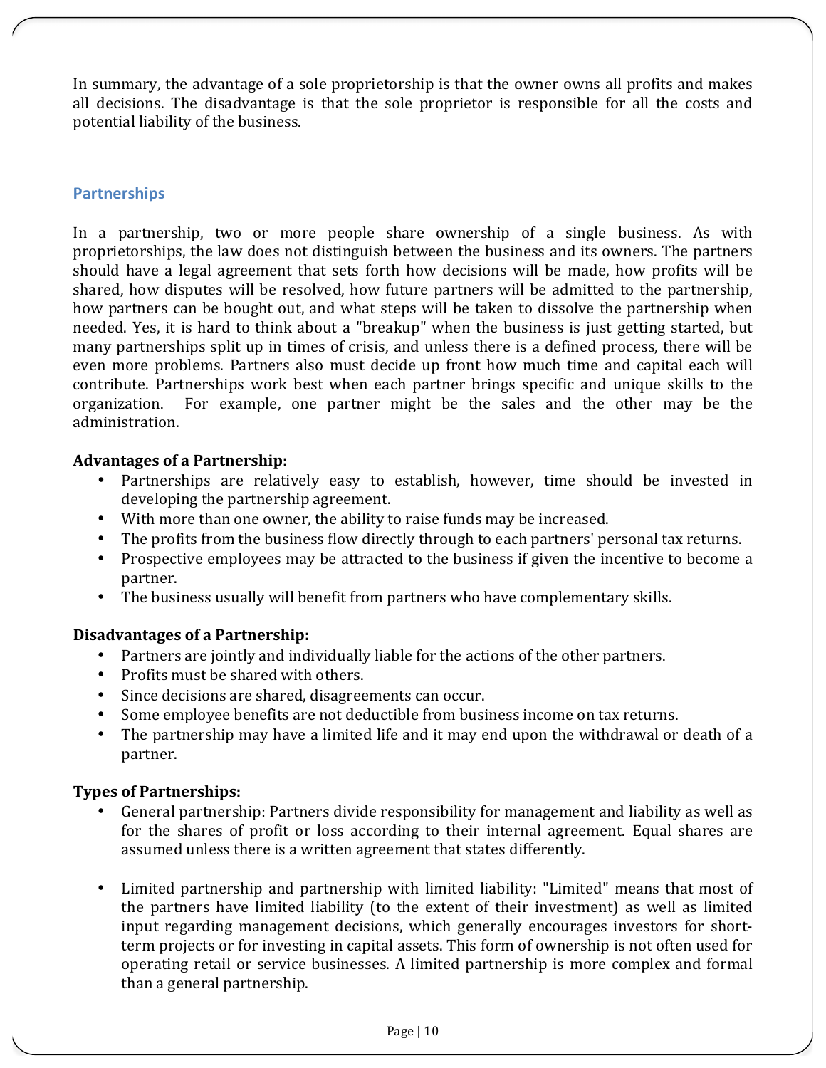In summary, the advantage of a sole proprietorship is that the owner owns all profits and makes all decisions. The disadvantage is that the sole proprietor is responsible for all the costs and potential liability of the business.

## Partnerships

In a partnership, two or more people share ownership of a single business. As with proprietorships, the law does not distinguish between the business and its owners. The partners should have a legal agreement that sets forth how decisions will be made, how profits will be shared, how disputes will be resolved, how future partners will be admitted to the partnership, how partners can be bought out, and what steps will be taken to dissolve the partnership when needed. Yes, it is hard to think about a "breakup" when the business is just getting started, but many partnerships split up in times of crisis, and unless there is a defined process, there will be even more problems. Partners also must decide up front how much time and capital each will contribute. Partnerships work best when each partner brings specific and unique skills to the organization. For example, one partner might be the sales and the other may be the administration.

**Advantages of a Partnership:**

- Partnerships are relatively easy to establish, however, time should be invested in developing the partnership agreement.
- With more than one owner, the ability to raise funds may be increased.
- The profits from the business flow directly through to each partners' personal tax returns.
- Prospective employees may be attracted to the business if given the incentive to become a partner.
- The business usually will benefit from partners who have complementary skills.

**Disadvantages of a Partnership:**

- Partners are jointly and individually liable for the actions of the other partners.
- Profits must be shared with others.
- Since decisions are shared, disagreements can occur.
- Some employee benefits are not deductible from business income on tax returns.
- The partnership may have a limited life and it may end upon the withdrawal or death of a partner.

**Types of Partnerships:**

- General partnership: Partners divide responsibility for management and liability as well as for the shares of profit or loss according to their internal agreement. Equal shares are assumed unless there is a written agreement that states differently.

- Limited partnership and partnership with limited liability: "Limited" means that most of the partners have limited liability (to the extent of their investment) as well as limited input regarding management decisions, which generally encourages investors for short-term projects or for investing in capital assets. This form of ownership is not often used for operating retail or service businesses. A limited partnership is more complex and formal than a general partnership.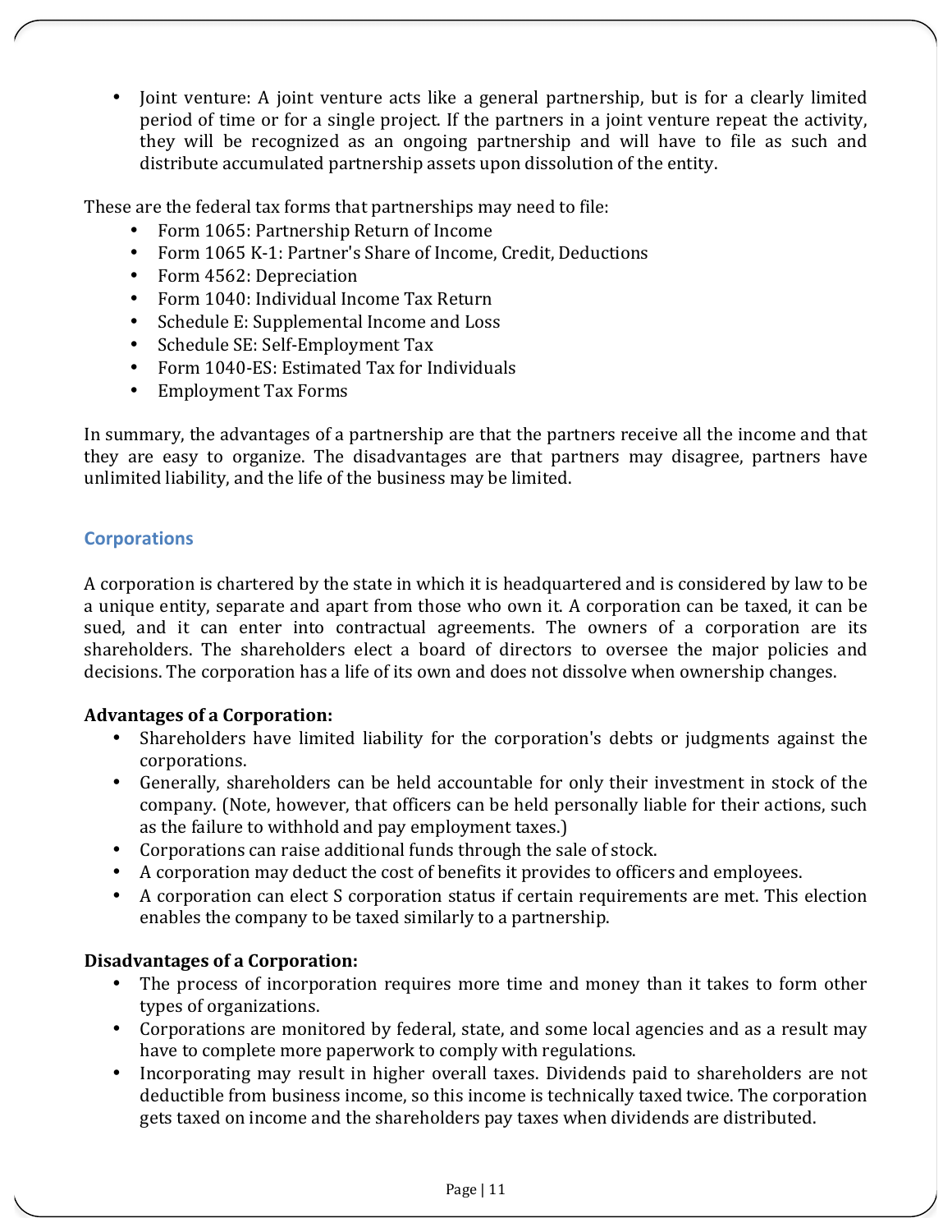- Joint venture: A joint venture acts like a general partnership, but is for a clearly limited period of time or for a single project. If the partners in a joint venture repeat the activity, they will be recognized as an ongoing partnership and will have to file as such and distribute accumulated partnership assets upon dissolution of the entity.

These are the federal tax forms that partnerships may need to file:

- Form 1065: Partnership Return of Income
- Form 1065 K-1: Partner's Share of Income, Credit, Deductions
- Form 4562: Depreciation
- Form 1040: Individual Income Tax Return
- Schedule E: Supplemental Income and Loss
- Schedule SE: Self-Employment Tax
- Form 1040-ES: Estimated Tax for Individuals
- Employment Tax Forms

In summary, the advantages of a partnership are that the partners receive all the income and that they are easy to organize. The disadvantages are that partners may disagree, partners have unlimited liability, and the life of the business may be limited.

## Corporations

A corporation is chartered by the state in which it is headquartered and is considered by law to be a unique entity, separate and apart from those who own it. A corporation can be taxed, it can be sued, and it can enter into contractual agreements. The owners of a corporation are its shareholders. The shareholders elect a board of directors to oversee the major policies and decisions. The corporation has a life of its own and does not dissolve when ownership changes.

**Advantages of a Corporation:**

- Shareholders have limited liability for the corporation's debts or judgments against the corporations.
- Generally, shareholders can be held accountable for only their investment in stock of the company. (Note, however, that officers can be held personally liable for their actions, such as the failure to withhold and pay employment taxes.)
- Corporations can raise additional funds through the sale of stock.
- A corporation may deduct the cost of benefits it provides to officers and employees.
- A corporation can elect S corporation status if certain requirements are met. This election enables the company to be taxed similarly to a partnership.

**Disadvantages of a Corporation:**

- The process of incorporation requires more time and money than it takes to form other types of organizations.
- Corporations are monitored by federal, state, and some local agencies and as a result may have to complete more paperwork to comply with regulations.
- Incorporating may result in higher overall taxes. Dividends paid to shareholders are not deductible from business income, so this income is technically taxed twice. The corporation gets taxed on income and the shareholders pay taxes when dividends are distributed.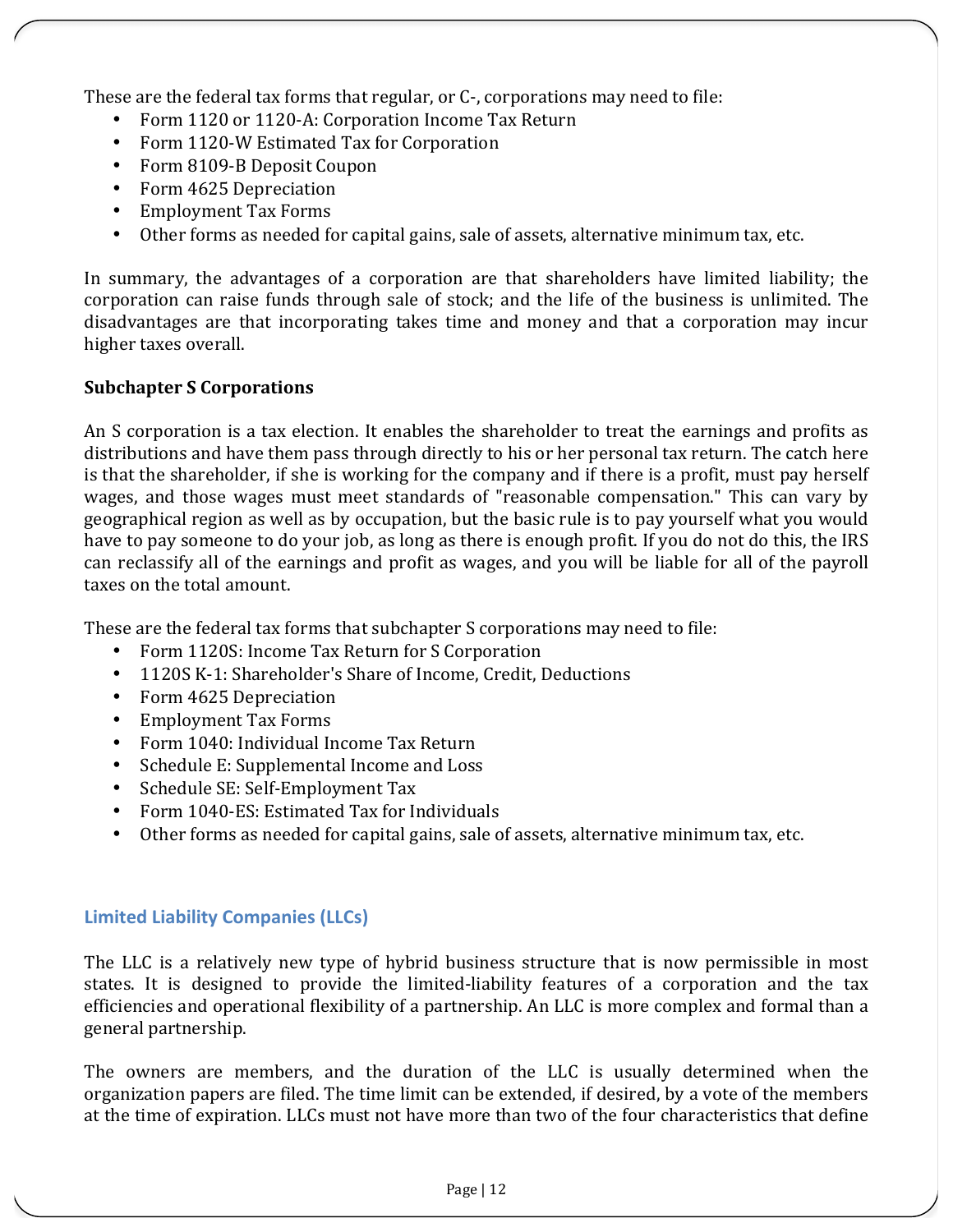These are the federal tax forms that regular, or C-, corporations may need to file:

- Form 1120 or 1120-A: Corporation Income Tax Return
- Form 1120-W Estimated Tax for Corporation
- Form 8109-B Deposit Coupon
- Form 4625 Depreciation
- Employment Tax Forms
- Other forms as needed for capital gains, sale of assets, alternative minimum tax, etc.

In summary, the advantages of a corporation are that shareholders have limited liability; the corporation can raise funds through sale of stock; and the life of the business is unlimited. The disadvantages are that incorporating takes time and money and that a corporation may incur higher taxes overall.

**Subchapter S Corporations**

An S corporation is a tax election. It enables the shareholder to treat the earnings and profits as distributions and have them pass through directly to his or her personal tax return. The catch here is that the shareholder, if she is working for the company and if there is a profit, must pay herself wages, and those wages must meet standards of "reasonable compensation." This can vary by geographical region as well as by occupation, but the basic rule is to pay yourself what you would have to pay someone to do your job, as long as there is enough profit. If you do not do this, the IRS can reclassify all of the earnings and profit as wages, and you will be liable for all of the payroll taxes on the total amount.

These are the federal tax forms that subchapter S corporations may need to file:

- Form 1120S: Income Tax Return for S Corporation
- 1120S K-1: Shareholder's Share of Income, Credit, Deductions
- Form 4625 Depreciation
- Employment Tax Forms
- Form 1040: Individual Income Tax Return
- Schedule E: Supplemental Income and Loss
- Schedule SE: Self-Employment Tax
- Form 1040-ES: Estimated Tax for Individuals
- Other forms as needed for capital gains, sale of assets, alternative minimum tax, etc.

## Limited Liability Companies (LLCs)

The LLC is a relatively new type of hybrid business structure that is now permissible in most states. It is designed to provide the limited-liability features of a corporation and the tax efficiencies and operational flexibility of a partnership. An LLC is more complex and formal than a general partnership.

The owners are members, and the duration of the LLC is usually determined when the organization papers are filed. The time limit can be extended, if desired, by a vote of the members at the time of expiration. LLCs must not have more than two of the four characteristics that define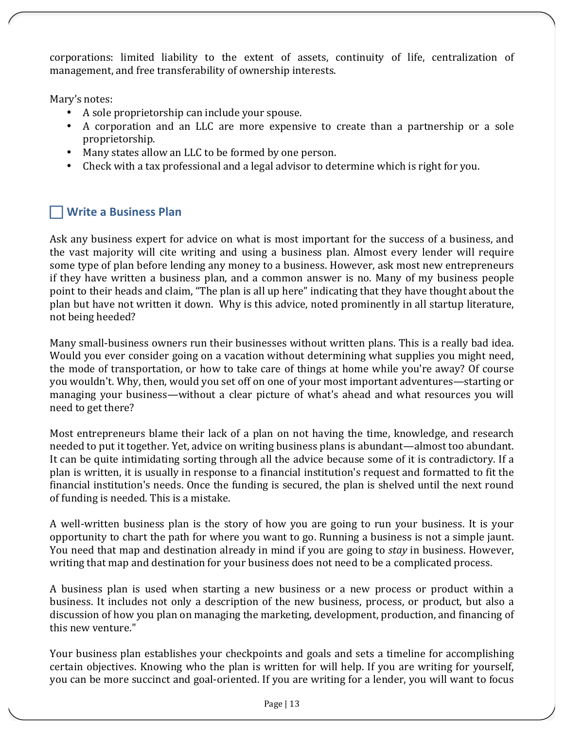corporations: limited liability to the extent of assets, continuity of life, centralization of management, and free transferability of ownership interests.

Mary's notes:

- A sole proprietorship can include your spouse.
- A corporation and an LLC are more expensive to create than a partnership or a sole proprietorship.
- Many states allow an LLC to be formed by one person.
- Check with a tax professional and a legal advisor to determine which is right for you.

## ☐ Write a Business Plan

Ask any business expert for advice on what is most important for the success of a business, and the vast majority will cite writing and using a business plan. Almost every lender will require some type of plan before lending any money to a business. However, ask most new entrepreneurs if they have written a business plan, and a common answer is no. Many of my business people point to their heads and claim, "The plan is all up here" indicating that they have thought about the plan but have not written it down. Why is this advice, noted prominently in all startup literature, not being heeded?

Many small-business owners run their businesses without written plans. This is a really bad idea. Would you ever consider going on a vacation without determining what supplies you might need, the mode of transportation, or how to take care of things at home while you're away? Of course you wouldn't. Why, then, would you set off on one of your most important adventures—starting or managing your business—without a clear picture of what's ahead and what resources you will need to get there?

Most entrepreneurs blame their lack of a plan on not having the time, knowledge, and research needed to put it together. Yet, advice on writing business plans is abundant—almost too abundant. It can be quite intimidating sorting through all the advice because some of it is contradictory. If a plan is written, it is usually in response to a financial institution's request and formatted to fit the financial institution's needs. Once the funding is secured, the plan is shelved until the next round of funding is needed. This is a mistake.

A well-written business plan is the story of how you are going to run your business. It is your opportunity to chart the path for where you want to go. Running a business is not a simple jaunt. You need that map and destination already in mind if you are going to *stay* in business. However, writing that map and destination for your business does not need to be a complicated process.

A business plan is used when starting a new business or a new process or product within a business. It includes not only a description of the new business, process, or product, but also a discussion of how you plan on managing the marketing, development, production, and financing of this new venture."

Your business plan establishes your checkpoints and goals and sets a timeline for accomplishing certain objectives. Knowing who the plan is written for will help. If you are writing for yourself, you can be more succinct and goal-oriented. If you are writing for a lender, you will want to focus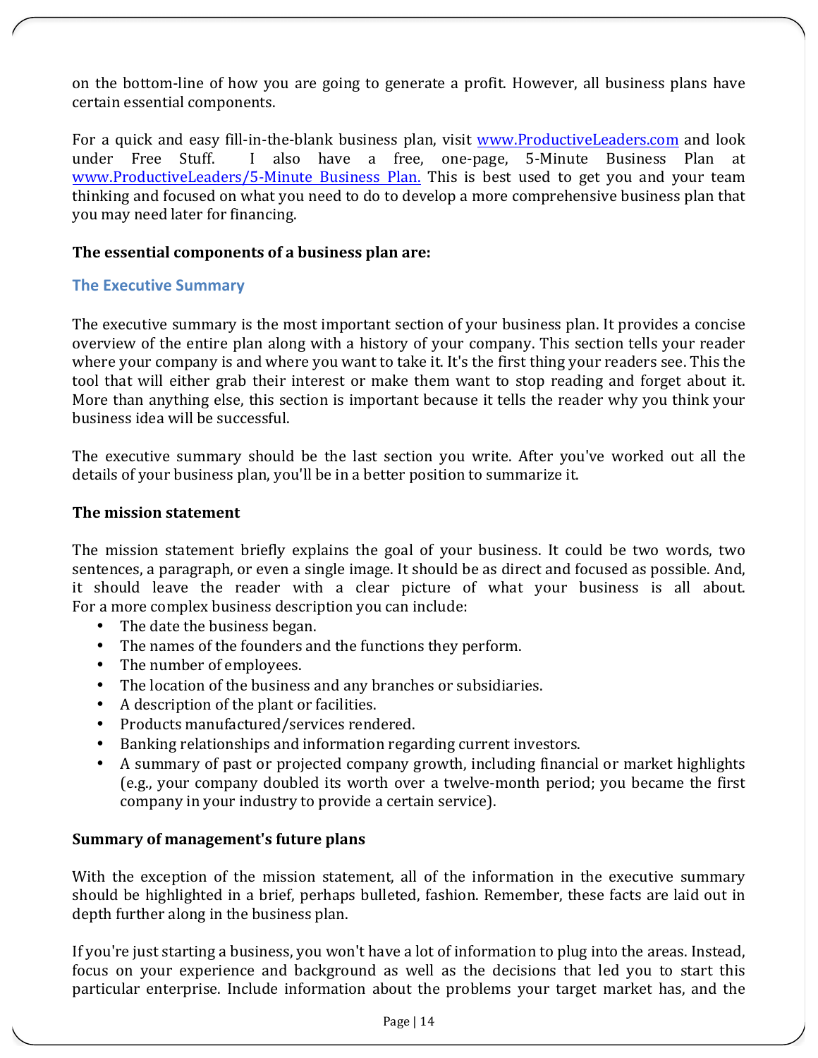on the bottom-line of how you are going to generate a profit. However, all business plans have certain essential components.

For a quick and easy fill-in-the-blank business plan, visit [www.ProductiveLeaders.com](http://www.ProductiveLeaders.com) and look under Free Stuff. I also have a free, one-page, 5-Minute Business Plan at [www.ProductiveLeaders/5-Minute Business Plan.](www.ProductiveLeaders/5-Minute_Business_Plan) This is best used to get you and your team thinking and focused on what you need to do to develop a more comprehensive business plan that you may need later for financing.

**The essential components of a business plan are:**

### The Executive Summary

The executive summary is the most important section of your business plan. It provides a concise overview of the entire plan along with a history of your company. This section tells your reader where your company is and where you want to take it. It's the first thing your readers see. This the tool that will either grab their interest or make them want to stop reading and forget about it. More than anything else, this section is important because it tells the reader why you think your business idea will be successful.

The executive summary should be the last section you write. After you've worked out all the details of your business plan, you'll be in a better position to summarize it.

**The mission statement**

The mission statement briefly explains the goal of your business. It could be two words, two sentences, a paragraph, or even a single image. It should be as direct and focused as possible. And, it should leave the reader with a clear picture of what your business is all about. For a more complex business description you can include:

- The date the business began.
- The names of the founders and the functions they perform.
- The number of employees.
- The location of the business and any branches or subsidiaries.
- A description of the plant or facilities.
- Products manufactured/services rendered.
- Banking relationships and information regarding current investors.
- A summary of past or projected company growth, including financial or market highlights (e.g., your company doubled its worth over a twelve-month period; you became the first company in your industry to provide a certain service).

**Summary of management's future plans**

With the exception of the mission statement, all of the information in the executive summary should be highlighted in a brief, perhaps bulleted, fashion. Remember, these facts are laid out in depth further along in the business plan.

If you're just starting a business, you won't have a lot of information to plug into the areas. Instead, focus on your experience and background as well as the decisions that led you to start this particular enterprise. Include information about the problems your target market has, and the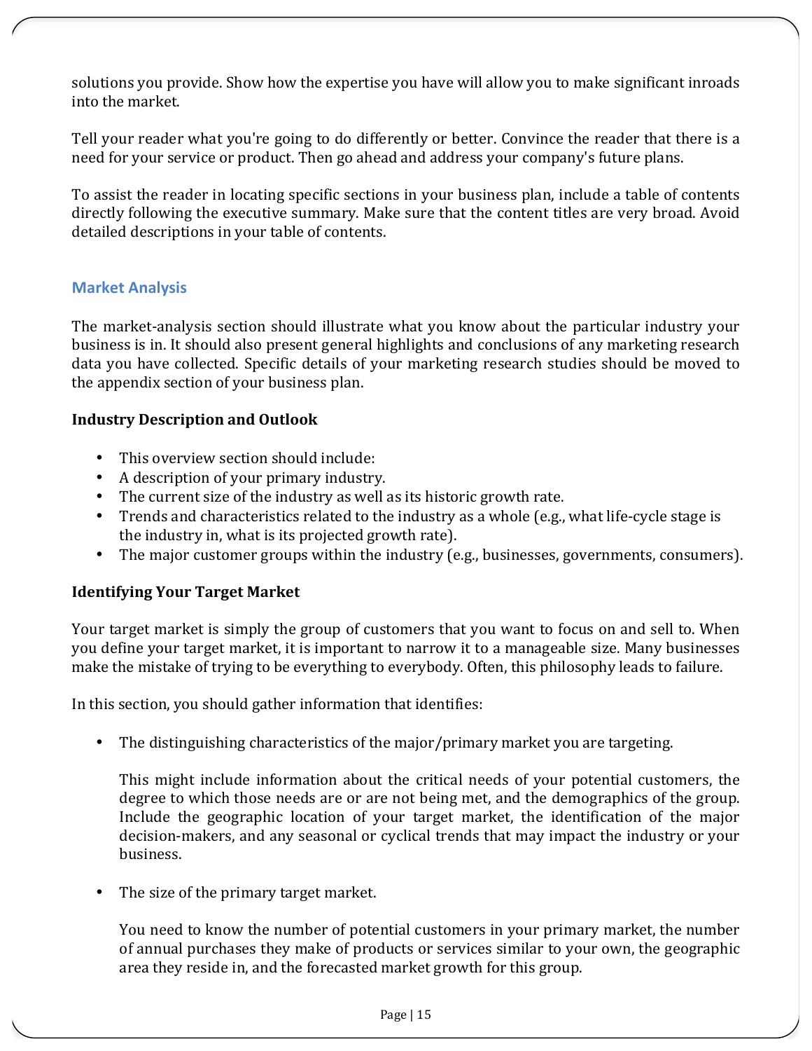solutions you provide. Show how the expertise you have will allow you to make significant inroads into the market.

Tell your reader what you're going to do differently or better. Convince the reader that there is a need for your service or product. Then go ahead and address your company's future plans.

To assist the reader in locating specific sections in your business plan, include a table of contents directly following the executive summary. Make sure that the content titles are very broad. Avoid detailed descriptions in your table of contents.

## Market Analysis

The market-analysis section should illustrate what you know about the particular industry your business is in. It should also present general highlights and conclusions of any marketing research data you have collected. Specific details of your marketing research studies should be moved to the appendix section of your business plan.

### Industry Description and Outlook

- This overview section should include:
- A description of your primary industry.
- The current size of the industry as well as its historic growth rate.
- Trends and characteristics related to the industry as a whole (e.g., what life-cycle stage is the industry in, what is its projected growth rate).
- The major customer groups within the industry (e.g., businesses, governments, consumers).

### Identifying Your Target Market

Your target market is simply the group of customers that you want to focus on and sell to. When you define your target market, it is important to narrow it to a manageable size. Many businesses make the mistake of trying to be everything to everybody. Often, this philosophy leads to failure.

In this section, you should gather information that identifies:

- The distinguishing characteristics of the major/primary market you are targeting.

  This might include information about the critical needs of your potential customers, the degree to which those needs are or are not being met, and the demographics of the group. Include the geographic location of your target market, the identification of the major decision-makers, and any seasonal or cyclical trends that may impact the industry or your business.

- The size of the primary target market.

  You need to know the number of potential customers in your primary market, the number of annual purchases they make of products or services similar to your own, the geographic area they reside in, and the forecasted market growth for this group.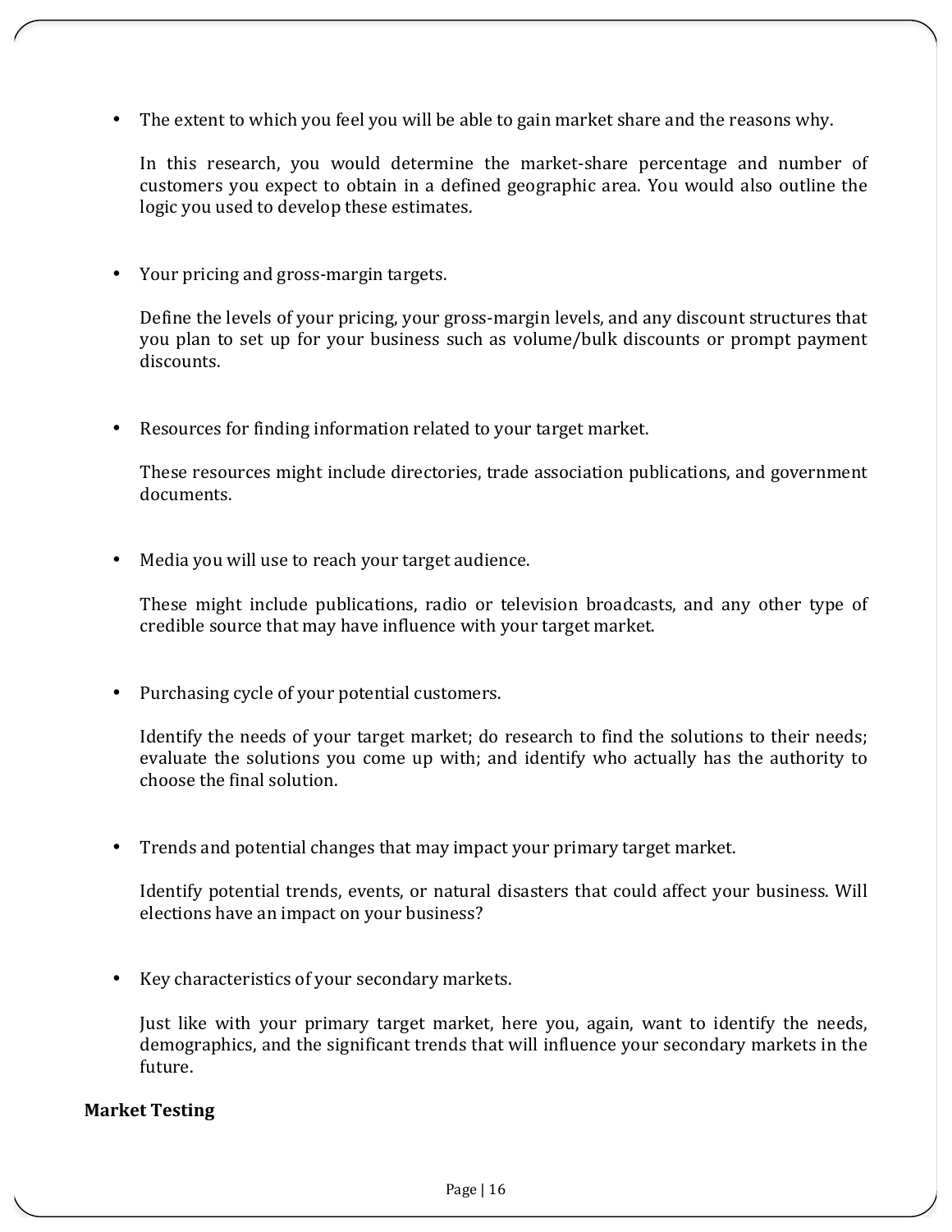- The extent to which you feel you will be able to gain market share and the reasons why.

  In this research, you would determine the market-share percentage and number of customers you expect to obtain in a defined geographic area. You would also outline the logic you used to develop these estimates.

- Your pricing and gross-margin targets.

  Define the levels of your pricing, your gross-margin levels, and any discount structures that you plan to set up for your business such as volume/bulk discounts or prompt payment discounts.

- Resources for finding information related to your target market.

  These resources might include directories, trade association publications, and government documents.

- Media you will use to reach your target audience.

  These might include publications, radio or television broadcasts, and any other type of credible source that may have influence with your target market.

- Purchasing cycle of your potential customers.

  Identify the needs of your target market; do research to find the solutions to their needs; evaluate the solutions you come up with; and identify who actually has the authority to choose the final solution.

- Trends and potential changes that may impact your primary target market.

  Identify potential trends, events, or natural disasters that could affect your business. Will elections have an impact on your business?

- Key characteristics of your secondary markets.

  Just like with your primary target market, here you, again, want to identify the needs, demographics, and the significant trends that will influence your secondary markets in the future.

**Market Testing**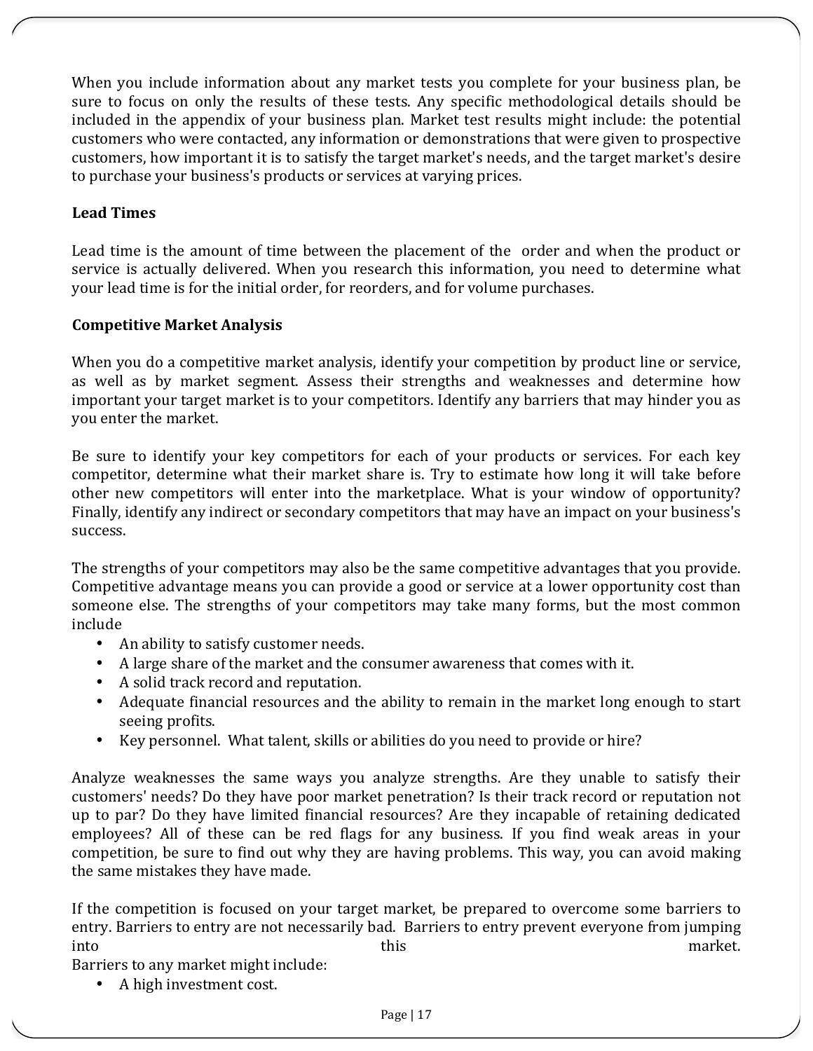When you include information about any market tests you complete for your business plan, be sure to focus on only the results of these tests. Any specific methodological details should be included in the appendix of your business plan. Market test results might include: the potential customers who were contacted, any information or demonstrations that were given to prospective customers, how important it is to satisfy the target market's needs, and the target market's desire to purchase your business's products or services at varying prices.

**Lead Times**

Lead time is the amount of time between the placement of the order and when the product or service is actually delivered. When you research this information, you need to determine what your lead time is for the initial order, for reorders, and for volume purchases.

**Competitive Market Analysis**

When you do a competitive market analysis, identify your competition by product line or service, as well as by market segment. Assess their strengths and weaknesses and determine how important your target market is to your competitors. Identify any barriers that may hinder you as you enter the market.

Be sure to identify your key competitors for each of your products or services. For each key competitor, determine what their market share is. Try to estimate how long it will take before other new competitors will enter into the marketplace. What is your window of opportunity? Finally, identify any indirect or secondary competitors that may have an impact on your business's success.

The strengths of your competitors may also be the same competitive advantages that you provide. Competitive advantage means you can provide a good or service at a lower opportunity cost than someone else. The strengths of your competitors may take many forms, but the most common include

- An ability to satisfy customer needs.
- A large share of the market and the consumer awareness that comes with it.
- A solid track record and reputation.
- Adequate financial resources and the ability to remain in the market long enough to start seeing profits.
- Key personnel. What talent, skills or abilities do you need to provide or hire?

Analyze weaknesses the same ways you analyze strengths. Are they unable to satisfy their customers' needs? Do they have poor market penetration? Is their track record or reputation not up to par? Do they have limited financial resources? Are they incapable of retaining dedicated employees? All of these can be red flags for any business. If you find weak areas in your competition, be sure to find out why they are having problems. This way, you can avoid making the same mistakes they have made.

If the competition is focused on your target market, be prepared to overcome some barriers to entry. Barriers to entry are not necessarily bad. Barriers to entry prevent everyone from jumping into this market.

Barriers to any market might include:

- A high investment cost.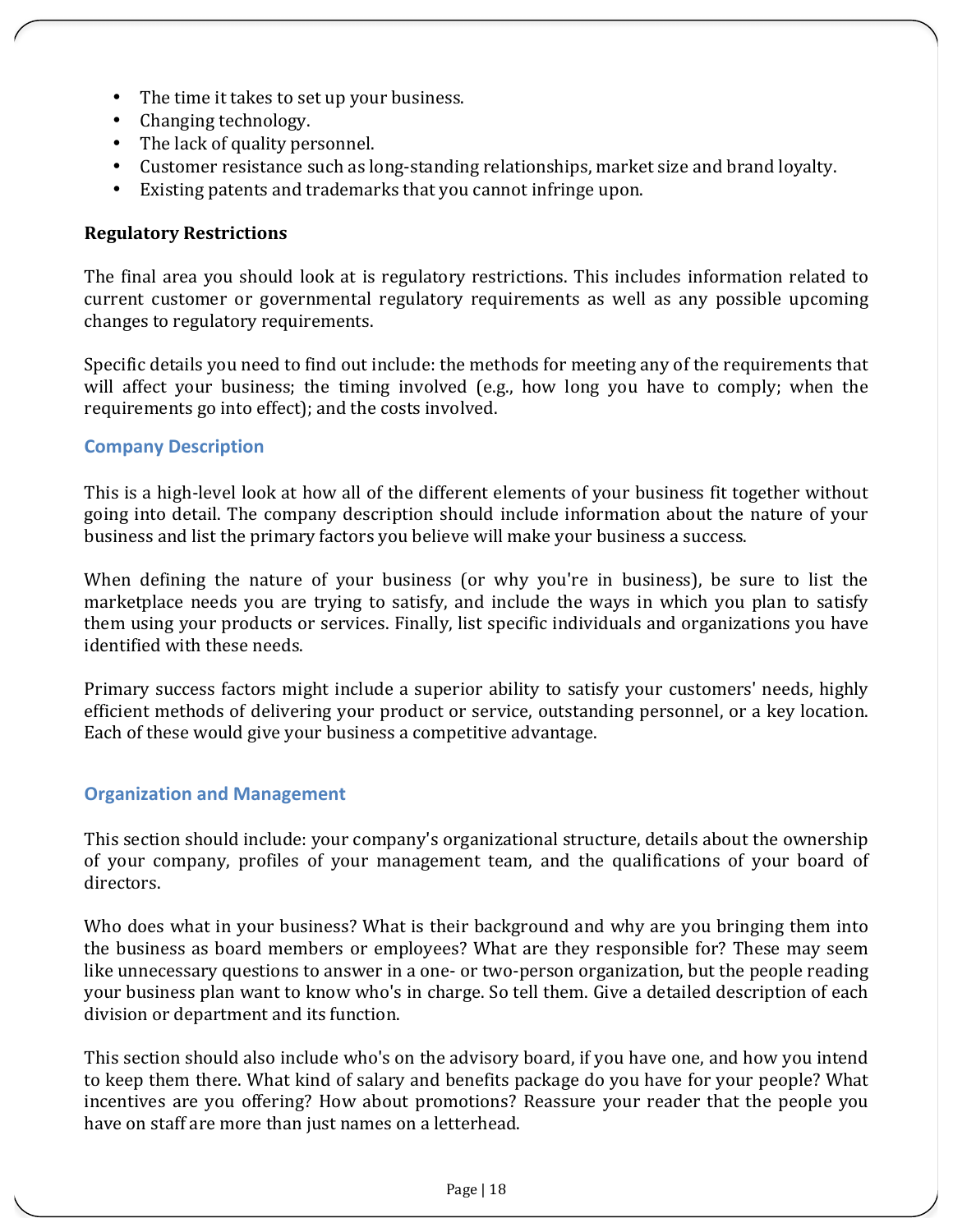- The time it takes to set up your business.
- Changing technology.
- The lack of quality personnel.
- Customer resistance such as long-standing relationships, market size and brand loyalty.
- Existing patents and trademarks that you cannot infringe upon.

**Regulatory Restrictions**

The final area you should look at is regulatory restrictions. This includes information related to current customer or governmental regulatory requirements as well as any possible upcoming changes to regulatory requirements.

Specific details you need to find out include: the methods for meeting any of the requirements that will affect your business; the timing involved (e.g., how long you have to comply; when the requirements go into effect); and the costs involved.

### Company Description

This is a high-level look at how all of the different elements of your business fit together without going into detail. The company description should include information about the nature of your business and list the primary factors you believe will make your business a success.

When defining the nature of your business (or why you're in business), be sure to list the marketplace needs you are trying to satisfy, and include the ways in which you plan to satisfy them using your products or services. Finally, list specific individuals and organizations you have identified with these needs.

Primary success factors might include a superior ability to satisfy your customers' needs, highly efficient methods of delivering your product or service, outstanding personnel, or a key location. Each of these would give your business a competitive advantage.

### Organization and Management

This section should include: your company's organizational structure, details about the ownership of your company, profiles of your management team, and the qualifications of your board of directors.

Who does what in your business? What is their background and why are you bringing them into the business as board members or employees? What are they responsible for? These may seem like unnecessary questions to answer in a one- or two-person organization, but the people reading your business plan want to know who's in charge. So tell them. Give a detailed description of each division or department and its function.

This section should also include who's on the advisory board, if you have one, and how you intend to keep them there. What kind of salary and benefits package do you have for your people? What incentives are you offering? How about promotions? Reassure your reader that the people you have on staff are more than just names on a letterhead.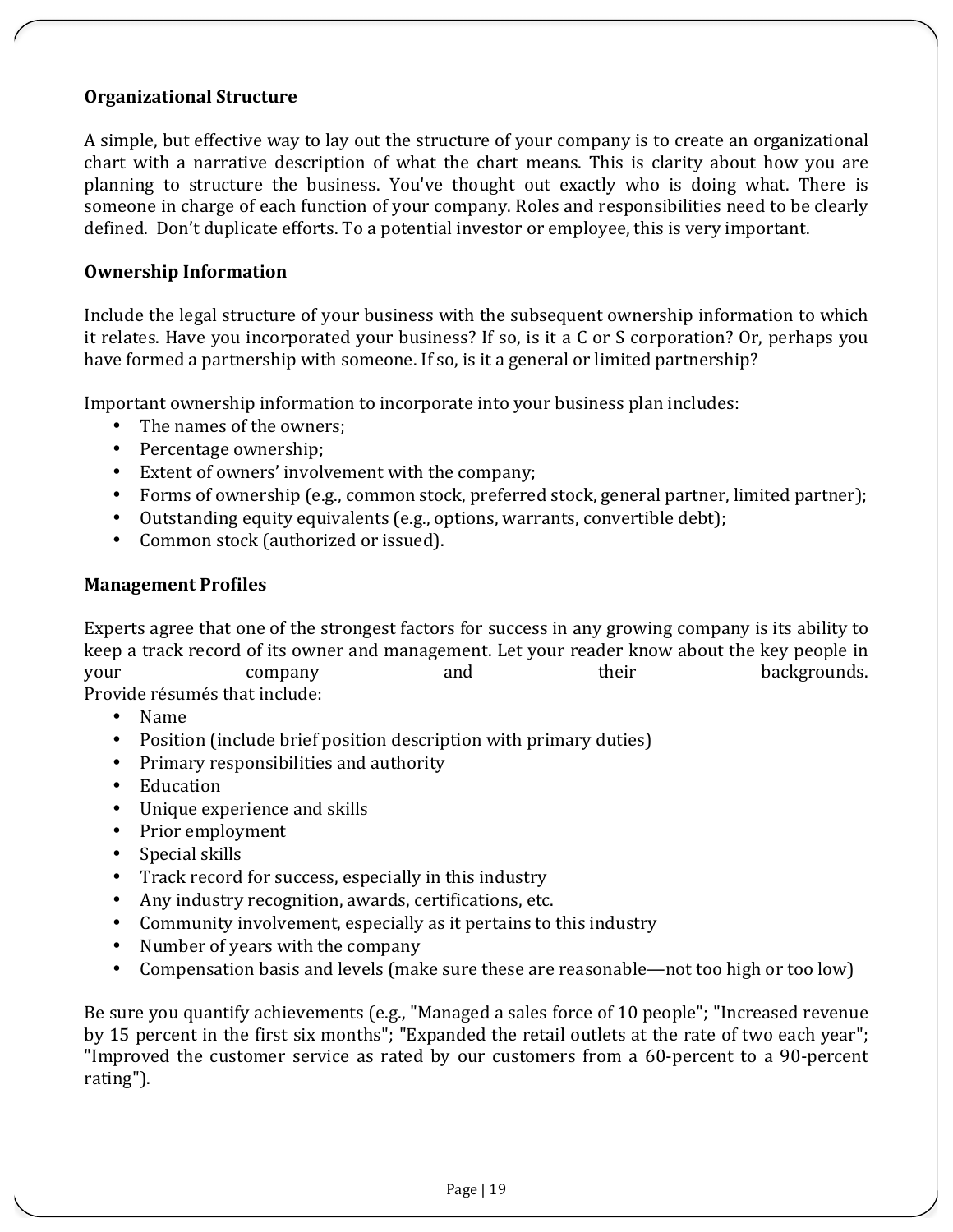**Organizational Structure**

A simple, but effective way to lay out the structure of your company is to create an organizational chart with a narrative description of what the chart means. This is clarity about how you are planning to structure the business. You've thought out exactly who is doing what. There is someone in charge of each function of your company. Roles and responsibilities need to be clearly defined. Don't duplicate efforts. To a potential investor or employee, this is very important.

**Ownership Information**

Include the legal structure of your business with the subsequent ownership information to which it relates. Have you incorporated your business? If so, is it a C or S corporation? Or, perhaps you have formed a partnership with someone. If so, is it a general or limited partnership?

Important ownership information to incorporate into your business plan includes:

- The names of the owners;
- Percentage ownership;
- Extent of owners' involvement with the company;
- Forms of ownership (e.g., common stock, preferred stock, general partner, limited partner);
- Outstanding equity equivalents (e.g., options, warrants, convertible debt);
- Common stock (authorized or issued).

**Management Profiles**

Experts agree that one of the strongest factors for success in any growing company is its ability to keep a track record of its owner and management. Let your reader know about the key people in your company and their backgrounds.
Provide résumés that include:

- Name
- Position (include brief position description with primary duties)
- Primary responsibilities and authority
- Education
- Unique experience and skills
- Prior employment
- Special skills
- Track record for success, especially in this industry
- Any industry recognition, awards, certifications, etc.
- Community involvement, especially as it pertains to this industry
- Number of years with the company
- Compensation basis and levels (make sure these are reasonable—not too high or too low)

Be sure you quantify achievements (e.g., "Managed a sales force of 10 people"; "Increased revenue by 15 percent in the first six months"; "Expanded the retail outlets at the rate of two each year"; "Improved the customer service as rated by our customers from a 60-percent to a 90-percent rating").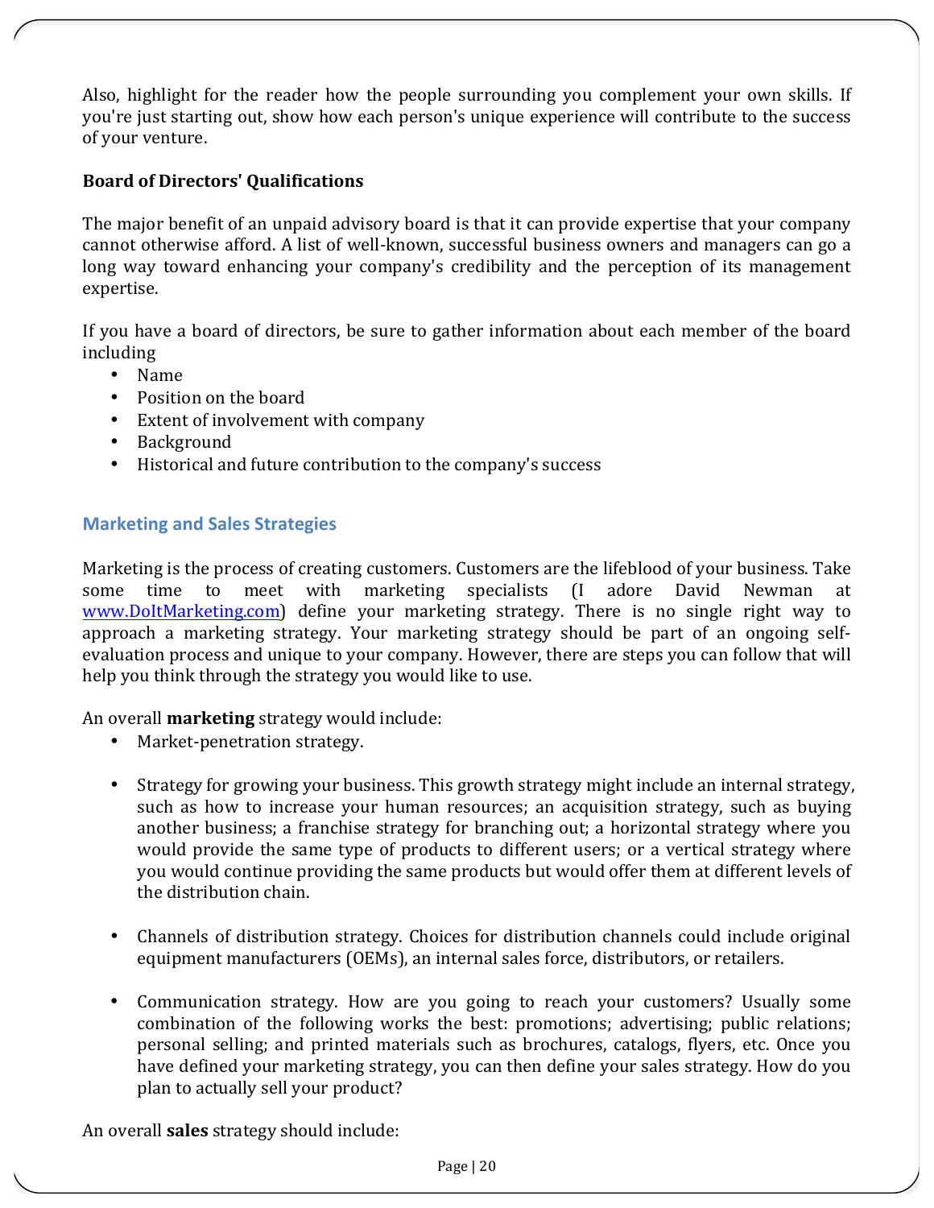Also, highlight for the reader how the people surrounding you complement your own skills. If you're just starting out, show how each person's unique experience will contribute to the success of your venture.

**Board of Directors' Qualifications**

The major benefit of an unpaid advisory board is that it can provide expertise that your company cannot otherwise afford. A list of well-known, successful business owners and managers can go a long way toward enhancing your company's credibility and the perception of its management expertise.

If you have a board of directors, be sure to gather information about each member of the board including

- Name
- Position on the board
- Extent of involvement with company
- Background
- Historical and future contribution to the company's success

## Marketing and Sales Strategies

Marketing is the process of creating customers. Customers are the lifeblood of your business. Take some time to meet with marketing specialists (I adore David Newman at [www.DoItMarketing.com](http://www.DoItMarketing.com)) define your marketing strategy. There is no single right way to approach a marketing strategy. Your marketing strategy should be part of an ongoing self-evaluation process and unique to your company. However, there are steps you can follow that will help you think through the strategy you would like to use.

An overall **marketing** strategy would include:

- Market-penetration strategy.

- Strategy for growing your business. This growth strategy might include an internal strategy, such as how to increase your human resources; an acquisition strategy, such as buying another business; a franchise strategy for branching out; a horizontal strategy where you would provide the same type of products to different users; or a vertical strategy where you would continue providing the same products but would offer them at different levels of the distribution chain.

- Channels of distribution strategy. Choices for distribution channels could include original equipment manufacturers (OEMs), an internal sales force, distributors, or retailers.

- Communication strategy. How are you going to reach your customers? Usually some combination of the following works the best: promotions; advertising; public relations; personal selling; and printed materials such as brochures, catalogs, flyers, etc. Once you have defined your marketing strategy, you can then define your sales strategy. How do you plan to actually sell your product?

An overall **sales** strategy should include: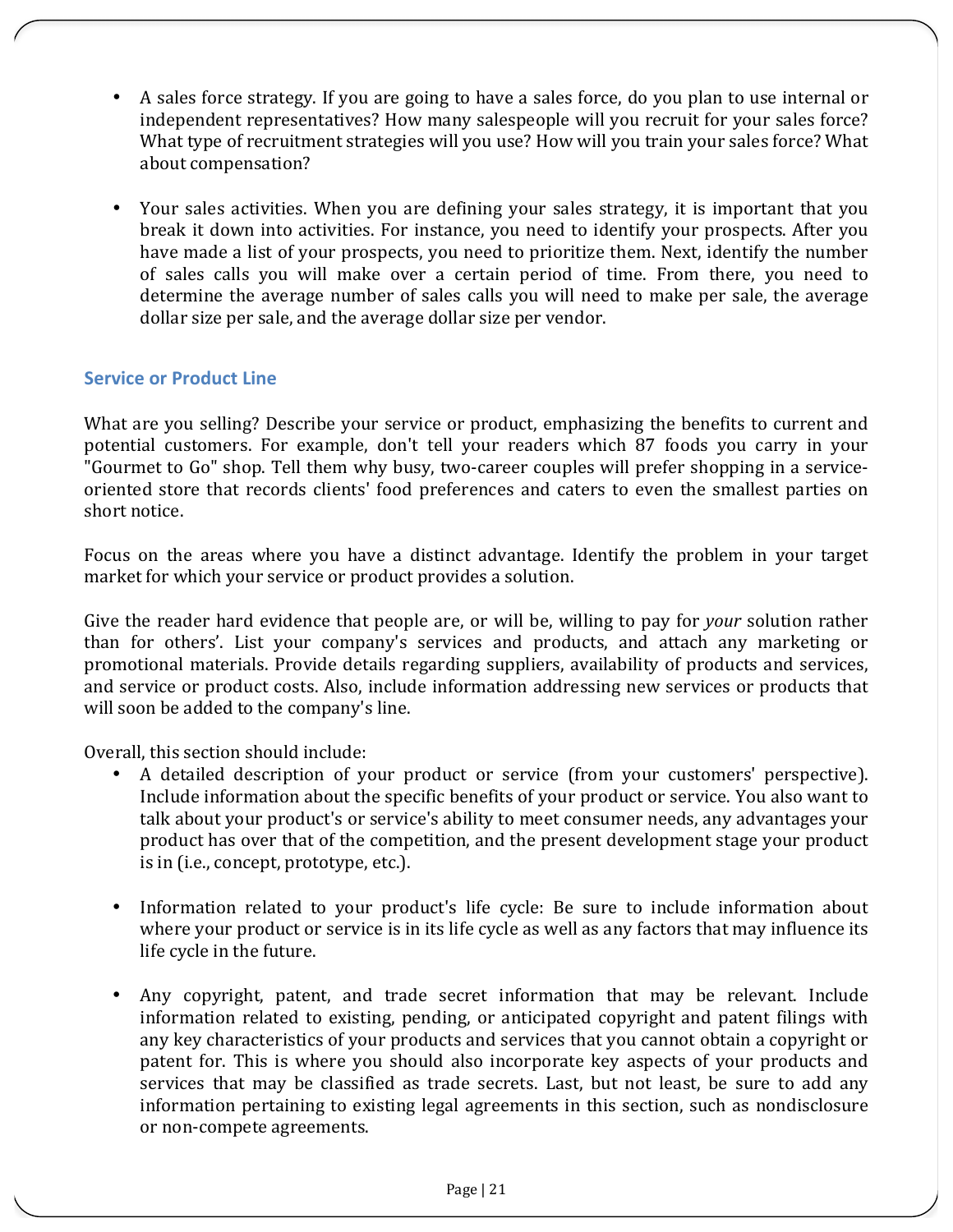- A sales force strategy. If you are going to have a sales force, do you plan to use internal or independent representatives? How many salespeople will you recruit for your sales force? What type of recruitment strategies will you use? How will you train your sales force? What about compensation?

- Your sales activities. When you are defining your sales strategy, it is important that you break it down into activities. For instance, you need to identify your prospects. After you have made a list of your prospects, you need to prioritize them. Next, identify the number of sales calls you will make over a certain period of time. From there, you need to determine the average number of sales calls you will need to make per sale, the average dollar size per sale, and the average dollar size per vendor.

### Service or Product Line

What are you selling? Describe your service or product, emphasizing the benefits to current and potential customers. For example, don't tell your readers which 87 foods you carry in your "Gourmet to Go" shop. Tell them why busy, two-career couples will prefer shopping in a service-oriented store that records clients' food preferences and caters to even the smallest parties on short notice.

Focus on the areas where you have a distinct advantage. Identify the problem in your target market for which your service or product provides a solution.

Give the reader hard evidence that people are, or will be, willing to pay for *your* solution rather than for others'. List your company's services and products, and attach any marketing or promotional materials. Provide details regarding suppliers, availability of products and services, and service or product costs. Also, include information addressing new services or products that will soon be added to the company's line.

Overall, this section should include:

- A detailed description of your product or service (from your customers' perspective). Include information about the specific benefits of your product or service. You also want to talk about your product's or service's ability to meet consumer needs, any advantages your product has over that of the competition, and the present development stage your product is in (i.e., concept, prototype, etc.).

- Information related to your product's life cycle: Be sure to include information about where your product or service is in its life cycle as well as any factors that may influence its life cycle in the future.

- Any copyright, patent, and trade secret information that may be relevant. Include information related to existing, pending, or anticipated copyright and patent filings with any key characteristics of your products and services that you cannot obtain a copyright or patent for. This is where you should also incorporate key aspects of your products and services that may be classified as trade secrets. Last, but not least, be sure to add any information pertaining to existing legal agreements in this section, such as nondisclosure or non-compete agreements.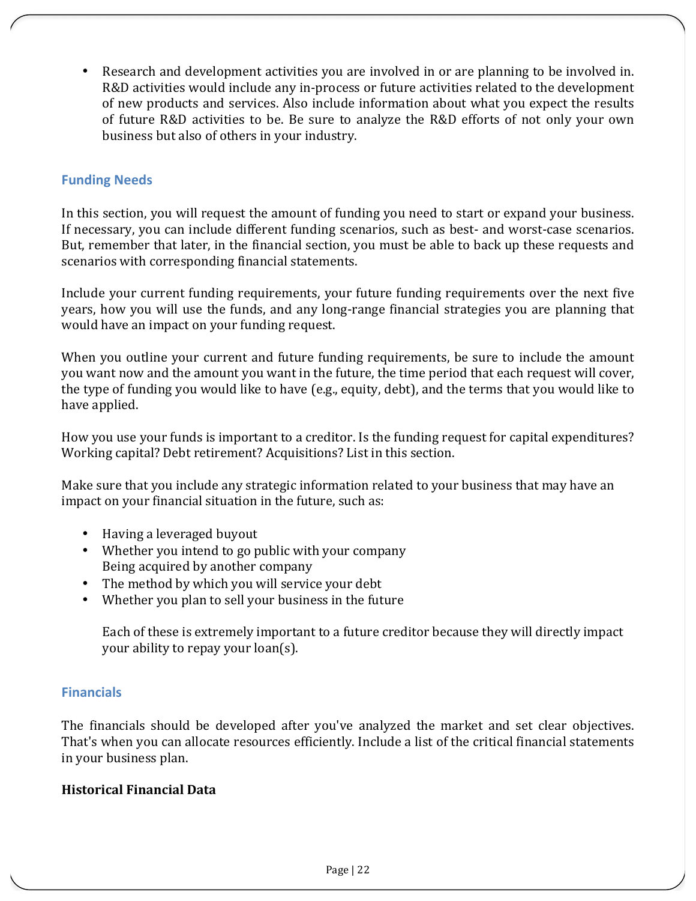- Research and development activities you are involved in or are planning to be involved in. R&D activities would include any in-process or future activities related to the development of new products and services. Also include information about what you expect the results of future R&D activities to be. Be sure to analyze the R&D efforts of not only your own business but also of others in your industry.

## Funding Needs

In this section, you will request the amount of funding you need to start or expand your business. If necessary, you can include different funding scenarios, such as best- and worst-case scenarios. But, remember that later, in the financial section, you must be able to back up these requests and scenarios with corresponding financial statements.

Include your current funding requirements, your future funding requirements over the next five years, how you will use the funds, and any long-range financial strategies you are planning that would have an impact on your funding request.

When you outline your current and future funding requirements, be sure to include the amount you want now and the amount you want in the future, the time period that each request will cover, the type of funding you would like to have (e.g., equity, debt), and the terms that you would like to have applied.

How you use your funds is important to a creditor. Is the funding request for capital expenditures? Working capital? Debt retirement? Acquisitions? List in this section.

Make sure that you include any strategic information related to your business that may have an impact on your financial situation in the future, such as:

- Having a leveraged buyout
- Whether you intend to go public with your company
  Being acquired by another company
- The method by which you will service your debt
- Whether you plan to sell your business in the future

  Each of these is extremely important to a future creditor because they will directly impact your ability to repay your loan(s).

## Financials

The financials should be developed after you've analyzed the market and set clear objectives. That's when you can allocate resources efficiently. Include a list of the critical financial statements in your business plan.

**Historical Financial Data**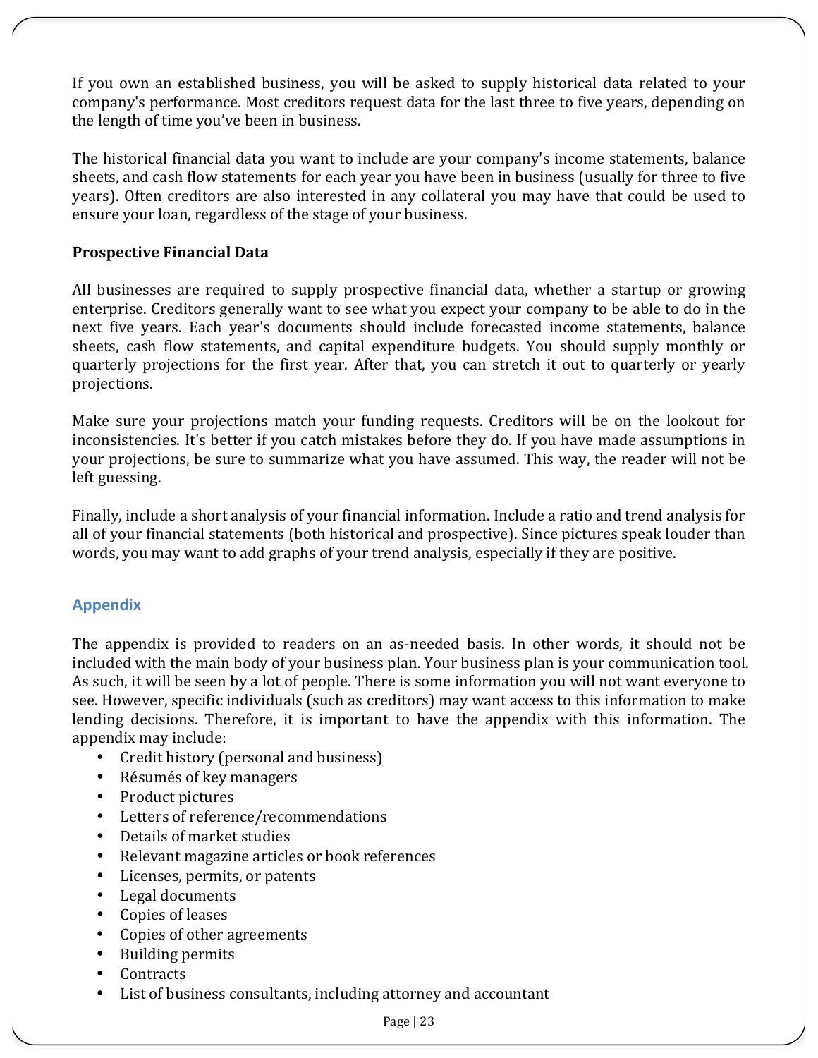If you own an established business, you will be asked to supply historical data related to your company's performance. Most creditors request data for the last three to five years, depending on the length of time you've been in business.

The historical financial data you want to include are your company's income statements, balance sheets, and cash flow statements for each year you have been in business (usually for three to five years). Often creditors are also interested in any collateral you may have that could be used to ensure your loan, regardless of the stage of your business.

**Prospective Financial Data**

All businesses are required to supply prospective financial data, whether a startup or growing enterprise. Creditors generally want to see what you expect your company to be able to do in the next five years. Each year's documents should include forecasted income statements, balance sheets, cash flow statements, and capital expenditure budgets. You should supply monthly or quarterly projections for the first year. After that, you can stretch it out to quarterly or yearly projections.

Make sure your projections match your funding requests. Creditors will be on the lookout for inconsistencies. It's better if you catch mistakes before they do. If you have made assumptions in your projections, be sure to summarize what you have assumed. This way, the reader will not be left guessing.

Finally, include a short analysis of your financial information. Include a ratio and trend analysis for all of your financial statements (both historical and prospective). Since pictures speak louder than words, you may want to add graphs of your trend analysis, especially if they are positive.

## Appendix

The appendix is provided to readers on an as-needed basis. In other words, it should not be included with the main body of your business plan. Your business plan is your communication tool. As such, it will be seen by a lot of people. There is some information you will not want everyone to see. However, specific individuals (such as creditors) may want access to this information to make lending decisions. Therefore, it is important to have the appendix with this information. The appendix may include:

- Credit history (personal and business)
- Résumés of key managers
- Product pictures
- Letters of reference/recommendations
- Details of market studies
- Relevant magazine articles or book references
- Licenses, permits, or patents
- Legal documents
- Copies of leases
- Copies of other agreements
- Building permits
- Contracts
- List of business consultants, including attorney and accountant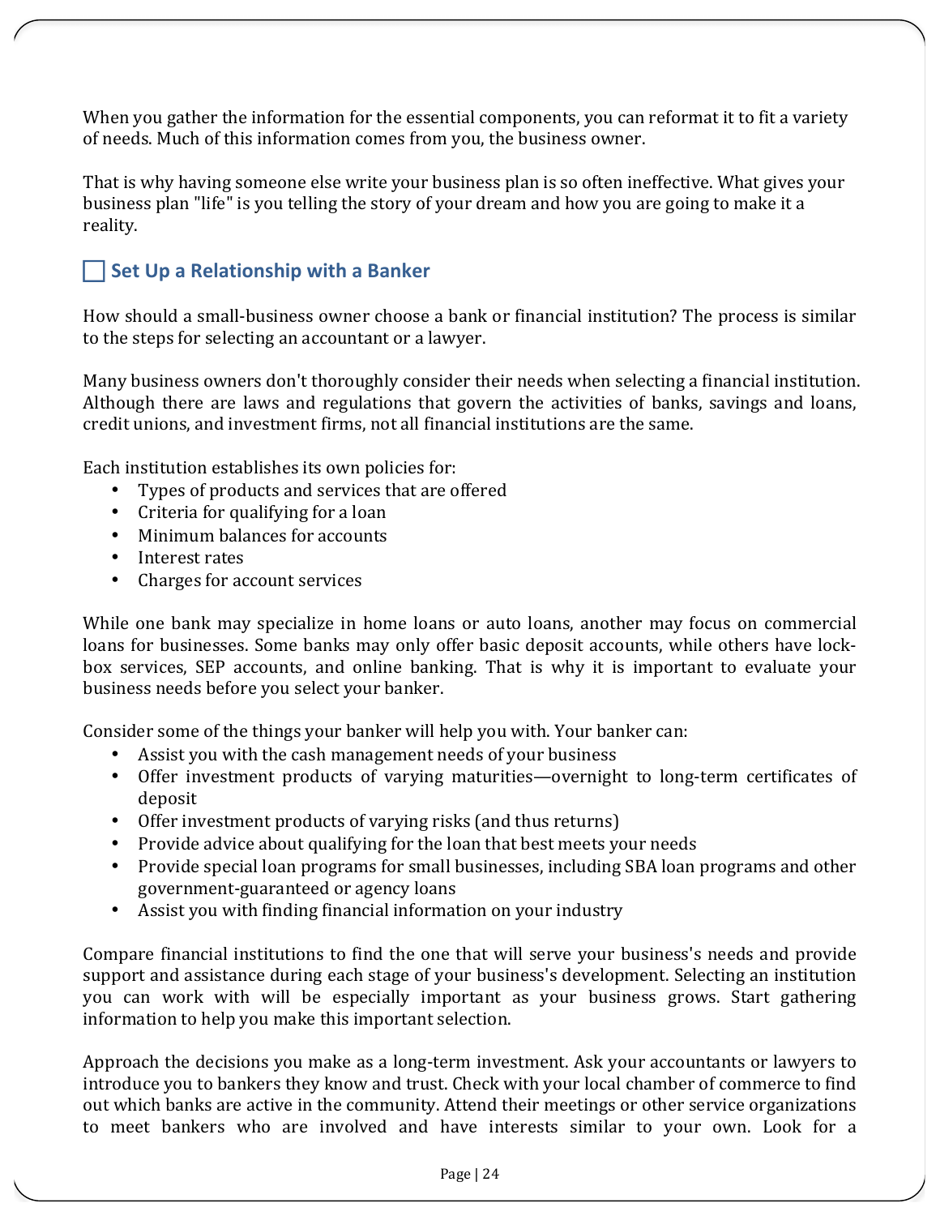When you gather the information for the essential components, you can reformat it to fit a variety of needs. Much of this information comes from you, the business owner.

That is why having someone else write your business plan is so often ineffective. What gives your business plan "life" is you telling the story of your dream and how you are going to make it a reality.

## ☐ Set Up a Relationship with a Banker

How should a small-business owner choose a bank or financial institution? The process is similar to the steps for selecting an accountant or a lawyer.

Many business owners don't thoroughly consider their needs when selecting a financial institution. Although there are laws and regulations that govern the activities of banks, savings and loans, credit unions, and investment firms, not all financial institutions are the same.

Each institution establishes its own policies for:

- Types of products and services that are offered
- Criteria for qualifying for a loan
- Minimum balances for accounts
- Interest rates
- Charges for account services

While one bank may specialize in home loans or auto loans, another may focus on commercial loans for businesses. Some banks may only offer basic deposit accounts, while others have lock-box services, SEP accounts, and online banking. That is why it is important to evaluate your business needs before you select your banker.

Consider some of the things your banker will help you with. Your banker can:

- Assist you with the cash management needs of your business
- Offer investment products of varying maturities—overnight to long-term certificates of deposit
- Offer investment products of varying risks (and thus returns)
- Provide advice about qualifying for the loan that best meets your needs
- Provide special loan programs for small businesses, including SBA loan programs and other government-guaranteed or agency loans
- Assist you with finding financial information on your industry

Compare financial institutions to find the one that will serve your business's needs and provide support and assistance during each stage of your business's development. Selecting an institution you can work with will be especially important as your business grows. Start gathering information to help you make this important selection.

Approach the decisions you make as a long-term investment. Ask your accountants or lawyers to introduce you to bankers they know and trust. Check with your local chamber of commerce to find out which banks are active in the community. Attend their meetings or other service organizations to meet bankers who are involved and have interests similar to your own. Look for a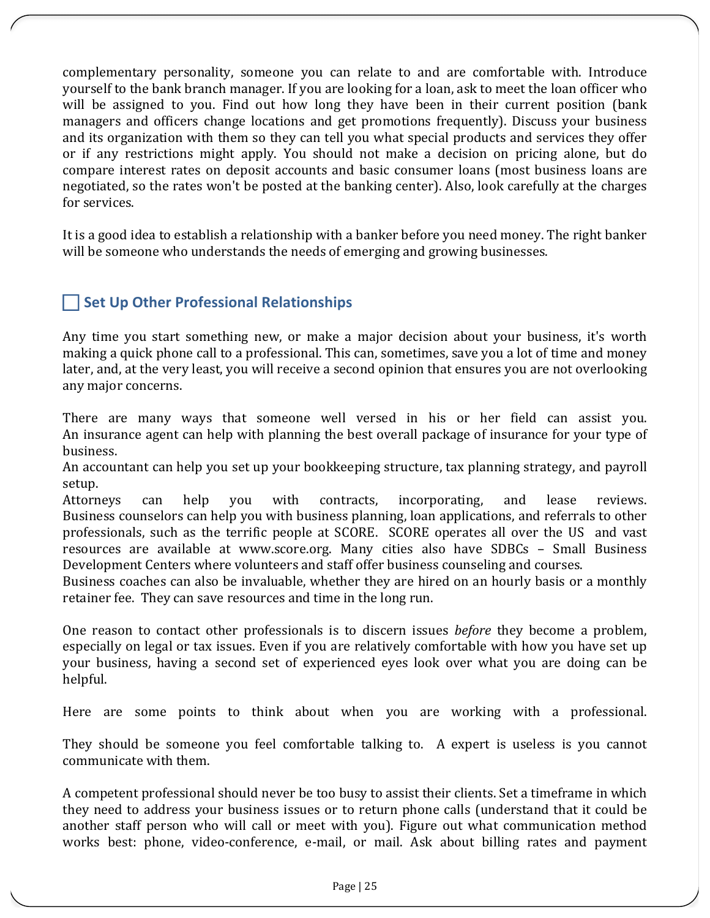complementary personality, someone you can relate to and are comfortable with. Introduce yourself to the bank branch manager. If you are looking for a loan, ask to meet the loan officer who will be assigned to you. Find out how long they have been in their current position (bank managers and officers change locations and get promotions frequently). Discuss your business and its organization with them so they can tell you what special products and services they offer or if any restrictions might apply. You should not make a decision on pricing alone, but do compare interest rates on deposit accounts and basic consumer loans (most business loans are negotiated, so the rates won't be posted at the banking center). Also, look carefully at the charges for services.

It is a good idea to establish a relationship with a banker before you need money. The right banker will be someone who understands the needs of emerging and growing businesses.

## ☐ Set Up Other Professional Relationships

Any time you start something new, or make a major decision about your business, it's worth making a quick phone call to a professional. This can, sometimes, save you a lot of time and money later, and, at the very least, you will receive a second opinion that ensures you are not overlooking any major concerns.

There are many ways that someone well versed in his or her field can assist you. An insurance agent can help with planning the best overall package of insurance for your type of business.
An accountant can help you set up your bookkeeping structure, tax planning strategy, and payroll setup.
Attorneys can help you with contracts, incorporating, and lease reviews. Business counselors can help you with business planning, loan applications, and referrals to other professionals, such as the terrific people at SCORE. SCORE operates all over the US and vast resources are available at www.score.org. Many cities also have SDBCs – Small Business Development Centers where volunteers and staff offer business counseling and courses.
Business coaches can also be invaluable, whether they are hired on an hourly basis or a monthly retainer fee. They can save resources and time in the long run.

One reason to contact other professionals is to discern issues *before* they become a problem, especially on legal or tax issues. Even if you are relatively comfortable with how you have set up your business, having a second set of experienced eyes look over what you are doing can be helpful.

Here are some points to think about when you are working with a professional.

They should be someone you feel comfortable talking to. A expert is useless is you cannot communicate with them.

A competent professional should never be too busy to assist their clients. Set a timeframe in which they need to address your business issues or to return phone calls (understand that it could be another staff person who will call or meet with you). Figure out what communication method works best: phone, video-conference, e-mail, or mail. Ask about billing rates and payment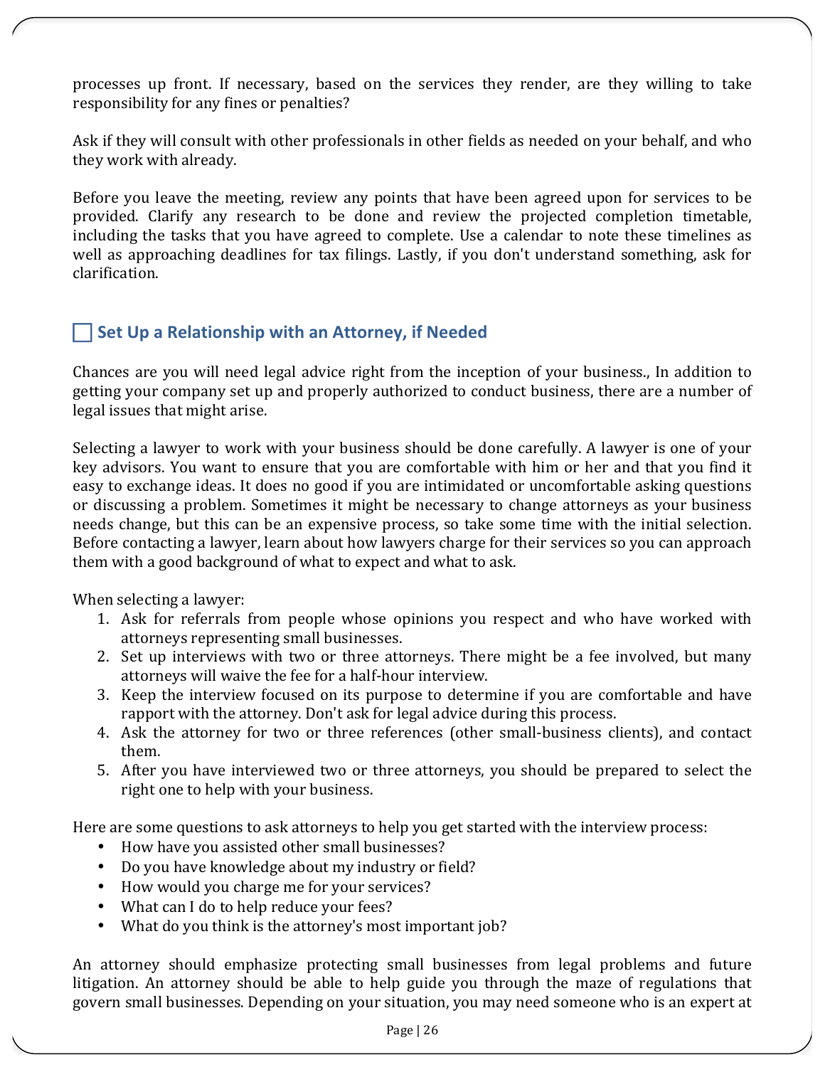processes up front. If necessary, based on the services they render, are they willing to take responsibility for any fines or penalties?

Ask if they will consult with other professionals in other fields as needed on your behalf, and who they work with already.

Before you leave the meeting, review any points that have been agreed upon for services to be provided. Clarify any research to be done and review the projected completion timetable, including the tasks that you have agreed to complete. Use a calendar to note these timelines as well as approaching deadlines for tax filings. Lastly, if you don't understand something, ask for clarification.

## ☐ Set Up a Relationship with an Attorney, if Needed

Chances are you will need legal advice right from the inception of your business., In addition to getting your company set up and properly authorized to conduct business, there are a number of legal issues that might arise.

Selecting a lawyer to work with your business should be done carefully. A lawyer is one of your key advisors. You want to ensure that you are comfortable with him or her and that you find it easy to exchange ideas. It does no good if you are intimidated or uncomfortable asking questions or discussing a problem. Sometimes it might be necessary to change attorneys as your business needs change, but this can be an expensive process, so take some time with the initial selection. Before contacting a lawyer, learn about how lawyers charge for their services so you can approach them with a good background of what to expect and what to ask.

When selecting a lawyer:

1. Ask for referrals from people whose opinions you respect and who have worked with attorneys representing small businesses.
2. Set up interviews with two or three attorneys. There might be a fee involved, but many attorneys will waive the fee for a half-hour interview.
3. Keep the interview focused on its purpose to determine if you are comfortable and have rapport with the attorney. Don't ask for legal advice during this process.
4. Ask the attorney for two or three references (other small-business clients), and contact them.
5. After you have interviewed two or three attorneys, you should be prepared to select the right one to help with your business.

Here are some questions to ask attorneys to help you get started with the interview process:

- How have you assisted other small businesses?
- Do you have knowledge about my industry or field?
- How would you charge me for your services?
- What can I do to help reduce your fees?
- What do you think is the attorney's most important job?

An attorney should emphasize protecting small businesses from legal problems and future litigation. An attorney should be able to help guide you through the maze of regulations that govern small businesses. Depending on your situation, you may need someone who is an expert at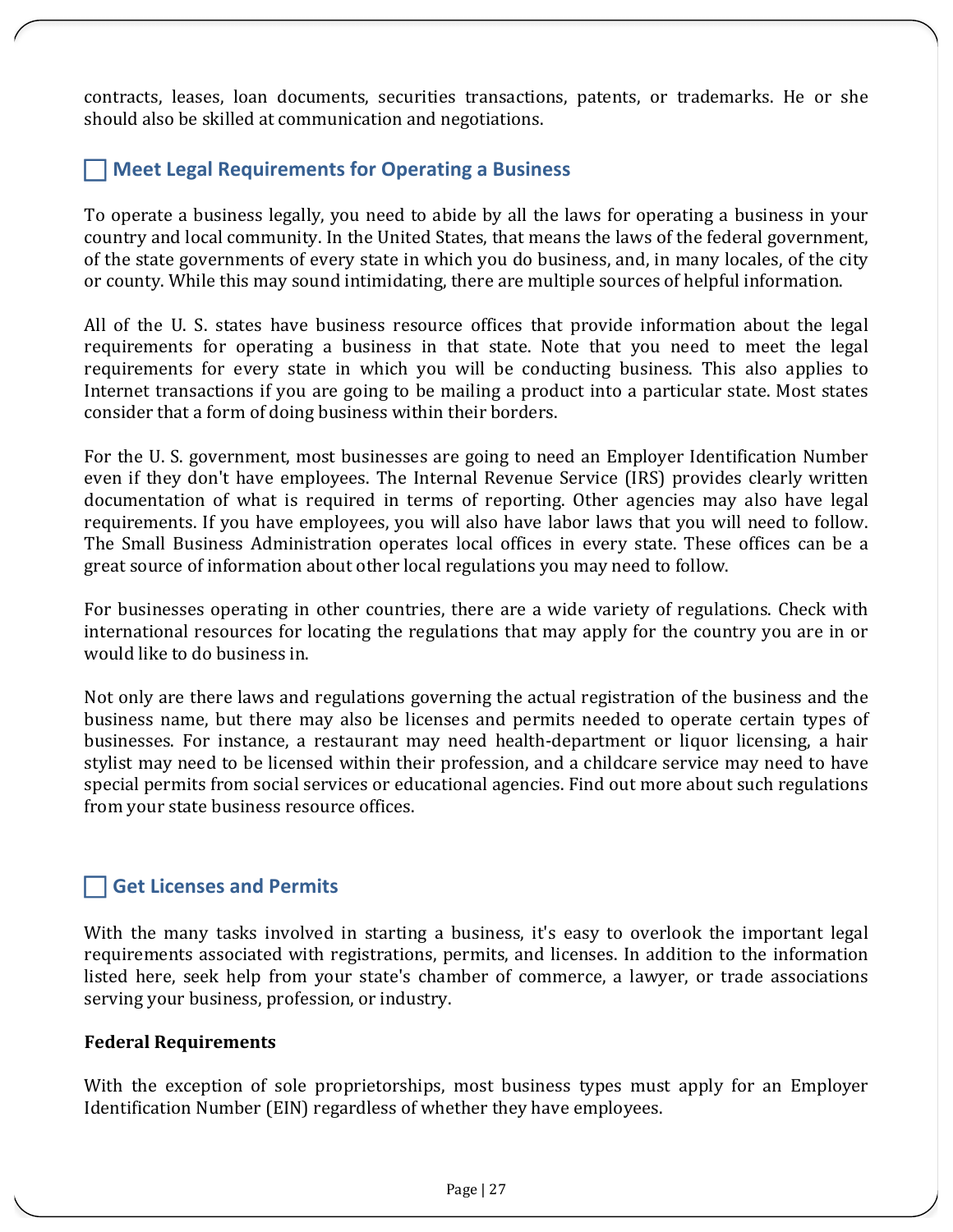contracts, leases, loan documents, securities transactions, patents, or trademarks. He or she should also be skilled at communication and negotiations.

## ☐ Meet Legal Requirements for Operating a Business

To operate a business legally, you need to abide by all the laws for operating a business in your country and local community. In the United States, that means the laws of the federal government, of the state governments of every state in which you do business, and, in many locales, of the city or county. While this may sound intimidating, there are multiple sources of helpful information.

All of the U. S. states have business resource offices that provide information about the legal requirements for operating a business in that state. Note that you need to meet the legal requirements for every state in which you will be conducting business. This also applies to Internet transactions if you are going to be mailing a product into a particular state. Most states consider that a form of doing business within their borders.

For the U. S. government, most businesses are going to need an Employer Identification Number even if they don't have employees. The Internal Revenue Service (IRS) provides clearly written documentation of what is required in terms of reporting. Other agencies may also have legal requirements. If you have employees, you will also have labor laws that you will need to follow. The Small Business Administration operates local offices in every state. These offices can be a great source of information about other local regulations you may need to follow.

For businesses operating in other countries, there are a wide variety of regulations. Check with international resources for locating the regulations that may apply for the country you are in or would like to do business in.

Not only are there laws and regulations governing the actual registration of the business and the business name, but there may also be licenses and permits needed to operate certain types of businesses. For instance, a restaurant may need health-department or liquor licensing, a hair stylist may need to be licensed within their profession, and a childcare service may need to have special permits from social services or educational agencies. Find out more about such regulations from your state business resource offices.

## ☐ Get Licenses and Permits

With the many tasks involved in starting a business, it's easy to overlook the important legal requirements associated with registrations, permits, and licenses. In addition to the information listed here, seek help from your state's chamber of commerce, a lawyer, or trade associations serving your business, profession, or industry.

**Federal Requirements**

With the exception of sole proprietorships, most business types must apply for an Employer Identification Number (EIN) regardless of whether they have employees.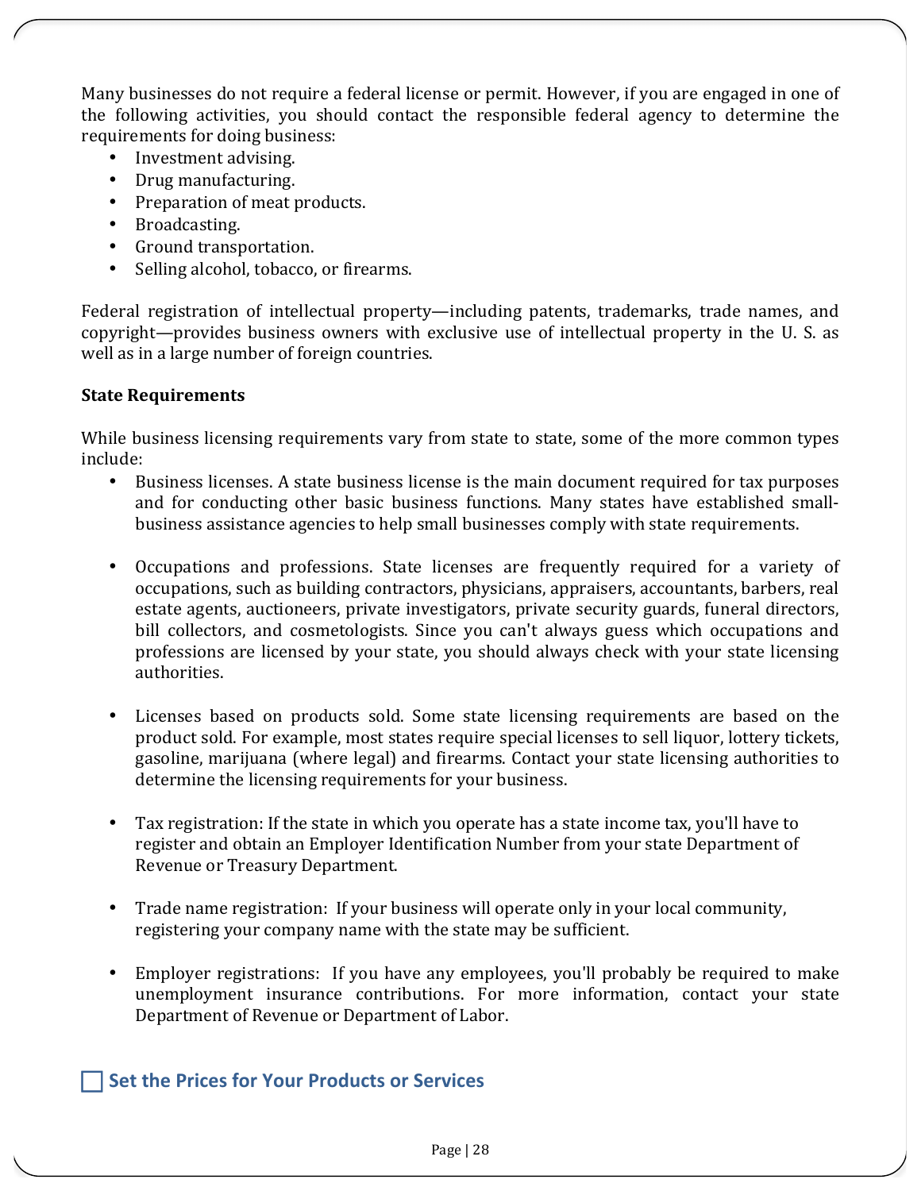Many businesses do not require a federal license or permit. However, if you are engaged in one of the following activities, you should contact the responsible federal agency to determine the requirements for doing business:

- Investment advising.
- Drug manufacturing.
- Preparation of meat products.
- Broadcasting.
- Ground transportation.
- Selling alcohol, tobacco, or firearms.

Federal registration of intellectual property—including patents, trademarks, trade names, and copyright—provides business owners with exclusive use of intellectual property in the U. S. as well as in a large number of foreign countries.

**State Requirements**

While business licensing requirements vary from state to state, some of the more common types include:

- Business licenses. A state business license is the main document required for tax purposes and for conducting other basic business functions. Many states have established small-business assistance agencies to help small businesses comply with state requirements.

- Occupations and professions. State licenses are frequently required for a variety of occupations, such as building contractors, physicians, appraisers, accountants, barbers, real estate agents, auctioneers, private investigators, private security guards, funeral directors, bill collectors, and cosmetologists. Since you can't always guess which occupations and professions are licensed by your state, you should always check with your state licensing authorities.

- Licenses based on products sold. Some state licensing requirements are based on the product sold. For example, most states require special licenses to sell liquor, lottery tickets, gasoline, marijuana (where legal) and firearms. Contact your state licensing authorities to determine the licensing requirements for your business.

- Tax registration: If the state in which you operate has a state income tax, you'll have to register and obtain an Employer Identification Number from your state Department of Revenue or Treasury Department.

- Trade name registration: If your business will operate only in your local community, registering your company name with the state may be sufficient.

- Employer registrations: If you have any employees, you'll probably be required to make unemployment insurance contributions. For more information, contact your state Department of Revenue or Department of Labor.

## ☐ Set the Prices for Your Products or Services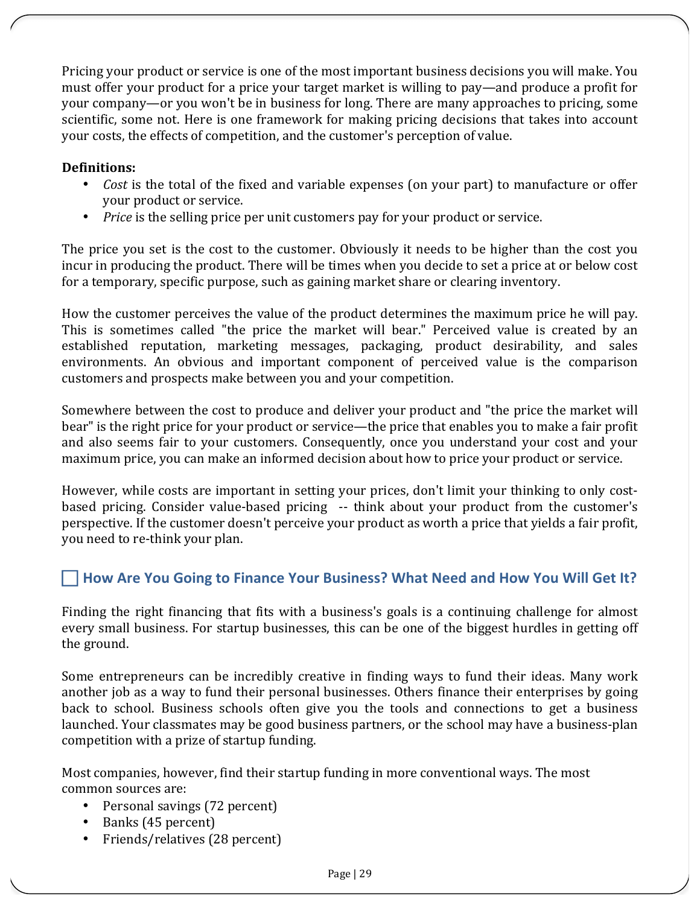Pricing your product or service is one of the most important business decisions you will make. You must offer your product for a price your target market is willing to pay—and produce a profit for your company—or you won't be in business for long. There are many approaches to pricing, some scientific, some not. Here is one framework for making pricing decisions that takes into account your costs, the effects of competition, and the customer's perception of value.

**Definitions:**

- *Cost* is the total of the fixed and variable expenses (on your part) to manufacture or offer your product or service.
- *Price* is the selling price per unit customers pay for your product or service.

The price you set is the cost to the customer. Obviously it needs to be higher than the cost you incur in producing the product. There will be times when you decide to set a price at or below cost for a temporary, specific purpose, such as gaining market share or clearing inventory.

How the customer perceives the value of the product determines the maximum price he will pay. This is sometimes called "the price the market will bear." Perceived value is created by an established reputation, marketing messages, packaging, product desirability, and sales environments. An obvious and important component of perceived value is the comparison customers and prospects make between you and your competition.

Somewhere between the cost to produce and deliver your product and "the price the market will bear" is the right price for your product or service—the price that enables you to make a fair profit and also seems fair to your customers. Consequently, once you understand your cost and your maximum price, you can make an informed decision about how to price your product or service.

However, while costs are important in setting your prices, don't limit your thinking to only cost-based pricing. Consider value-based pricing -- think about your product from the customer's perspective. If the customer doesn't perceive your product as worth a price that yields a fair profit, you need to re-think your plan.

## ☐ How Are You Going to Finance Your Business? What Need and How You Will Get It?

Finding the right financing that fits with a business's goals is a continuing challenge for almost every small business. For startup businesses, this can be one of the biggest hurdles in getting off the ground.

Some entrepreneurs can be incredibly creative in finding ways to fund their ideas. Many work another job as a way to fund their personal businesses. Others finance their enterprises by going back to school. Business schools often give you the tools and connections to get a business launched. Your classmates may be good business partners, or the school may have a business-plan competition with a prize of startup funding.

Most companies, however, find their startup funding in more conventional ways. The most common sources are:

- Personal savings (72 percent)
- Banks (45 percent)
- Friends/relatives (28 percent)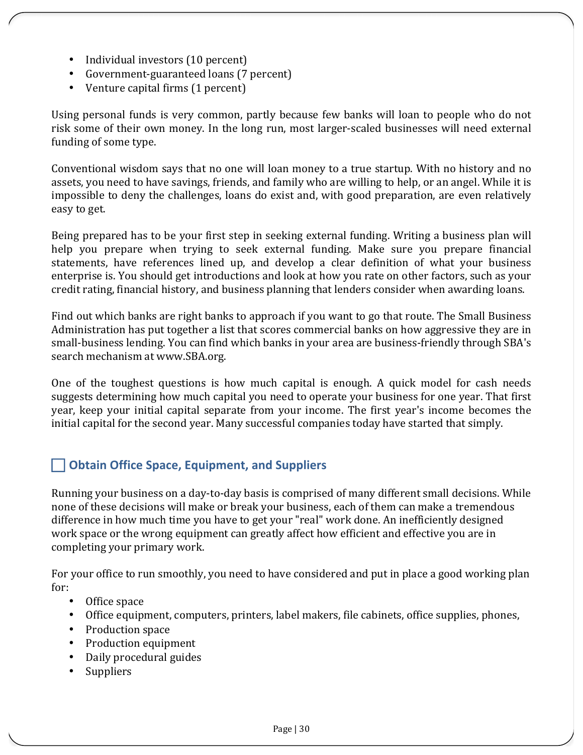- Individual investors (10 percent)
- Government-guaranteed loans (7 percent)
- Venture capital firms (1 percent)

Using personal funds is very common, partly because few banks will loan to people who do not risk some of their own money. In the long run, most larger-scaled businesses will need external funding of some type.

Conventional wisdom says that no one will loan money to a true startup. With no history and no assets, you need to have savings, friends, and family who are willing to help, or an angel. While it is impossible to deny the challenges, loans do exist and, with good preparation, are even relatively easy to get.

Being prepared has to be your first step in seeking external funding. Writing a business plan will help you prepare when trying to seek external funding. Make sure you prepare financial statements, have references lined up, and develop a clear definition of what your business enterprise is. You should get introductions and look at how you rate on other factors, such as your credit rating, financial history, and business planning that lenders consider when awarding loans.

Find out which banks are right banks to approach if you want to go that route. The Small Business Administration has put together a list that scores commercial banks on how aggressive they are in small-business lending. You can find which banks in your area are business-friendly through SBA's search mechanism at www.SBA.org.

One of the toughest questions is how much capital is enough. A quick model for cash needs suggests determining how much capital you need to operate your business for one year. That first year, keep your initial capital separate from your income. The first year's income becomes the initial capital for the second year. Many successful companies today have started that simply.

## ☐ Obtain Office Space, Equipment, and Suppliers

Running your business on a day-to-day basis is comprised of many different small decisions. While none of these decisions will make or break your business, each of them can make a tremendous difference in how much time you have to get your "real" work done. An inefficiently designed work space or the wrong equipment can greatly affect how efficient and effective you are in completing your primary work.

For your office to run smoothly, you need to have considered and put in place a good working plan for:

- Office space
- Office equipment, computers, printers, label makers, file cabinets, office supplies, phones,
- Production space
- Production equipment
- Daily procedural guides
- Suppliers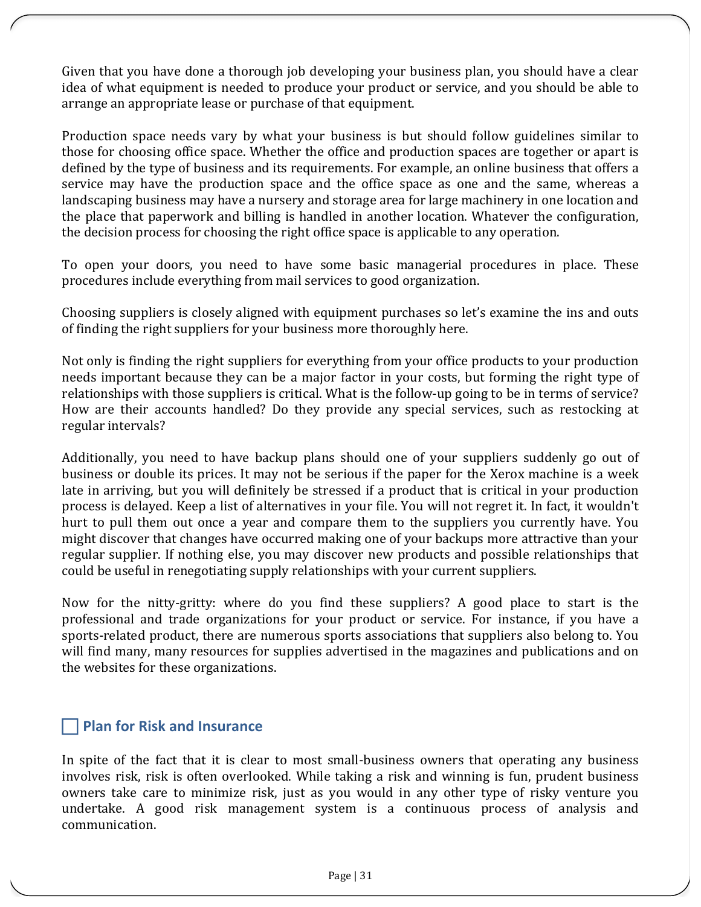Given that you have done a thorough job developing your business plan, you should have a clear idea of what equipment is needed to produce your product or service, and you should be able to arrange an appropriate lease or purchase of that equipment.

Production space needs vary by what your business is but should follow guidelines similar to those for choosing office space. Whether the office and production spaces are together or apart is defined by the type of business and its requirements. For example, an online business that offers a service may have the production space and the office space as one and the same, whereas a landscaping business may have a nursery and storage area for large machinery in one location and the place that paperwork and billing is handled in another location. Whatever the configuration, the decision process for choosing the right office space is applicable to any operation.

To open your doors, you need to have some basic managerial procedures in place. These procedures include everything from mail services to good organization.

Choosing suppliers is closely aligned with equipment purchases so let's examine the ins and outs of finding the right suppliers for your business more thoroughly here.

Not only is finding the right suppliers for everything from your office products to your production needs important because they can be a major factor in your costs, but forming the right type of relationships with those suppliers is critical. What is the follow-up going to be in terms of service? How are their accounts handled? Do they provide any special services, such as restocking at regular intervals?

Additionally, you need to have backup plans should one of your suppliers suddenly go out of business or double its prices. It may not be serious if the paper for the Xerox machine is a week late in arriving, but you will definitely be stressed if a product that is critical in your production process is delayed. Keep a list of alternatives in your file. You will not regret it. In fact, it wouldn't hurt to pull them out once a year and compare them to the suppliers you currently have. You might discover that changes have occurred making one of your backups more attractive than your regular supplier. If nothing else, you may discover new products and possible relationships that could be useful in renegotiating supply relationships with your current suppliers.

Now for the nitty-gritty: where do you find these suppliers? A good place to start is the professional and trade organizations for your product or service. For instance, if you have a sports-related product, there are numerous sports associations that suppliers also belong to. You will find many, many resources for supplies advertised in the magazines and publications and on the websites for these organizations.

## ☐ Plan for Risk and Insurance

In spite of the fact that it is clear to most small-business owners that operating any business involves risk, risk is often overlooked. While taking a risk and winning is fun, prudent business owners take care to minimize risk, just as you would in any other type of risky venture you undertake. A good risk management system is a continuous process of analysis and communication.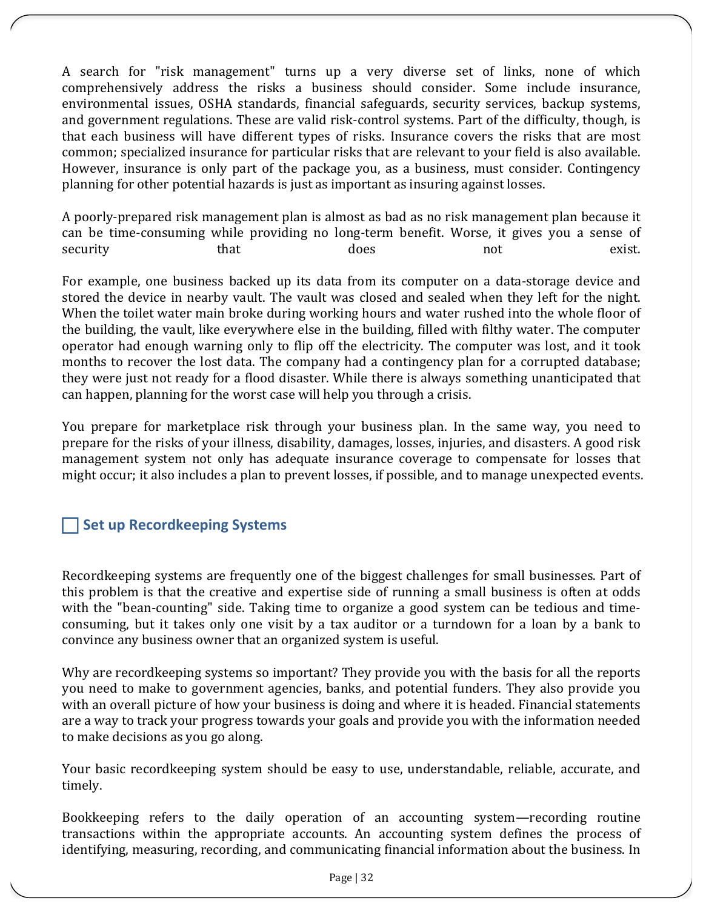A search for "risk management" turns up a very diverse set of links, none of which comprehensively address the risks a business should consider. Some include insurance, environmental issues, OSHA standards, financial safeguards, security services, backup systems, and government regulations. These are valid risk-control systems. Part of the difficulty, though, is that each business will have different types of risks. Insurance covers the risks that are most common; specialized insurance for particular risks that are relevant to your field is also available. However, insurance is only part of the package you, as a business, must consider. Contingency planning for other potential hazards is just as important as insuring against losses.

A poorly-prepared risk management plan is almost as bad as no risk management plan because it can be time-consuming while providing no long-term benefit. Worse, it gives you a sense of security that does not exist.

For example, one business backed up its data from its computer on a data-storage device and stored the device in nearby vault. The vault was closed and sealed when they left for the night. When the toilet water main broke during working hours and water rushed into the whole floor of the building, the vault, like everywhere else in the building, filled with filthy water. The computer operator had enough warning only to flip off the electricity. The computer was lost, and it took months to recover the lost data. The company had a contingency plan for a corrupted database; they were just not ready for a flood disaster. While there is always something unanticipated that can happen, planning for the worst case will help you through a crisis.

You prepare for marketplace risk through your business plan. In the same way, you need to prepare for the risks of your illness, disability, damages, losses, injuries, and disasters. A good risk management system not only has adequate insurance coverage to compensate for losses that might occur; it also includes a plan to prevent losses, if possible, and to manage unexpected events.

## ☐ Set up Recordkeeping Systems

Recordkeeping systems are frequently one of the biggest challenges for small businesses. Part of this problem is that the creative and expertise side of running a small business is often at odds with the "bean-counting" side. Taking time to organize a good system can be tedious and time-consuming, but it takes only one visit by a tax auditor or a turndown for a loan by a bank to convince any business owner that an organized system is useful.

Why are recordkeeping systems so important? They provide you with the basis for all the reports you need to make to government agencies, banks, and potential funders. They also provide you with an overall picture of how your business is doing and where it is headed. Financial statements are a way to track your progress towards your goals and provide you with the information needed to make decisions as you go along.

Your basic recordkeeping system should be easy to use, understandable, reliable, accurate, and timely.

Bookkeeping refers to the daily operation of an accounting system—recording routine transactions within the appropriate accounts. An accounting system defines the process of identifying, measuring, recording, and communicating financial information about the business. In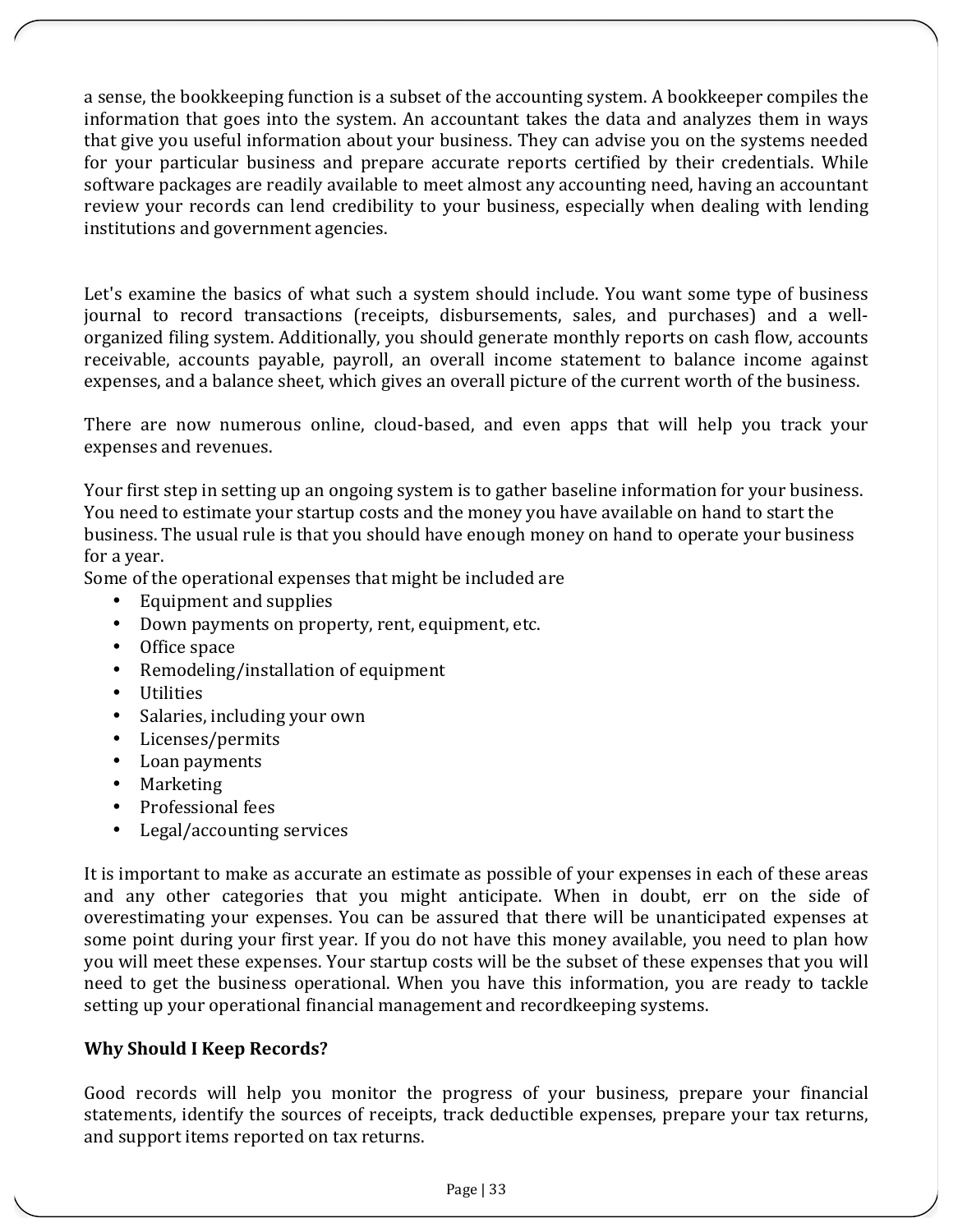a sense, the bookkeeping function is a subset of the accounting system. A bookkeeper compiles the information that goes into the system. An accountant takes the data and analyzes them in ways that give you useful information about your business. They can advise you on the systems needed for your particular business and prepare accurate reports certified by their credentials. While software packages are readily available to meet almost any accounting need, having an accountant review your records can lend credibility to your business, especially when dealing with lending institutions and government agencies.

Let's examine the basics of what such a system should include. You want some type of business journal to record transactions (receipts, disbursements, sales, and purchases) and a well-organized filing system. Additionally, you should generate monthly reports on cash flow, accounts receivable, accounts payable, payroll, an overall income statement to balance income against expenses, and a balance sheet, which gives an overall picture of the current worth of the business.

There are now numerous online, cloud-based, and even apps that will help you track your expenses and revenues.

Your first step in setting up an ongoing system is to gather baseline information for your business. You need to estimate your startup costs and the money you have available on hand to start the business. The usual rule is that you should have enough money on hand to operate your business for a year.

Some of the operational expenses that might be included are

- Equipment and supplies
- Down payments on property, rent, equipment, etc.
- Office space
- Remodeling/installation of equipment
- Utilities
- Salaries, including your own
- Licenses/permits
- Loan payments
- Marketing
- Professional fees
- Legal/accounting services

It is important to make as accurate an estimate as possible of your expenses in each of these areas and any other categories that you might anticipate. When in doubt, err on the side of overestimating your expenses. You can be assured that there will be unanticipated expenses at some point during your first year. If you do not have this money available, you need to plan how you will meet these expenses. Your startup costs will be the subset of these expenses that you will need to get the business operational. When you have this information, you are ready to tackle setting up your operational financial management and recordkeeping systems.

**Why Should I Keep Records?**

Good records will help you monitor the progress of your business, prepare your financial statements, identify the sources of receipts, track deductible expenses, prepare your tax returns, and support items reported on tax returns.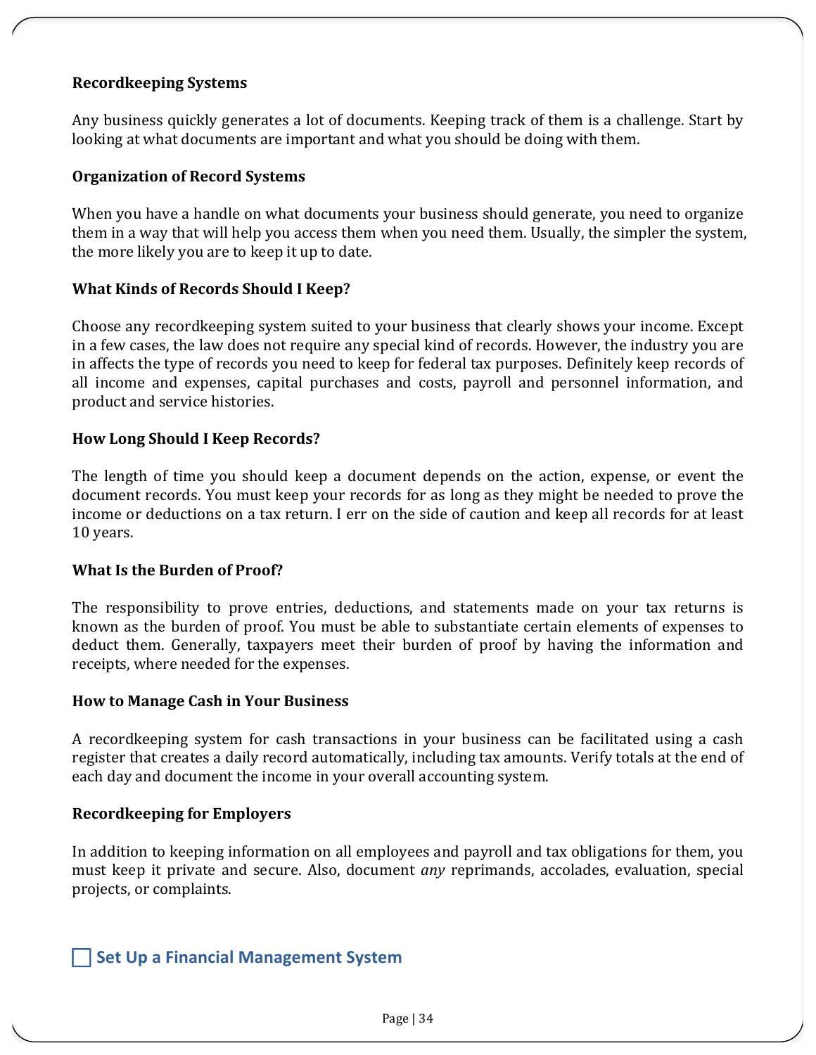### Recordkeeping Systems

Any business quickly generates a lot of documents. Keeping track of them is a challenge. Start by looking at what documents are important and what you should be doing with them.

### Organization of Record Systems

When you have a handle on what documents your business should generate, you need to organize them in a way that will help you access them when you need them. Usually, the simpler the system, the more likely you are to keep it up to date.

### What Kinds of Records Should I Keep?

Choose any recordkeeping system suited to your business that clearly shows your income. Except in a few cases, the law does not require any special kind of records. However, the industry you are in affects the type of records you need to keep for federal tax purposes. Definitely keep records of all income and expenses, capital purchases and costs, payroll and personnel information, and product and service histories.

### How Long Should I Keep Records?

The length of time you should keep a document depends on the action, expense, or event the document records. You must keep your records for as long as they might be needed to prove the income or deductions on a tax return. I err on the side of caution and keep all records for at least 10 years.

### What Is the Burden of Proof?

The responsibility to prove entries, deductions, and statements made on your tax returns is known as the burden of proof. You must be able to substantiate certain elements of expenses to deduct them. Generally, taxpayers meet their burden of proof by having the information and receipts, where needed for the expenses.

### How to Manage Cash in Your Business

A recordkeeping system for cash transactions in your business can be facilitated using a cash register that creates a daily record automatically, including tax amounts. Verify totals at the end of each day and document the income in your overall accounting system.

### Recordkeeping for Employers

In addition to keeping information on all employees and payroll and tax obligations for them, you must keep it private and secure. Also, document *any* reprimands, accolades, evaluation, special projects, or complaints.

## ☐ Set Up a Financial Management System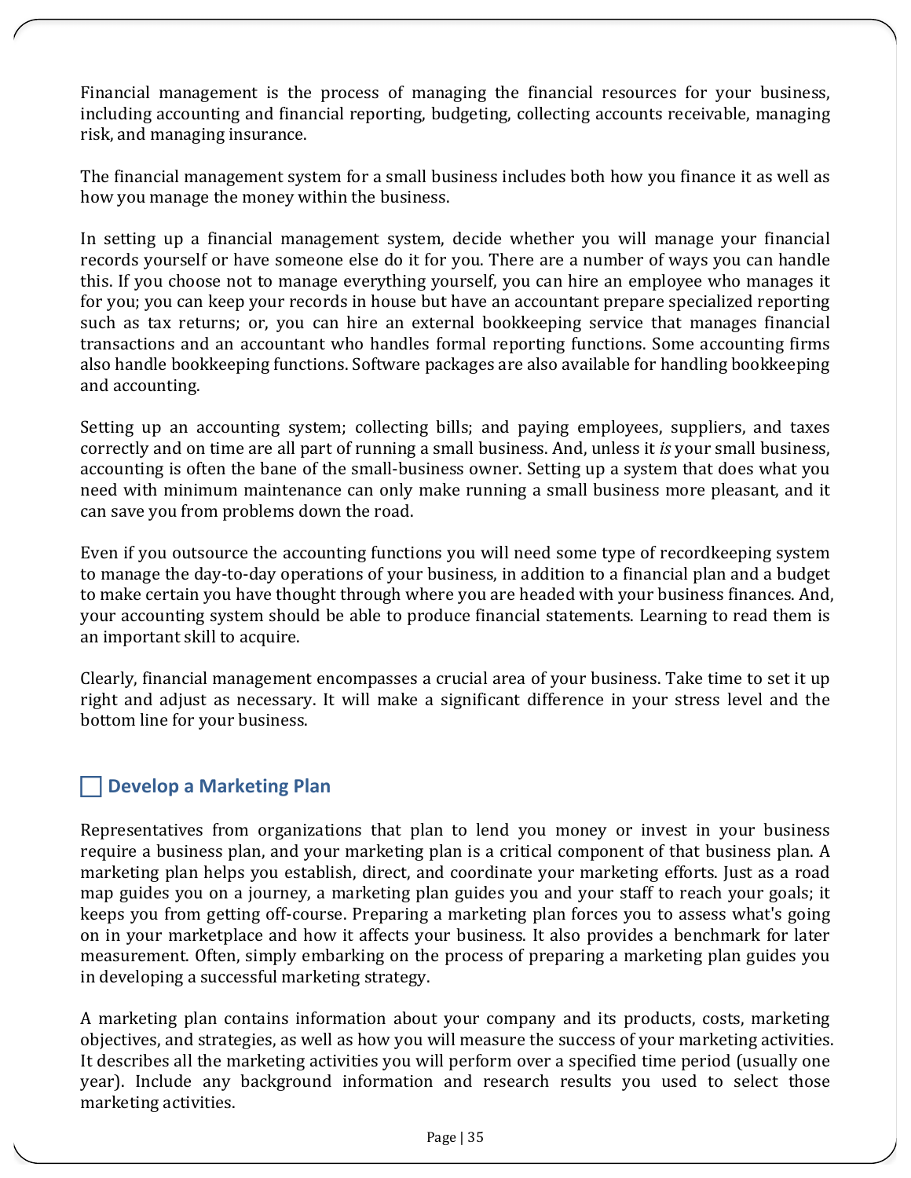Financial management is the process of managing the financial resources for your business, including accounting and financial reporting, budgeting, collecting accounts receivable, managing risk, and managing insurance.

The financial management system for a small business includes both how you finance it as well as how you manage the money within the business.

In setting up a financial management system, decide whether you will manage your financial records yourself or have someone else do it for you. There are a number of ways you can handle this. If you choose not to manage everything yourself, you can hire an employee who manages it for you; you can keep your records in house but have an accountant prepare specialized reporting such as tax returns; or, you can hire an external bookkeeping service that manages financial transactions and an accountant who handles formal reporting functions. Some accounting firms also handle bookkeeping functions. Software packages are also available for handling bookkeeping and accounting.

Setting up an accounting system; collecting bills; and paying employees, suppliers, and taxes correctly and on time are all part of running a small business. And, unless it *is* your small business, accounting is often the bane of the small-business owner. Setting up a system that does what you need with minimum maintenance can only make running a small business more pleasant, and it can save you from problems down the road.

Even if you outsource the accounting functions you will need some type of recordkeeping system to manage the day-to-day operations of your business, in addition to a financial plan and a budget to make certain you have thought through where you are headed with your business finances. And, your accounting system should be able to produce financial statements. Learning to read them is an important skill to acquire.

Clearly, financial management encompasses a crucial area of your business. Take time to set it up right and adjust as necessary. It will make a significant difference in your stress level and the bottom line for your business.

## ☐ Develop a Marketing Plan

Representatives from organizations that plan to lend you money or invest in your business require a business plan, and your marketing plan is a critical component of that business plan. A marketing plan helps you establish, direct, and coordinate your marketing efforts. Just as a road map guides you on a journey, a marketing plan guides you and your staff to reach your goals; it keeps you from getting off-course. Preparing a marketing plan forces you to assess what's going on in your marketplace and how it affects your business. It also provides a benchmark for later measurement. Often, simply embarking on the process of preparing a marketing plan guides you in developing a successful marketing strategy.

A marketing plan contains information about your company and its products, costs, marketing objectives, and strategies, as well as how you will measure the success of your marketing activities. It describes all the marketing activities you will perform over a specified time period (usually one year). Include any background information and research results you used to select those marketing activities.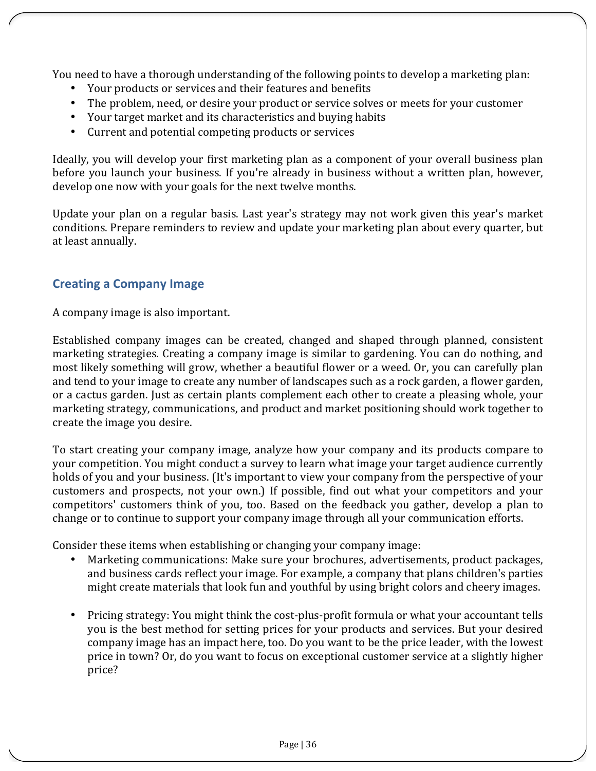You need to have a thorough understanding of the following points to develop a marketing plan:

- Your products or services and their features and benefits
- The problem, need, or desire your product or service solves or meets for your customer
- Your target market and its characteristics and buying habits
- Current and potential competing products or services

Ideally, you will develop your first marketing plan as a component of your overall business plan before you launch your business. If you're already in business without a written plan, however, develop one now with your goals for the next twelve months.

Update your plan on a regular basis. Last year's strategy may not work given this year's market conditions. Prepare reminders to review and update your marketing plan about every quarter, but at least annually.

## Creating a Company Image

A company image is also important.

Established company images can be created, changed and shaped through planned, consistent marketing strategies. Creating a company image is similar to gardening. You can do nothing, and most likely something will grow, whether a beautiful flower or a weed. Or, you can carefully plan and tend to your image to create any number of landscapes such as a rock garden, a flower garden, or a cactus garden. Just as certain plants complement each other to create a pleasing whole, your marketing strategy, communications, and product and market positioning should work together to create the image you desire.

To start creating your company image, analyze how your company and its products compare to your competition. You might conduct a survey to learn what image your target audience currently holds of you and your business. (It's important to view your company from the perspective of your customers and prospects, not your own.) If possible, find out what your competitors and your competitors' customers think of you, too. Based on the feedback you gather, develop a plan to change or to continue to support your company image through all your communication efforts.

Consider these items when establishing or changing your company image:

- Marketing communications: Make sure your brochures, advertisements, product packages, and business cards reflect your image. For example, a company that plans children's parties might create materials that look fun and youthful by using bright colors and cheery images.

- Pricing strategy: You might think the cost-plus-profit formula or what your accountant tells you is the best method for setting prices for your products and services. But your desired company image has an impact here, too. Do you want to be the price leader, with the lowest price in town? Or, do you want to focus on exceptional customer service at a slightly higher price?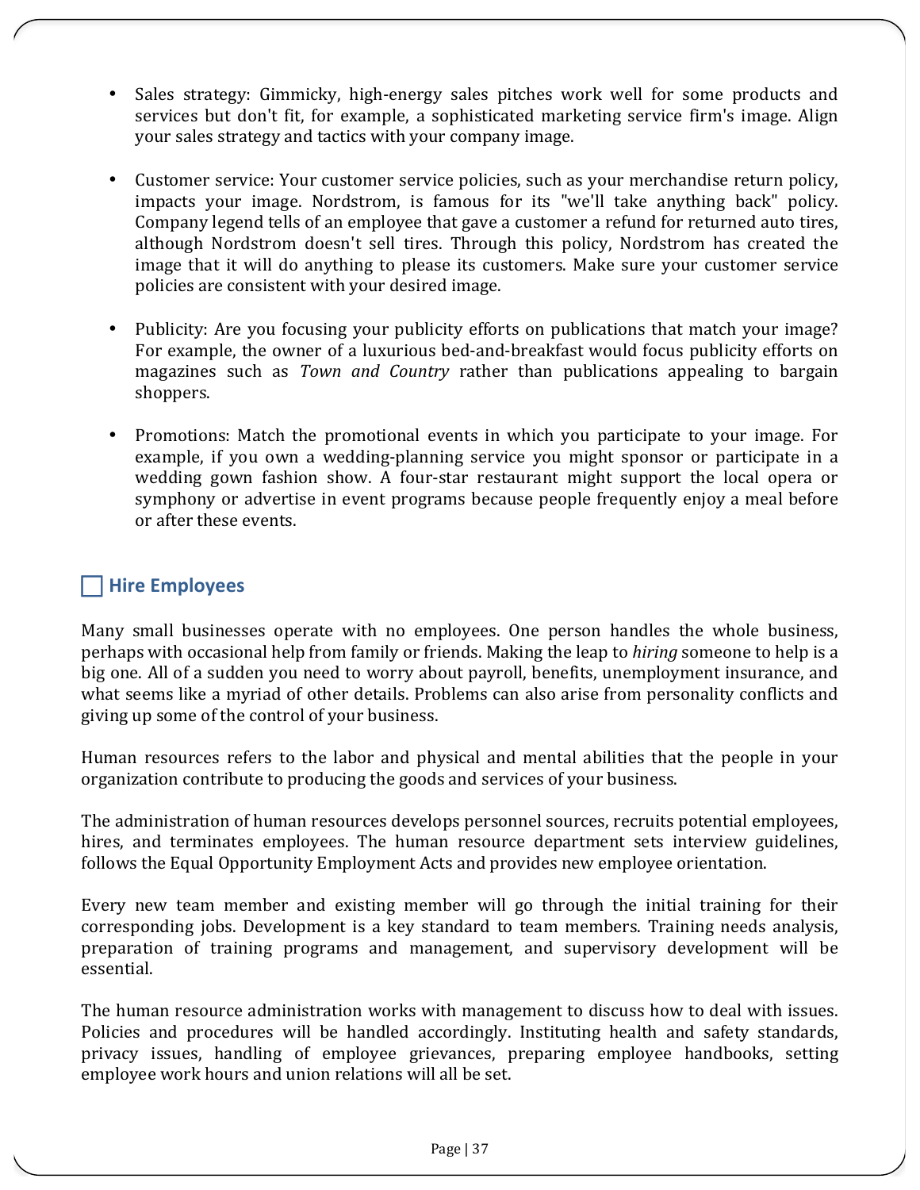- Sales strategy: Gimmicky, high-energy sales pitches work well for some products and services but don't fit, for example, a sophisticated marketing service firm's image. Align your sales strategy and tactics with your company image.

- Customer service: Your customer service policies, such as your merchandise return policy, impacts your image. Nordstrom, is famous for its "we'll take anything back" policy. Company legend tells of an employee that gave a customer a refund for returned auto tires, although Nordstrom doesn't sell tires. Through this policy, Nordstrom has created the image that it will do anything to please its customers. Make sure your customer service policies are consistent with your desired image.

- Publicity: Are you focusing your publicity efforts on publications that match your image? For example, the owner of a luxurious bed-and-breakfast would focus publicity efforts on magazines such as *Town and Country* rather than publications appealing to bargain shoppers.

- Promotions: Match the promotional events in which you participate to your image. For example, if you own a wedding-planning service you might sponsor or participate in a wedding gown fashion show. A four-star restaurant might support the local opera or symphony or advertise in event programs because people frequently enjoy a meal before or after these events.

## ☐ Hire Employees

Many small businesses operate with no employees. One person handles the whole business, perhaps with occasional help from family or friends. Making the leap to *hiring* someone to help is a big one. All of a sudden you need to worry about payroll, benefits, unemployment insurance, and what seems like a myriad of other details. Problems can also arise from personality conflicts and giving up some of the control of your business.

Human resources refers to the labor and physical and mental abilities that the people in your organization contribute to producing the goods and services of your business.

The administration of human resources develops personnel sources, recruits potential employees, hires, and terminates employees. The human resource department sets interview guidelines, follows the Equal Opportunity Employment Acts and provides new employee orientation.

Every new team member and existing member will go through the initial training for their corresponding jobs. Development is a key standard to team members. Training needs analysis, preparation of training programs and management, and supervisory development will be essential.

The human resource administration works with management to discuss how to deal with issues. Policies and procedures will be handled accordingly. Instituting health and safety standards, privacy issues, handling of employee grievances, preparing employee handbooks, setting employee work hours and union relations will all be set.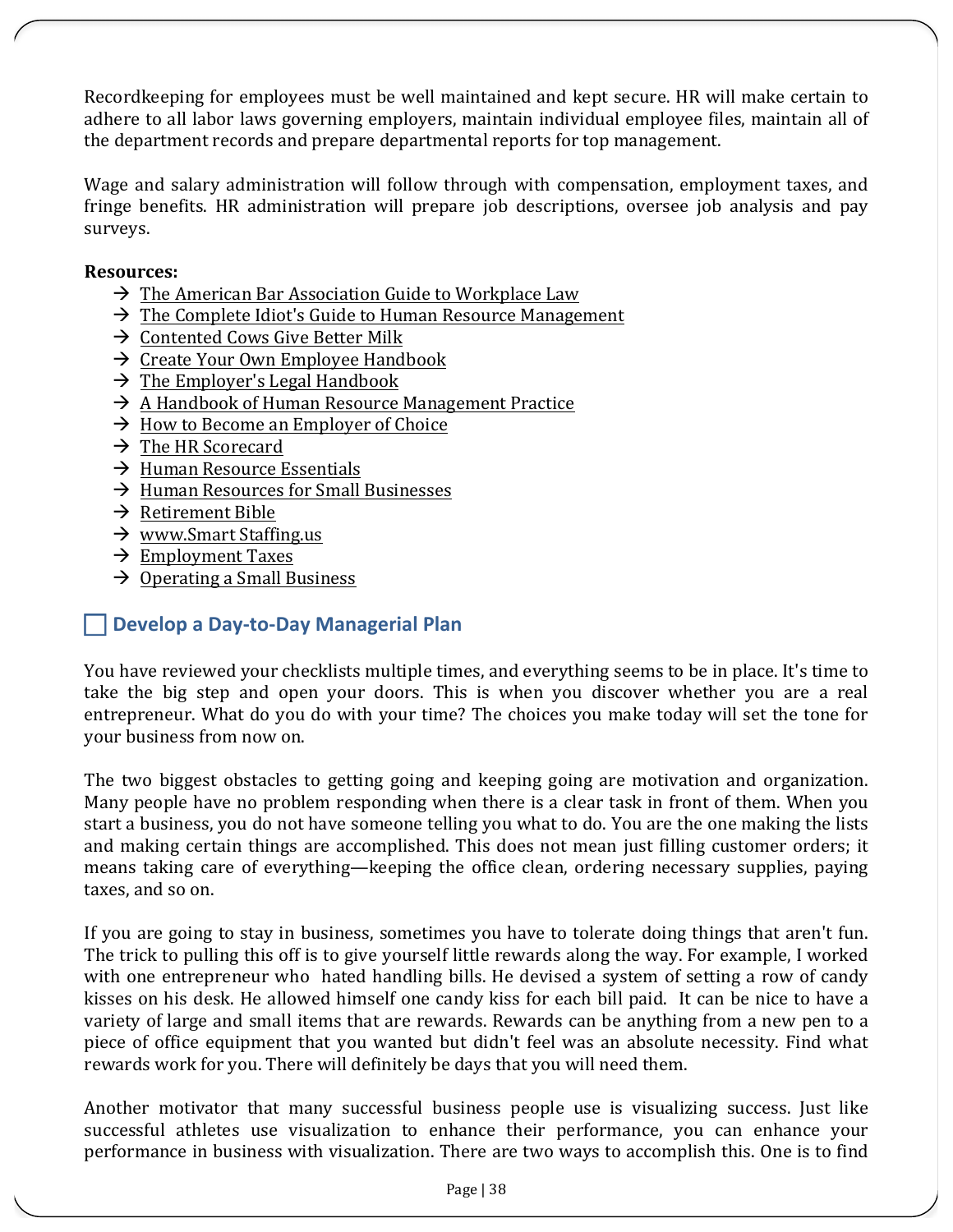Recordkeeping for employees must be well maintained and kept secure. HR will make certain to adhere to all labor laws governing employers, maintain individual employee files, maintain all of the department records and prepare departmental reports for top management.

Wage and salary administration will follow through with compensation, employment taxes, and fringe benefits. HR administration will prepare job descriptions, oversee job analysis and pay surveys.

**Resources:**

- → The American Bar Association Guide to Workplace Law
- → The Complete Idiot's Guide to Human Resource Management
- → Contented Cows Give Better Milk
- → Create Your Own Employee Handbook
- → The Employer's Legal Handbook
- → A Handbook of Human Resource Management Practice
- → How to Become an Employer of Choice
- → The HR Scorecard
- → Human Resource Essentials
- → Human Resources for Small Businesses
- → Retirement Bible
- → www.Smart Staffing.us
- → Employment Taxes
- → Operating a Small Business

## ☐ Develop a Day-to-Day Managerial Plan

You have reviewed your checklists multiple times, and everything seems to be in place. It's time to take the big step and open your doors. This is when you discover whether you are a real entrepreneur. What do you do with your time? The choices you make today will set the tone for your business from now on.

The two biggest obstacles to getting going and keeping going are motivation and organization. Many people have no problem responding when there is a clear task in front of them. When you start a business, you do not have someone telling you what to do. You are the one making the lists and making certain things are accomplished. This does not mean just filling customer orders; it means taking care of everything—keeping the office clean, ordering necessary supplies, paying taxes, and so on.

If you are going to stay in business, sometimes you have to tolerate doing things that aren't fun. The trick to pulling this off is to give yourself little rewards along the way. For example, I worked with one entrepreneur who hated handling bills. He devised a system of setting a row of candy kisses on his desk. He allowed himself one candy kiss for each bill paid. It can be nice to have a variety of large and small items that are rewards. Rewards can be anything from a new pen to a piece of office equipment that you wanted but didn't feel was an absolute necessity. Find what rewards work for you. There will definitely be days that you will need them.

Another motivator that many successful business people use is visualizing success. Just like successful athletes use visualization to enhance their performance, you can enhance your performance in business with visualization. There are two ways to accomplish this. One is to find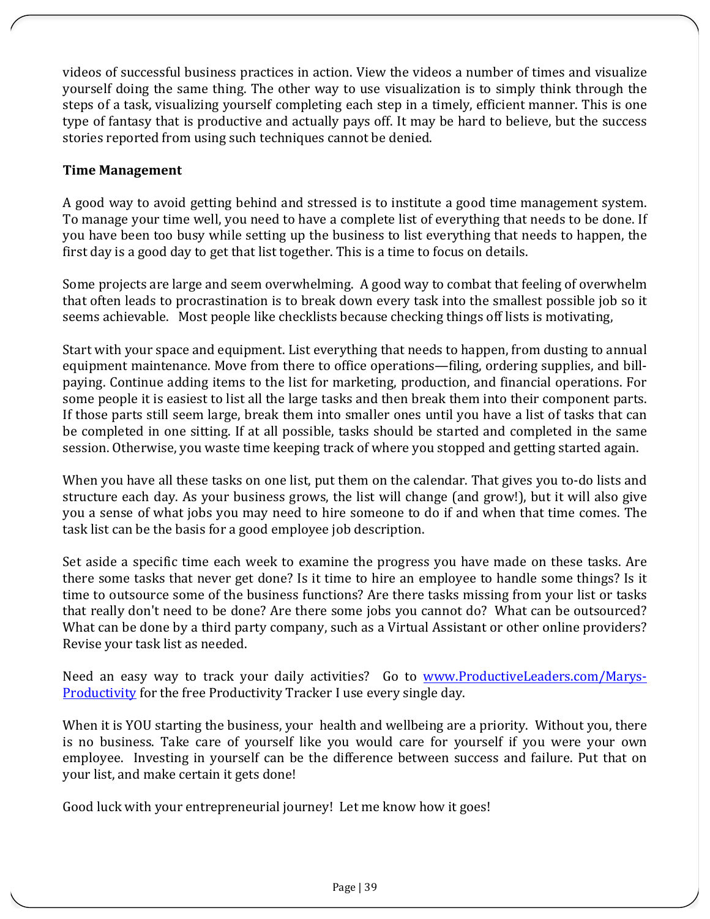videos of successful business practices in action. View the videos a number of times and visualize yourself doing the same thing. The other way to use visualization is to simply think through the steps of a task, visualizing yourself completing each step in a timely, efficient manner. This is one type of fantasy that is productive and actually pays off. It may be hard to believe, but the success stories reported from using such techniques cannot be denied.

**Time Management**

A good way to avoid getting behind and stressed is to institute a good time management system. To manage your time well, you need to have a complete list of everything that needs to be done. If you have been too busy while setting up the business to list everything that needs to happen, the first day is a good day to get that list together. This is a time to focus on details.

Some projects are large and seem overwhelming. A good way to combat that feeling of overwhelm that often leads to procrastination is to break down every task into the smallest possible job so it seems achievable. Most people like checklists because checking things off lists is motivating,

Start with your space and equipment. List everything that needs to happen, from dusting to annual equipment maintenance. Move from there to office operations—filing, ordering supplies, and bill-paying. Continue adding items to the list for marketing, production, and financial operations. For some people it is easiest to list all the large tasks and then break them into their component parts. If those parts still seem large, break them into smaller ones until you have a list of tasks that can be completed in one sitting. If at all possible, tasks should be started and completed in the same session. Otherwise, you waste time keeping track of where you stopped and getting started again.

When you have all these tasks on one list, put them on the calendar. That gives you to-do lists and structure each day. As your business grows, the list will change (and grow!), but it will also give you a sense of what jobs you may need to hire someone to do if and when that time comes. The task list can be the basis for a good employee job description.

Set aside a specific time each week to examine the progress you have made on these tasks. Are there some tasks that never get done? Is it time to hire an employee to handle some things? Is it time to outsource some of the business functions? Are there tasks missing from your list or tasks that really don't need to be done? Are there some jobs you cannot do? What can be outsourced? What can be done by a third party company, such as a Virtual Assistant or other online providers? Revise your task list as needed.

Need an easy way to track your daily activities? Go to [www.ProductiveLeaders.com/Marys-Productivity](http://www.ProductiveLeaders.com/Marys-Productivity) for the free Productivity Tracker I use every single day.

When it is YOU starting the business, your health and wellbeing are a priority. Without you, there is no business. Take care of yourself like you would care for yourself if you were your own employee. Investing in yourself can be the difference between success and failure. Put that on your list, and make certain it gets done!

Good luck with your entrepreneurial journey! Let me know how it goes!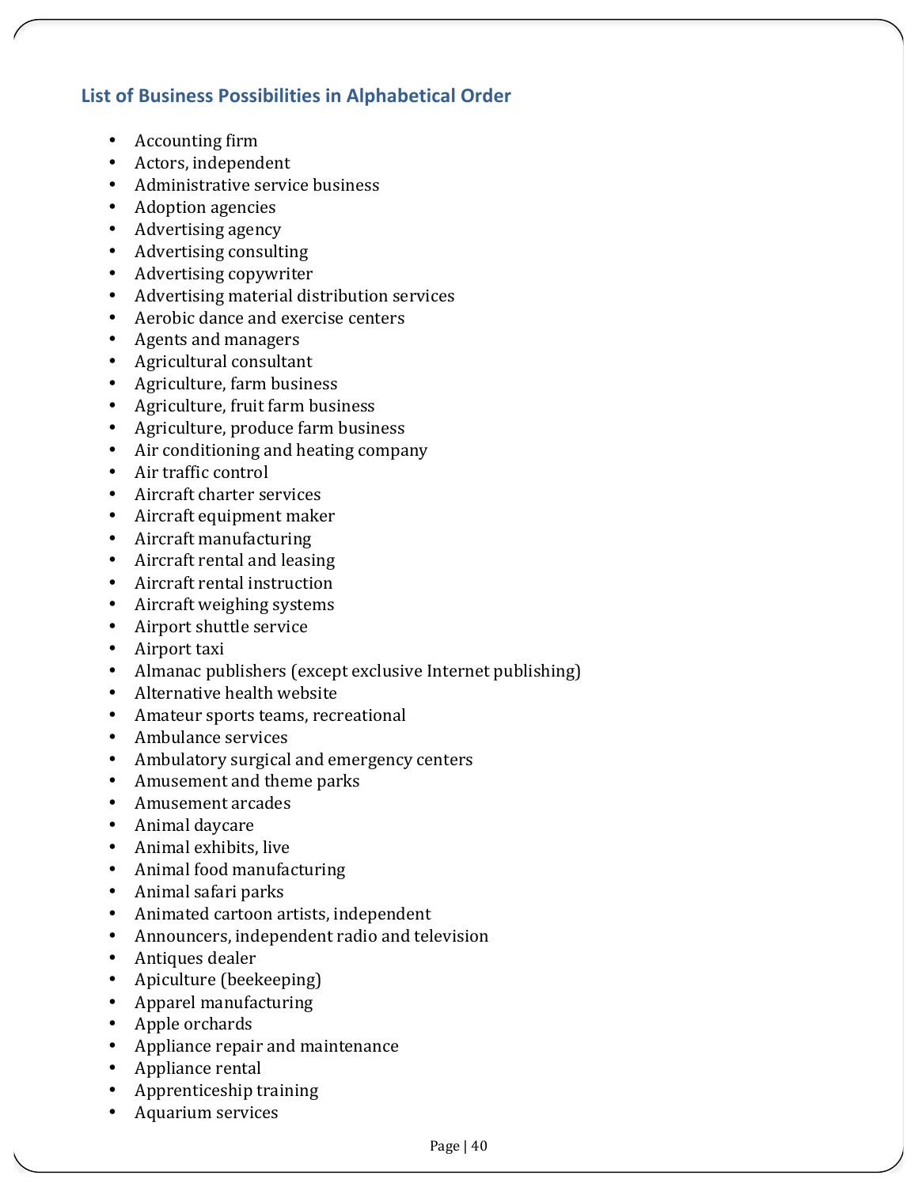## List of Business Possibilities in Alphabetical Order

- Accounting firm
- Actors, independent
- Administrative service business
- Adoption agencies
- Advertising agency
- Advertising consulting
- Advertising copywriter
- Advertising material distribution services
- Aerobic dance and exercise centers
- Agents and managers
- Agricultural consultant
- Agriculture, farm business
- Agriculture, fruit farm business
- Agriculture, produce farm business
- Air conditioning and heating company
- Air traffic control
- Aircraft charter services
- Aircraft equipment maker
- Aircraft manufacturing
- Aircraft rental and leasing
- Aircraft rental instruction
- Aircraft weighing systems
- Airport shuttle service
- Airport taxi
- Almanac publishers (except exclusive Internet publishing)
- Alternative health website
- Amateur sports teams, recreational
- Ambulance services
- Ambulatory surgical and emergency centers
- Amusement and theme parks
- Amusement arcades
- Animal daycare
- Animal exhibits, live
- Animal food manufacturing
- Animal safari parks
- Animated cartoon artists, independent
- Announcers, independent radio and television
- Antiques dealer
- Apiculture (beekeeping)
- Apparel manufacturing
- Apple orchards
- Appliance repair and maintenance
- Appliance rental
- Apprenticeship training
- Aquarium services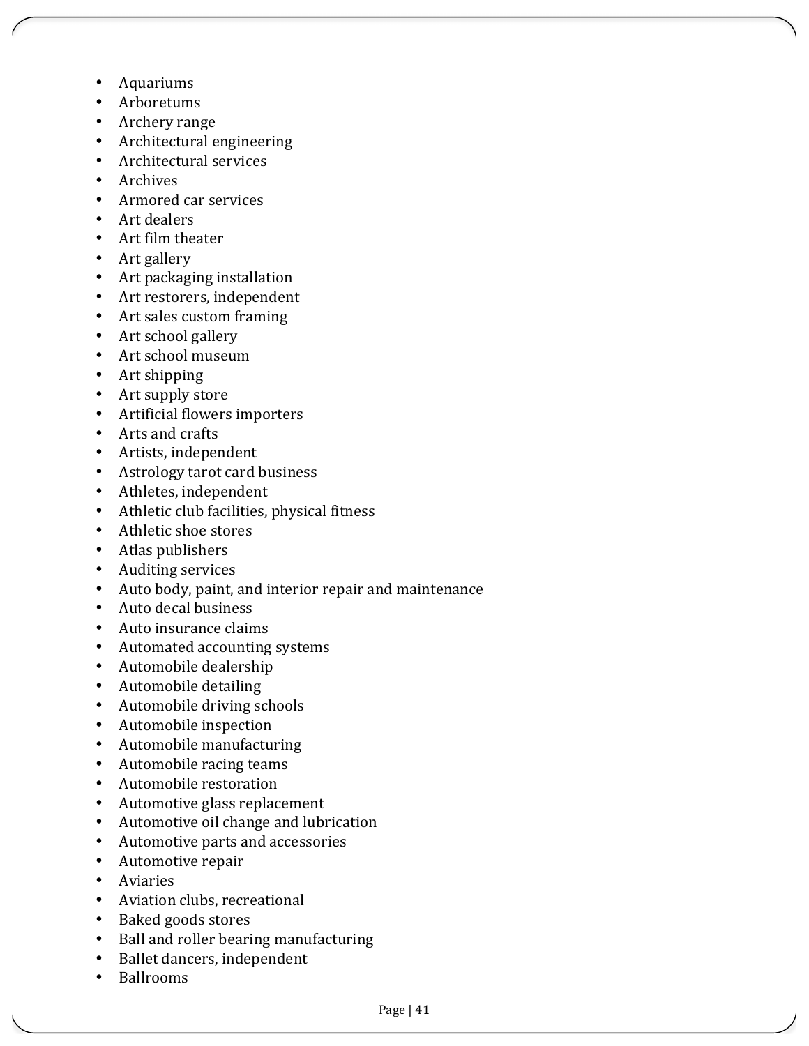- Aquariums
- Arboretums
- Archery range
- Architectural engineering
- Architectural services
- Archives
- Armored car services
- Art dealers
- Art film theater
- Art gallery
- Art packaging installation
- Art restorers, independent
- Art sales custom framing
- Art school gallery
- Art school museum
- Art shipping
- Art supply store
- Artificial flowers importers
- Arts and crafts
- Artists, independent
- Astrology tarot card business
- Athletes, independent
- Athletic club facilities, physical fitness
- Athletic shoe stores
- Atlas publishers
- Auditing services
- Auto body, paint, and interior repair and maintenance
- Auto decal business
- Auto insurance claims
- Automated accounting systems
- Automobile dealership
- Automobile detailing
- Automobile driving schools
- Automobile inspection
- Automobile manufacturing
- Automobile racing teams
- Automobile restoration
- Automotive glass replacement
- Automotive oil change and lubrication
- Automotive parts and accessories
- Automotive repair
- Aviaries
- Aviation clubs, recreational
- Baked goods stores
- Ball and roller bearing manufacturing
- Ballet dancers, independent
- Ballrooms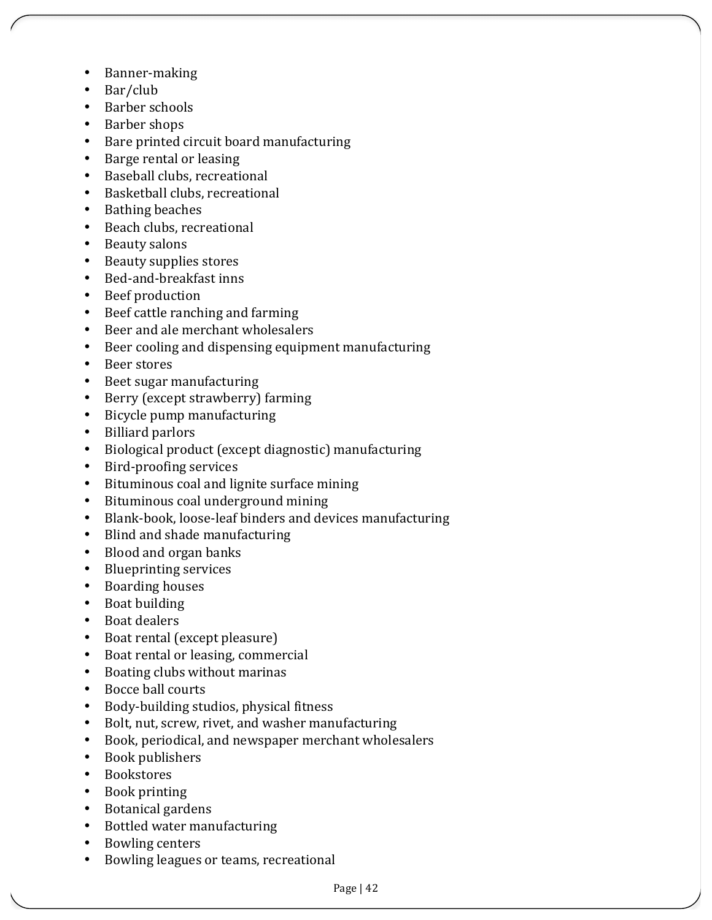- Banner-making
- Bar/club
- Barber schools
- Barber shops
- Bare printed circuit board manufacturing
- Barge rental or leasing
- Baseball clubs, recreational
- Basketball clubs, recreational
- Bathing beaches
- Beach clubs, recreational
- Beauty salons
- Beauty supplies stores
- Bed-and-breakfast inns
- Beef production
- Beef cattle ranching and farming
- Beer and ale merchant wholesalers
- Beer cooling and dispensing equipment manufacturing
- Beer stores
- Beet sugar manufacturing
- Berry (except strawberry) farming
- Bicycle pump manufacturing
- Billiard parlors
- Biological product (except diagnostic) manufacturing
- Bird-proofing services
- Bituminous coal and lignite surface mining
- Bituminous coal underground mining
- Blank-book, loose-leaf binders and devices manufacturing
- Blind and shade manufacturing
- Blood and organ banks
- Blueprinting services
- Boarding houses
- Boat building
- Boat dealers
- Boat rental (except pleasure)
- Boat rental or leasing, commercial
- Boating clubs without marinas
- Bocce ball courts
- Body-building studios, physical fitness
- Bolt, nut, screw, rivet, and washer manufacturing
- Book, periodical, and newspaper merchant wholesalers
- Book publishers
- Bookstores
- Book printing
- Botanical gardens
- Bottled water manufacturing
- Bowling centers
- Bowling leagues or teams, recreational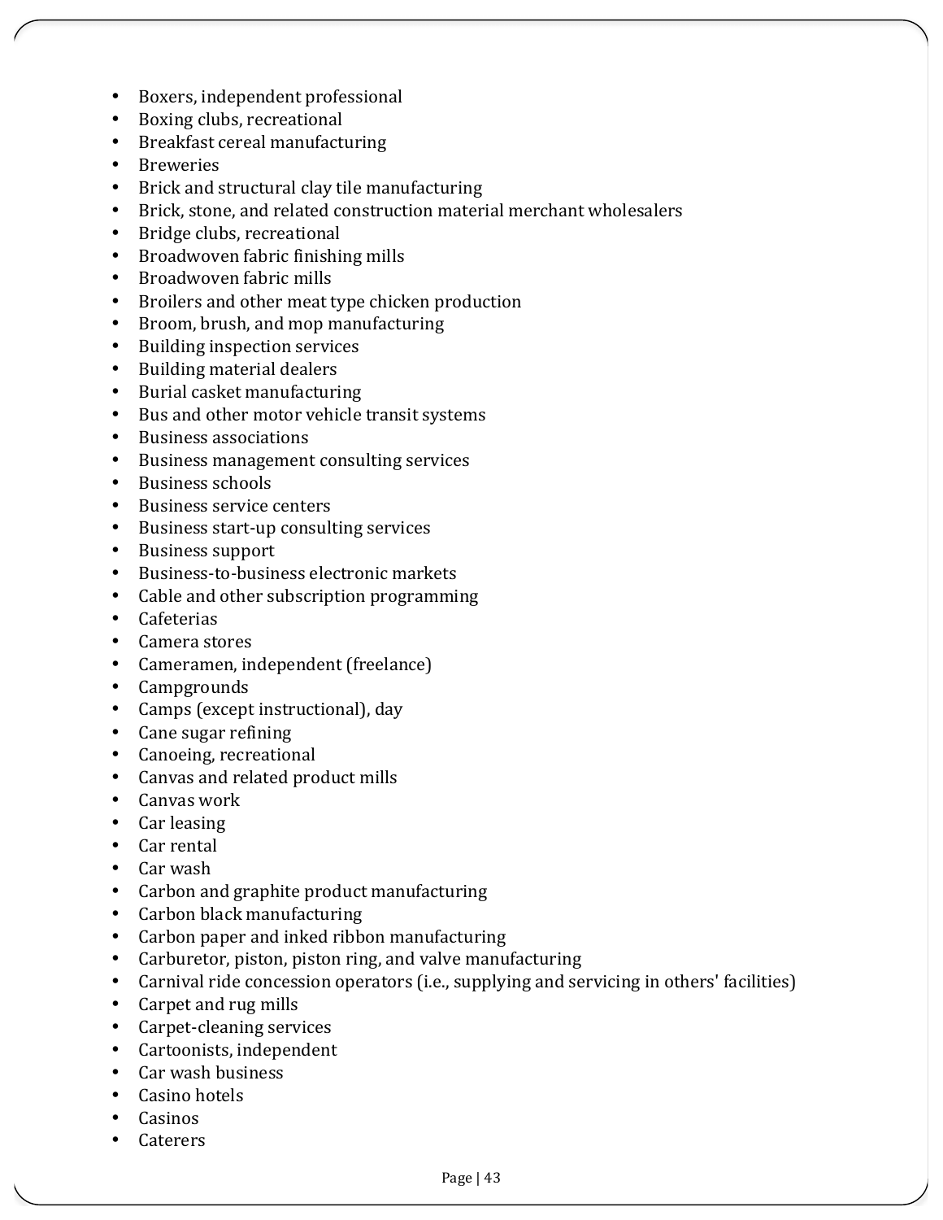- Boxers, independent professional
- Boxing clubs, recreational
- Breakfast cereal manufacturing
- Breweries
- Brick and structural clay tile manufacturing
- Brick, stone, and related construction material merchant wholesalers
- Bridge clubs, recreational
- Broadwoven fabric finishing mills
- Broadwoven fabric mills
- Broilers and other meat type chicken production
- Broom, brush, and mop manufacturing
- Building inspection services
- Building material dealers
- Burial casket manufacturing
- Bus and other motor vehicle transit systems
- Business associations
- Business management consulting services
- Business schools
- Business service centers
- Business start-up consulting services
- Business support
- Business-to-business electronic markets
- Cable and other subscription programming
- Cafeterias
- Camera stores
- Cameramen, independent (freelance)
- Campgrounds
- Camps (except instructional), day
- Cane sugar refining
- Canoeing, recreational
- Canvas and related product mills
- Canvas work
- Car leasing
- Car rental
- Car wash
- Carbon and graphite product manufacturing
- Carbon black manufacturing
- Carbon paper and inked ribbon manufacturing
- Carburetor, piston, piston ring, and valve manufacturing
- Carnival ride concession operators (i.e., supplying and servicing in others' facilities)
- Carpet and rug mills
- Carpet-cleaning services
- Cartoonists, independent
- Car wash business
- Casino hotels
- Casinos
- Caterers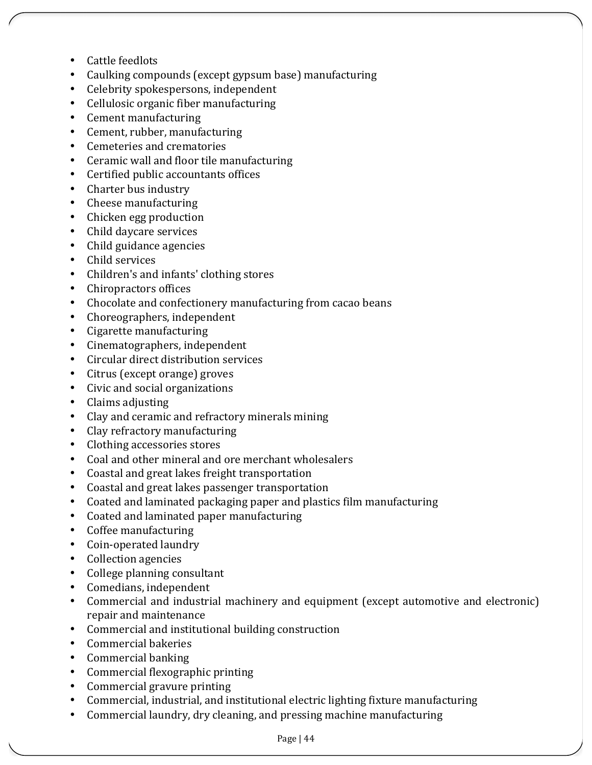- Cattle feedlots
- Caulking compounds (except gypsum base) manufacturing
- Celebrity spokespersons, independent
- Cellulosic organic fiber manufacturing
- Cement manufacturing
- Cement, rubber, manufacturing
- Cemeteries and crematories
- Ceramic wall and floor tile manufacturing
- Certified public accountants offices
- Charter bus industry
- Cheese manufacturing
- Chicken egg production
- Child daycare services
- Child guidance agencies
- Child services
- Children's and infants' clothing stores
- Chiropractors offices
- Chocolate and confectionery manufacturing from cacao beans
- Choreographers, independent
- Cigarette manufacturing
- Cinematographers, independent
- Circular direct distribution services
- Citrus (except orange) groves
- Civic and social organizations
- Claims adjusting
- Clay and ceramic and refractory minerals mining
- Clay refractory manufacturing
- Clothing accessories stores
- Coal and other mineral and ore merchant wholesalers
- Coastal and great lakes freight transportation
- Coastal and great lakes passenger transportation
- Coated and laminated packaging paper and plastics film manufacturing
- Coated and laminated paper manufacturing
- Coffee manufacturing
- Coin-operated laundry
- Collection agencies
- College planning consultant
- Comedians, independent
- Commercial and industrial machinery and equipment (except automotive and electronic) repair and maintenance
- Commercial and institutional building construction
- Commercial bakeries
- Commercial banking
- Commercial flexographic printing
- Commercial gravure printing
- Commercial, industrial, and institutional electric lighting fixture manufacturing
- Commercial laundry, dry cleaning, and pressing machine manufacturing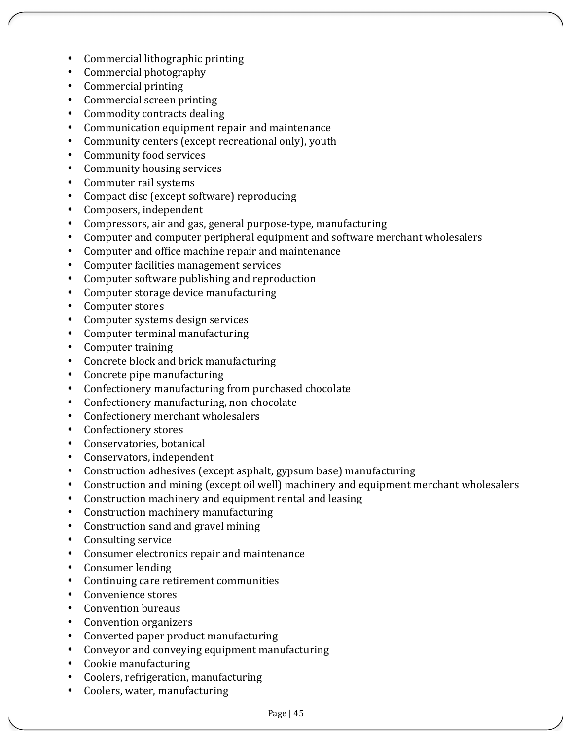- Commercial lithographic printing
- Commercial photography
- Commercial printing
- Commercial screen printing
- Commodity contracts dealing
- Communication equipment repair and maintenance
- Community centers (except recreational only), youth
- Community food services
- Community housing services
- Commuter rail systems
- Compact disc (except software) reproducing
- Composers, independent
- Compressors, air and gas, general purpose-type, manufacturing
- Computer and computer peripheral equipment and software merchant wholesalers
- Computer and office machine repair and maintenance
- Computer facilities management services
- Computer software publishing and reproduction
- Computer storage device manufacturing
- Computer stores
- Computer systems design services
- Computer terminal manufacturing
- Computer training
- Concrete block and brick manufacturing
- Concrete pipe manufacturing
- Confectionery manufacturing from purchased chocolate
- Confectionery manufacturing, non-chocolate
- Confectionery merchant wholesalers
- Confectionery stores
- Conservatories, botanical
- Conservators, independent
- Construction adhesives (except asphalt, gypsum base) manufacturing
- Construction and mining (except oil well) machinery and equipment merchant wholesalers
- Construction machinery and equipment rental and leasing
- Construction machinery manufacturing
- Construction sand and gravel mining
- Consulting service
- Consumer electronics repair and maintenance
- Consumer lending
- Continuing care retirement communities
- Convenience stores
- Convention bureaus
- Convention organizers
- Converted paper product manufacturing
- Conveyor and conveying equipment manufacturing
- Cookie manufacturing
- Coolers, refrigeration, manufacturing
- Coolers, water, manufacturing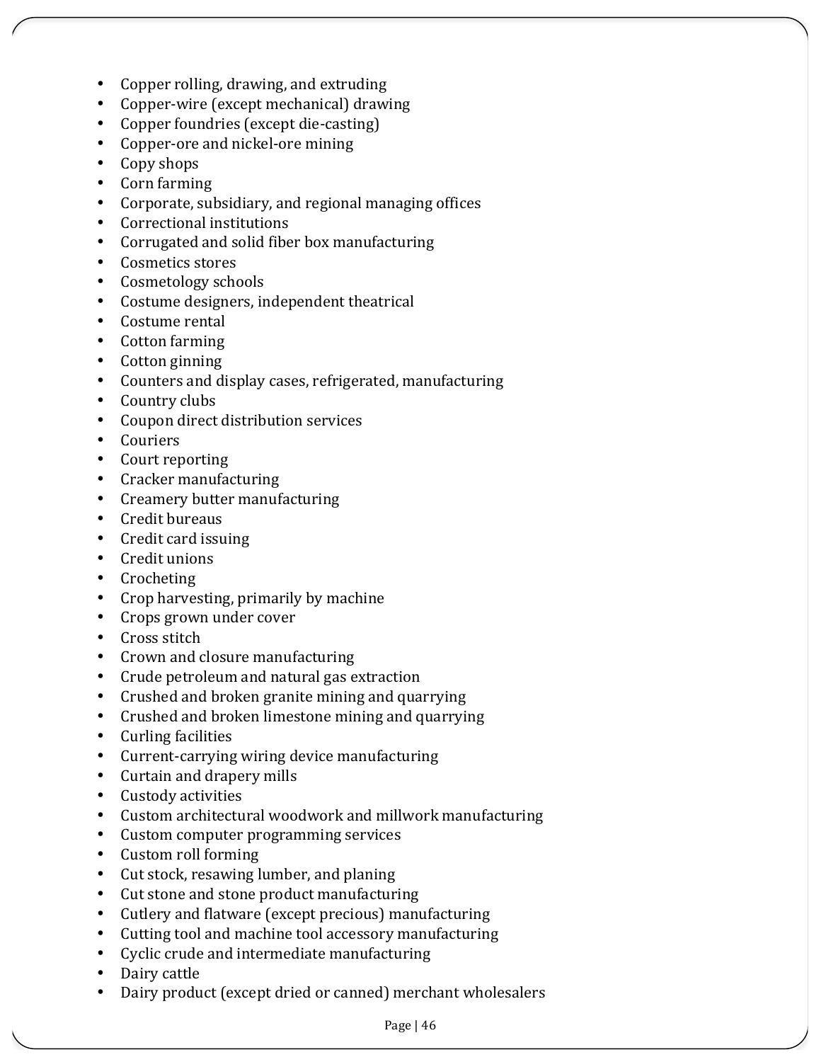- Copper rolling, drawing, and extruding
- Copper-wire (except mechanical) drawing
- Copper foundries (except die-casting)
- Copper-ore and nickel-ore mining
- Copy shops
- Corn farming
- Corporate, subsidiary, and regional managing offices
- Correctional institutions
- Corrugated and solid fiber box manufacturing
- Cosmetics stores
- Cosmetology schools
- Costume designers, independent theatrical
- Costume rental
- Cotton farming
- Cotton ginning
- Counters and display cases, refrigerated, manufacturing
- Country clubs
- Coupon direct distribution services
- Couriers
- Court reporting
- Cracker manufacturing
- Creamery butter manufacturing
- Credit bureaus
- Credit card issuing
- Credit unions
- Crocheting
- Crop harvesting, primarily by machine
- Crops grown under cover
- Cross stitch
- Crown and closure manufacturing
- Crude petroleum and natural gas extraction
- Crushed and broken granite mining and quarrying
- Crushed and broken limestone mining and quarrying
- Curling facilities
- Current-carrying wiring device manufacturing
- Curtain and drapery mills
- Custody activities
- Custom architectural woodwork and millwork manufacturing
- Custom computer programming services
- Custom roll forming
- Cut stock, resawing lumber, and planing
- Cut stone and stone product manufacturing
- Cutlery and flatware (except precious) manufacturing
- Cutting tool and machine tool accessory manufacturing
- Cyclic crude and intermediate manufacturing
- Dairy cattle
- Dairy product (except dried or canned) merchant wholesalers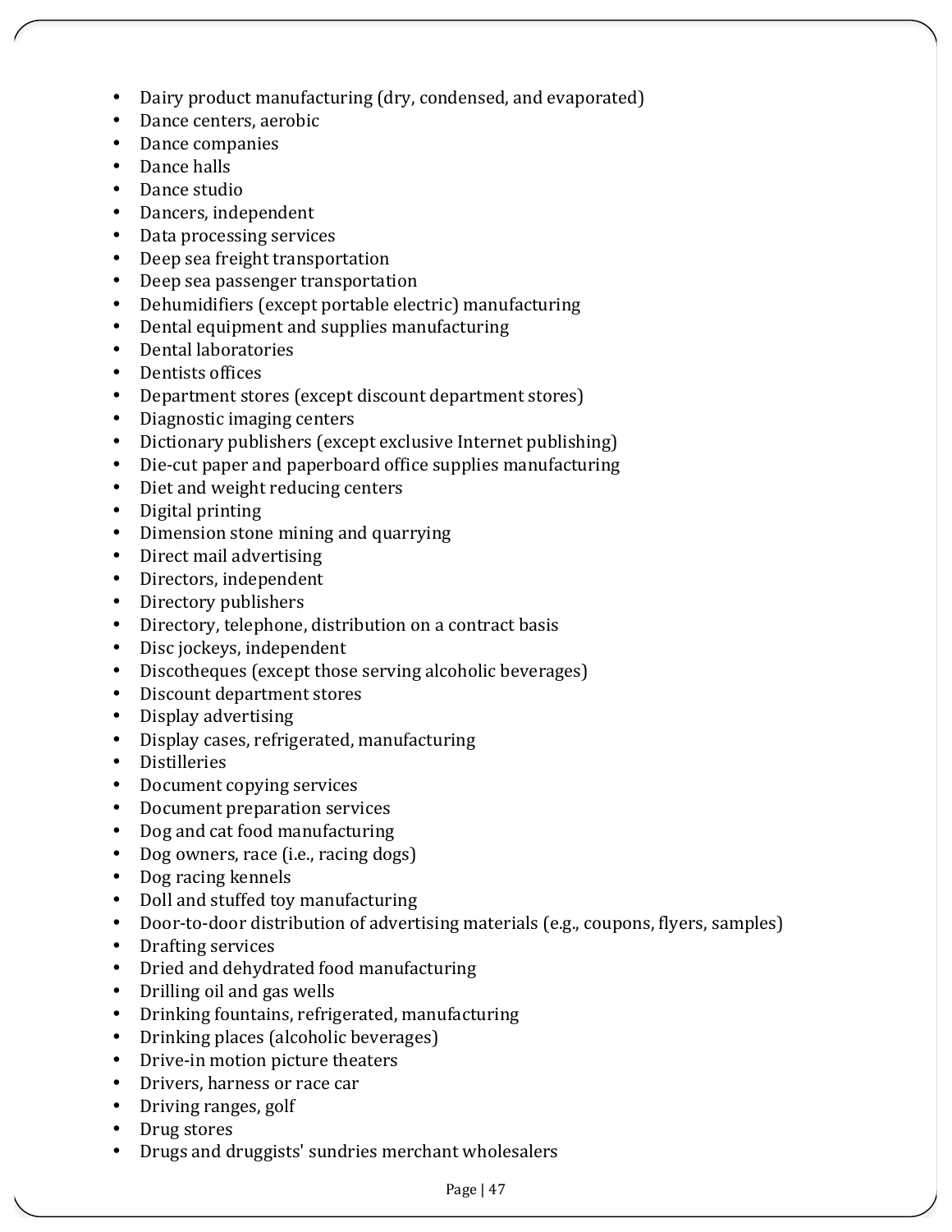- Dairy product manufacturing (dry, condensed, and evaporated)
- Dance centers, aerobic
- Dance companies
- Dance halls
- Dance studio
- Dancers, independent
- Data processing services
- Deep sea freight transportation
- Deep sea passenger transportation
- Dehumidifiers (except portable electric) manufacturing
- Dental equipment and supplies manufacturing
- Dental laboratories
- Dentists offices
- Department stores (except discount department stores)
- Diagnostic imaging centers
- Dictionary publishers (except exclusive Internet publishing)
- Die-cut paper and paperboard office supplies manufacturing
- Diet and weight reducing centers
- Digital printing
- Dimension stone mining and quarrying
- Direct mail advertising
- Directors, independent
- Directory publishers
- Directory, telephone, distribution on a contract basis
- Disc jockeys, independent
- Discotheques (except those serving alcoholic beverages)
- Discount department stores
- Display advertising
- Display cases, refrigerated, manufacturing
- Distilleries
- Document copying services
- Document preparation services
- Dog and cat food manufacturing
- Dog owners, race (i.e., racing dogs)
- Dog racing kennels
- Doll and stuffed toy manufacturing
- Door-to-door distribution of advertising materials (e.g., coupons, flyers, samples)
- Drafting services
- Dried and dehydrated food manufacturing
- Drilling oil and gas wells
- Drinking fountains, refrigerated, manufacturing
- Drinking places (alcoholic beverages)
- Drive-in motion picture theaters
- Drivers, harness or race car
- Driving ranges, golf
- Drug stores
- Drugs and druggists' sundries merchant wholesalers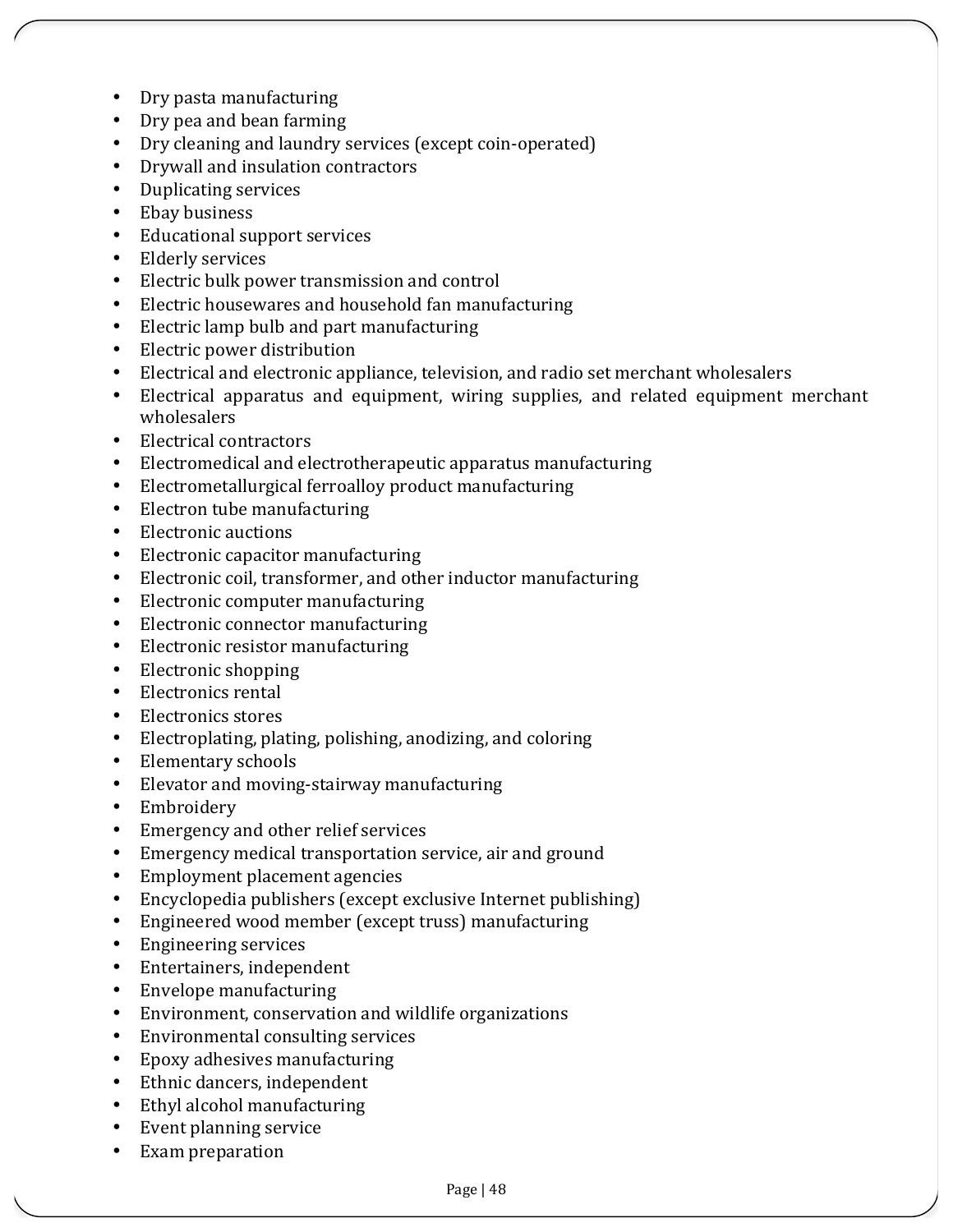- Dry pasta manufacturing
- Dry pea and bean farming
- Dry cleaning and laundry services (except coin-operated)
- Drywall and insulation contractors
- Duplicating services
- Ebay business
- Educational support services
- Elderly services
- Electric bulk power transmission and control
- Electric housewares and household fan manufacturing
- Electric lamp bulb and part manufacturing
- Electric power distribution
- Electrical and electronic appliance, television, and radio set merchant wholesalers
- Electrical apparatus and equipment, wiring supplies, and related equipment merchant wholesalers
- Electrical contractors
- Electromedical and electrotherapeutic apparatus manufacturing
- Electrometallurgical ferroalloy product manufacturing
- Electron tube manufacturing
- Electronic auctions
- Electronic capacitor manufacturing
- Electronic coil, transformer, and other inductor manufacturing
- Electronic computer manufacturing
- Electronic connector manufacturing
- Electronic resistor manufacturing
- Electronic shopping
- Electronics rental
- Electronics stores
- Electroplating, plating, polishing, anodizing, and coloring
- Elementary schools
- Elevator and moving-stairway manufacturing
- Embroidery
- Emergency and other relief services
- Emergency medical transportation service, air and ground
- Employment placement agencies
- Encyclopedia publishers (except exclusive Internet publishing)
- Engineered wood member (except truss) manufacturing
- Engineering services
- Entertainers, independent
- Envelope manufacturing
- Environment, conservation and wildlife organizations
- Environmental consulting services
- Epoxy adhesives manufacturing
- Ethnic dancers, independent
- Ethyl alcohol manufacturing
- Event planning service
- Exam preparation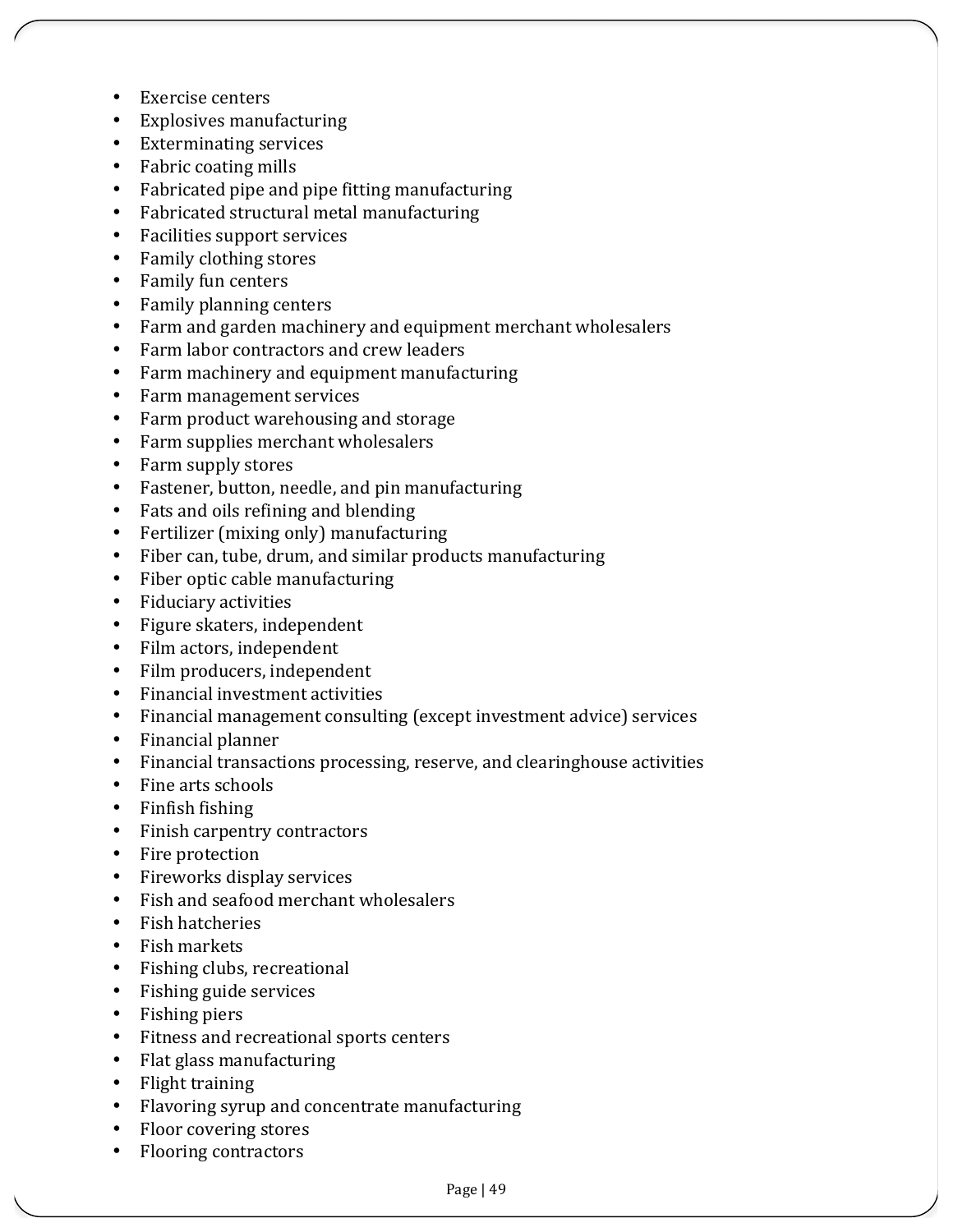- Exercise centers
- Explosives manufacturing
- Exterminating services
- Fabric coating mills
- Fabricated pipe and pipe fitting manufacturing
- Fabricated structural metal manufacturing
- Facilities support services
- Family clothing stores
- Family fun centers
- Family planning centers
- Farm and garden machinery and equipment merchant wholesalers
- Farm labor contractors and crew leaders
- Farm machinery and equipment manufacturing
- Farm management services
- Farm product warehousing and storage
- Farm supplies merchant wholesalers
- Farm supply stores
- Fastener, button, needle, and pin manufacturing
- Fats and oils refining and blending
- Fertilizer (mixing only) manufacturing
- Fiber can, tube, drum, and similar products manufacturing
- Fiber optic cable manufacturing
- Fiduciary activities
- Figure skaters, independent
- Film actors, independent
- Film producers, independent
- Financial investment activities
- Financial management consulting (except investment advice) services
- Financial planner
- Financial transactions processing, reserve, and clearinghouse activities
- Fine arts schools
- Finfish fishing
- Finish carpentry contractors
- Fire protection
- Fireworks display services
- Fish and seafood merchant wholesalers
- Fish hatcheries
- Fish markets
- Fishing clubs, recreational
- Fishing guide services
- Fishing piers
- Fitness and recreational sports centers
- Flat glass manufacturing
- Flight training
- Flavoring syrup and concentrate manufacturing
- Floor covering stores
- Flooring contractors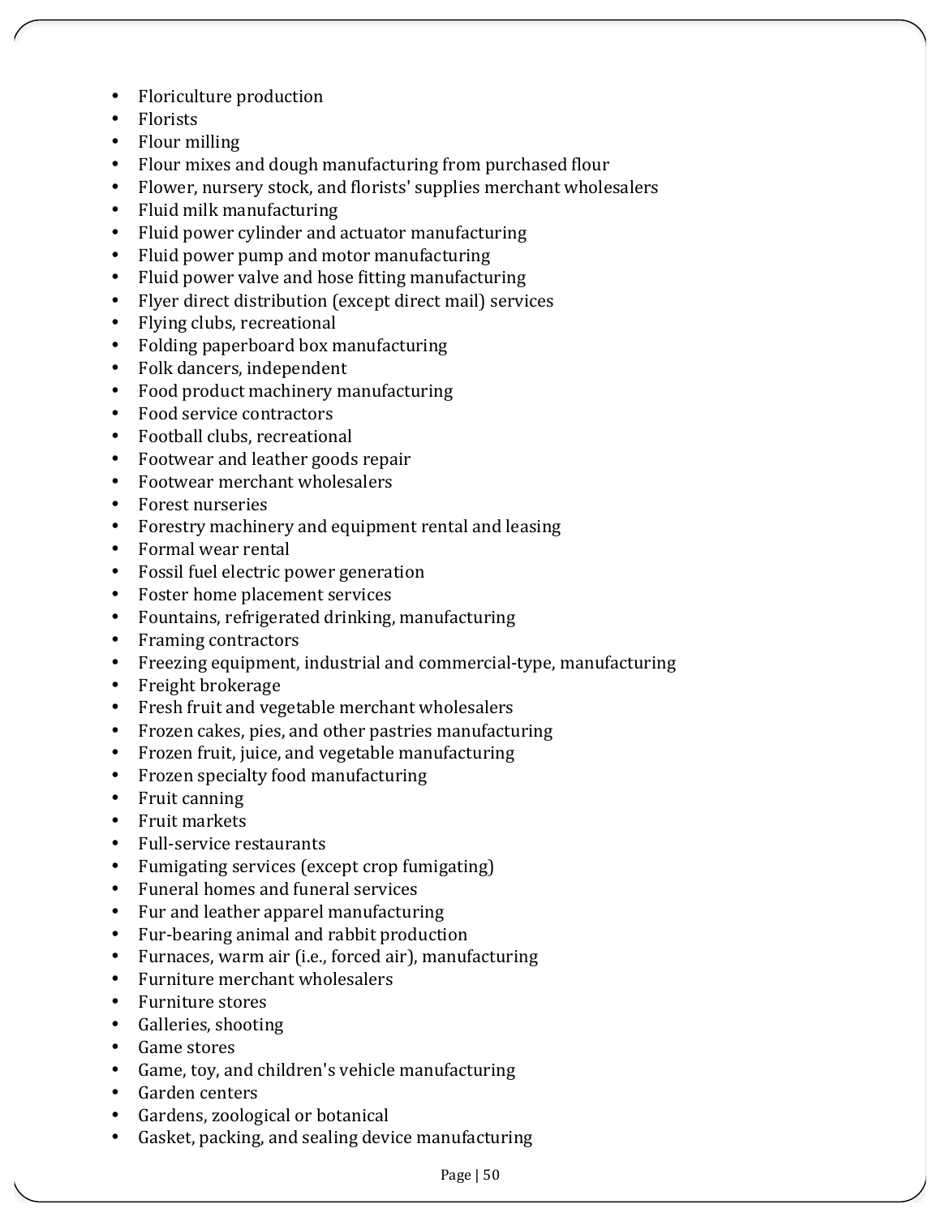- Floriculture production
- Florists
- Flour milling
- Flour mixes and dough manufacturing from purchased flour
- Flower, nursery stock, and florists' supplies merchant wholesalers
- Fluid milk manufacturing
- Fluid power cylinder and actuator manufacturing
- Fluid power pump and motor manufacturing
- Fluid power valve and hose fitting manufacturing
- Flyer direct distribution (except direct mail) services
- Flying clubs, recreational
- Folding paperboard box manufacturing
- Folk dancers, independent
- Food product machinery manufacturing
- Food service contractors
- Football clubs, recreational
- Footwear and leather goods repair
- Footwear merchant wholesalers
- Forest nurseries
- Forestry machinery and equipment rental and leasing
- Formal wear rental
- Fossil fuel electric power generation
- Foster home placement services
- Fountains, refrigerated drinking, manufacturing
- Framing contractors
- Freezing equipment, industrial and commercial-type, manufacturing
- Freight brokerage
- Fresh fruit and vegetable merchant wholesalers
- Frozen cakes, pies, and other pastries manufacturing
- Frozen fruit, juice, and vegetable manufacturing
- Frozen specialty food manufacturing
- Fruit canning
- Fruit markets
- Full-service restaurants
- Fumigating services (except crop fumigating)
- Funeral homes and funeral services
- Fur and leather apparel manufacturing
- Fur-bearing animal and rabbit production
- Furnaces, warm air (i.e., forced air), manufacturing
- Furniture merchant wholesalers
- Furniture stores
- Galleries, shooting
- Game stores
- Game, toy, and children's vehicle manufacturing
- Garden centers
- Gardens, zoological or botanical
- Gasket, packing, and sealing device manufacturing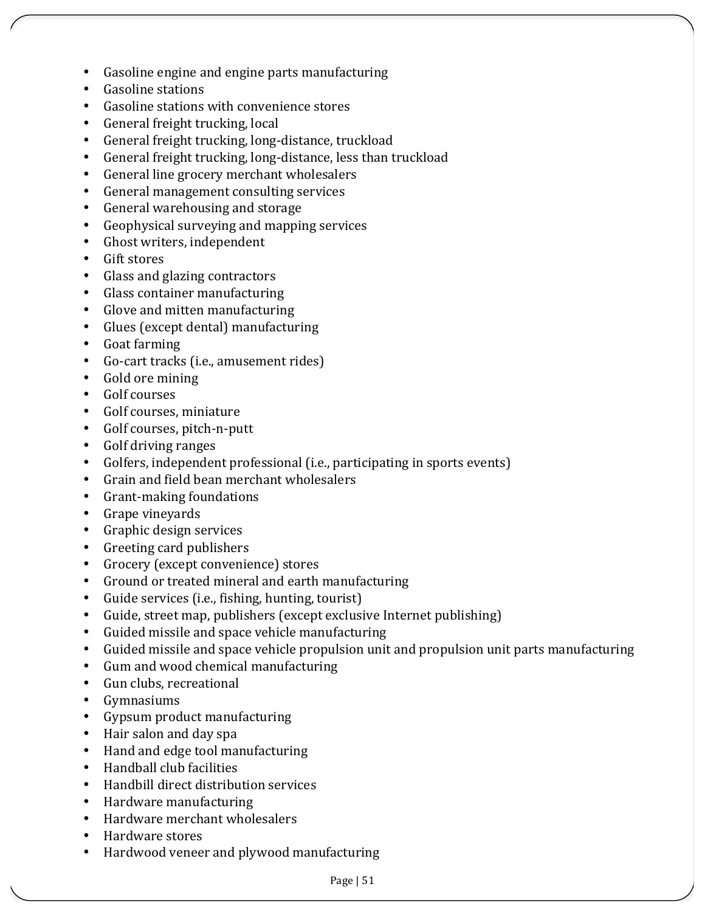- Gasoline engine and engine parts manufacturing
- Gasoline stations
- Gasoline stations with convenience stores
- General freight trucking, local
- General freight trucking, long-distance, truckload
- General freight trucking, long-distance, less than truckload
- General line grocery merchant wholesalers
- General management consulting services
- General warehousing and storage
- Geophysical surveying and mapping services
- Ghost writers, independent
- Gift stores
- Glass and glazing contractors
- Glass container manufacturing
- Glove and mitten manufacturing
- Glues (except dental) manufacturing
- Goat farming
- Go-cart tracks (i.e., amusement rides)
- Gold ore mining
- Golf courses
- Golf courses, miniature
- Golf courses, pitch-n-putt
- Golf driving ranges
- Golfers, independent professional (i.e., participating in sports events)
- Grain and field bean merchant wholesalers
- Grant-making foundations
- Grape vineyards
- Graphic design services
- Greeting card publishers
- Grocery (except convenience) stores
- Ground or treated mineral and earth manufacturing
- Guide services (i.e., fishing, hunting, tourist)
- Guide, street map, publishers (except exclusive Internet publishing)
- Guided missile and space vehicle manufacturing
- Guided missile and space vehicle propulsion unit and propulsion unit parts manufacturing
- Gum and wood chemical manufacturing
- Gun clubs, recreational
- Gymnasiums
- Gypsum product manufacturing
- Hair salon and day spa
- Hand and edge tool manufacturing
- Handball club facilities
- Handbill direct distribution services
- Hardware manufacturing
- Hardware merchant wholesalers
- Hardware stores
- Hardwood veneer and plywood manufacturing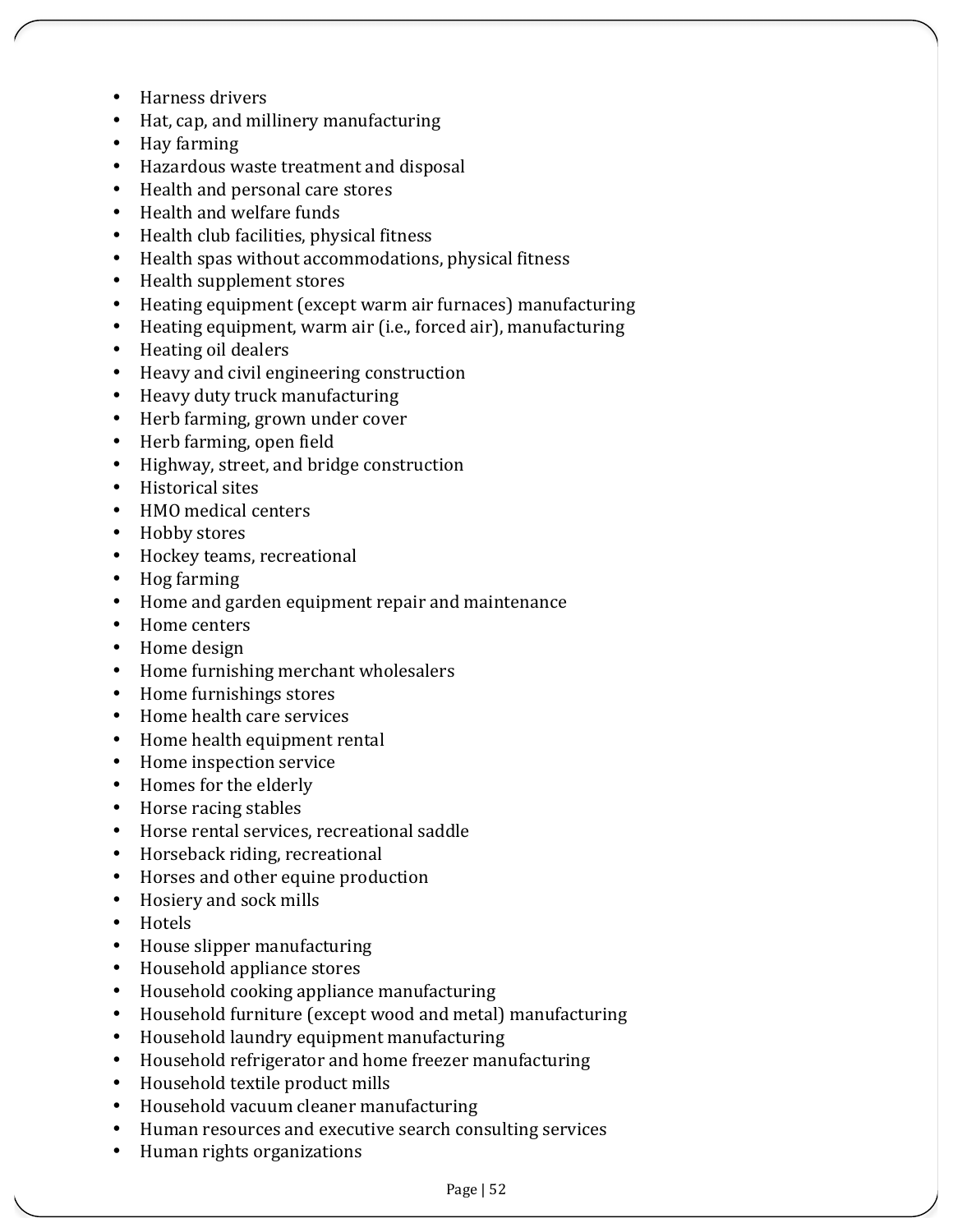- Harness drivers
- Hat, cap, and millinery manufacturing
- Hay farming
- Hazardous waste treatment and disposal
- Health and personal care stores
- Health and welfare funds
- Health club facilities, physical fitness
- Health spas without accommodations, physical fitness
- Health supplement stores
- Heating equipment (except warm air furnaces) manufacturing
- Heating equipment, warm air (i.e., forced air), manufacturing
- Heating oil dealers
- Heavy and civil engineering construction
- Heavy duty truck manufacturing
- Herb farming, grown under cover
- Herb farming, open field
- Highway, street, and bridge construction
- Historical sites
- HMO medical centers
- Hobby stores
- Hockey teams, recreational
- Hog farming
- Home and garden equipment repair and maintenance
- Home centers
- Home design
- Home furnishing merchant wholesalers
- Home furnishings stores
- Home health care services
- Home health equipment rental
- Home inspection service
- Homes for the elderly
- Horse racing stables
- Horse rental services, recreational saddle
- Horseback riding, recreational
- Horses and other equine production
- Hosiery and sock mills
- Hotels
- House slipper manufacturing
- Household appliance stores
- Household cooking appliance manufacturing
- Household furniture (except wood and metal) manufacturing
- Household laundry equipment manufacturing
- Household refrigerator and home freezer manufacturing
- Household textile product mills
- Household vacuum cleaner manufacturing
- Human resources and executive search consulting services
- Human rights organizations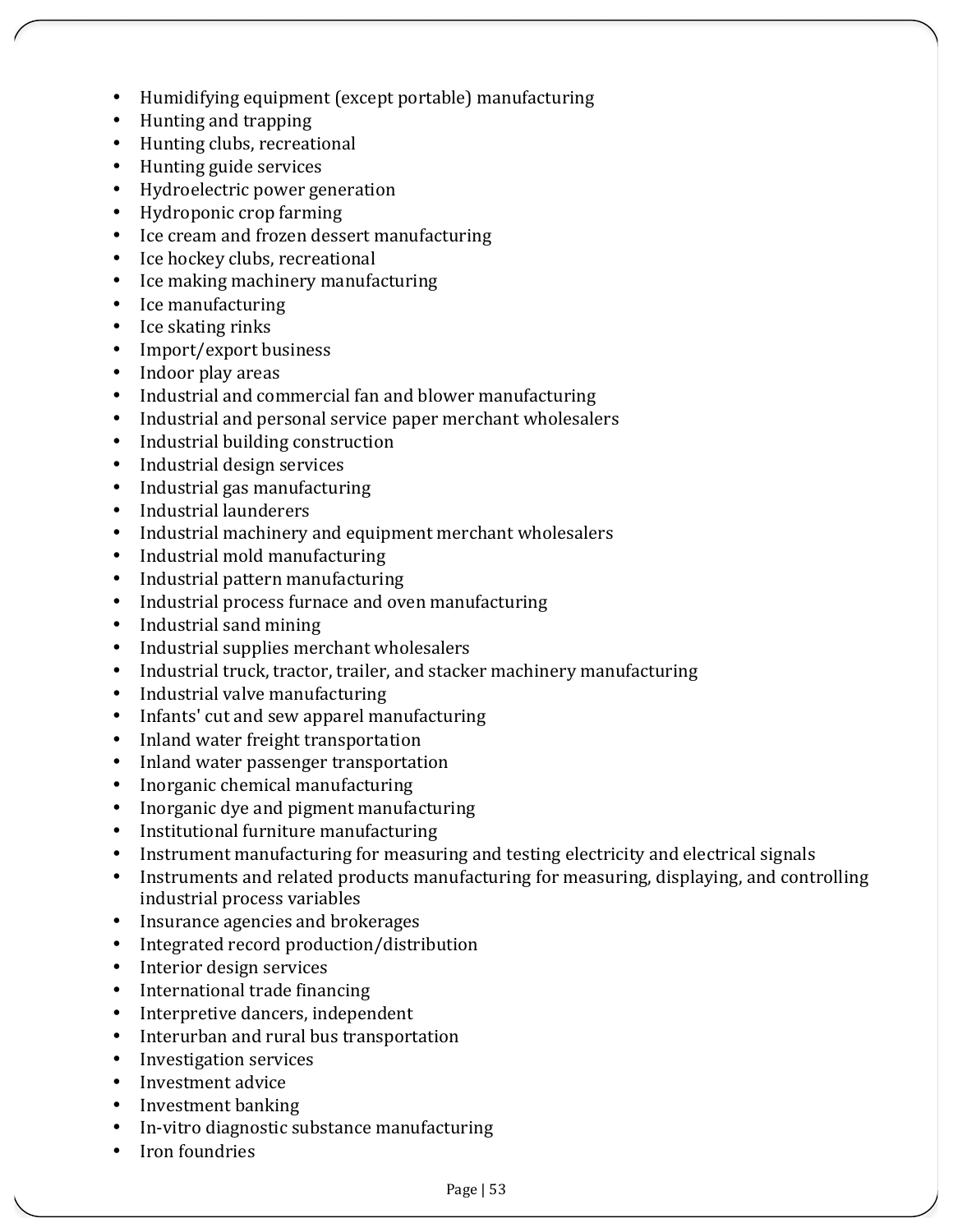- Humidifying equipment (except portable) manufacturing
- Hunting and trapping
- Hunting clubs, recreational
- Hunting guide services
- Hydroelectric power generation
- Hydroponic crop farming
- Ice cream and frozen dessert manufacturing
- Ice hockey clubs, recreational
- Ice making machinery manufacturing
- Ice manufacturing
- Ice skating rinks
- Import/export business
- Indoor play areas
- Industrial and commercial fan and blower manufacturing
- Industrial and personal service paper merchant wholesalers
- Industrial building construction
- Industrial design services
- Industrial gas manufacturing
- Industrial launderers
- Industrial machinery and equipment merchant wholesalers
- Industrial mold manufacturing
- Industrial pattern manufacturing
- Industrial process furnace and oven manufacturing
- Industrial sand mining
- Industrial supplies merchant wholesalers
- Industrial truck, tractor, trailer, and stacker machinery manufacturing
- Industrial valve manufacturing
- Infants' cut and sew apparel manufacturing
- Inland water freight transportation
- Inland water passenger transportation
- Inorganic chemical manufacturing
- Inorganic dye and pigment manufacturing
- Institutional furniture manufacturing
- Instrument manufacturing for measuring and testing electricity and electrical signals
- Instruments and related products manufacturing for measuring, displaying, and controlling industrial process variables
- Insurance agencies and brokerages
- Integrated record production/distribution
- Interior design services
- International trade financing
- Interpretive dancers, independent
- Interurban and rural bus transportation
- Investigation services
- Investment advice
- Investment banking
- In-vitro diagnostic substance manufacturing
- Iron foundries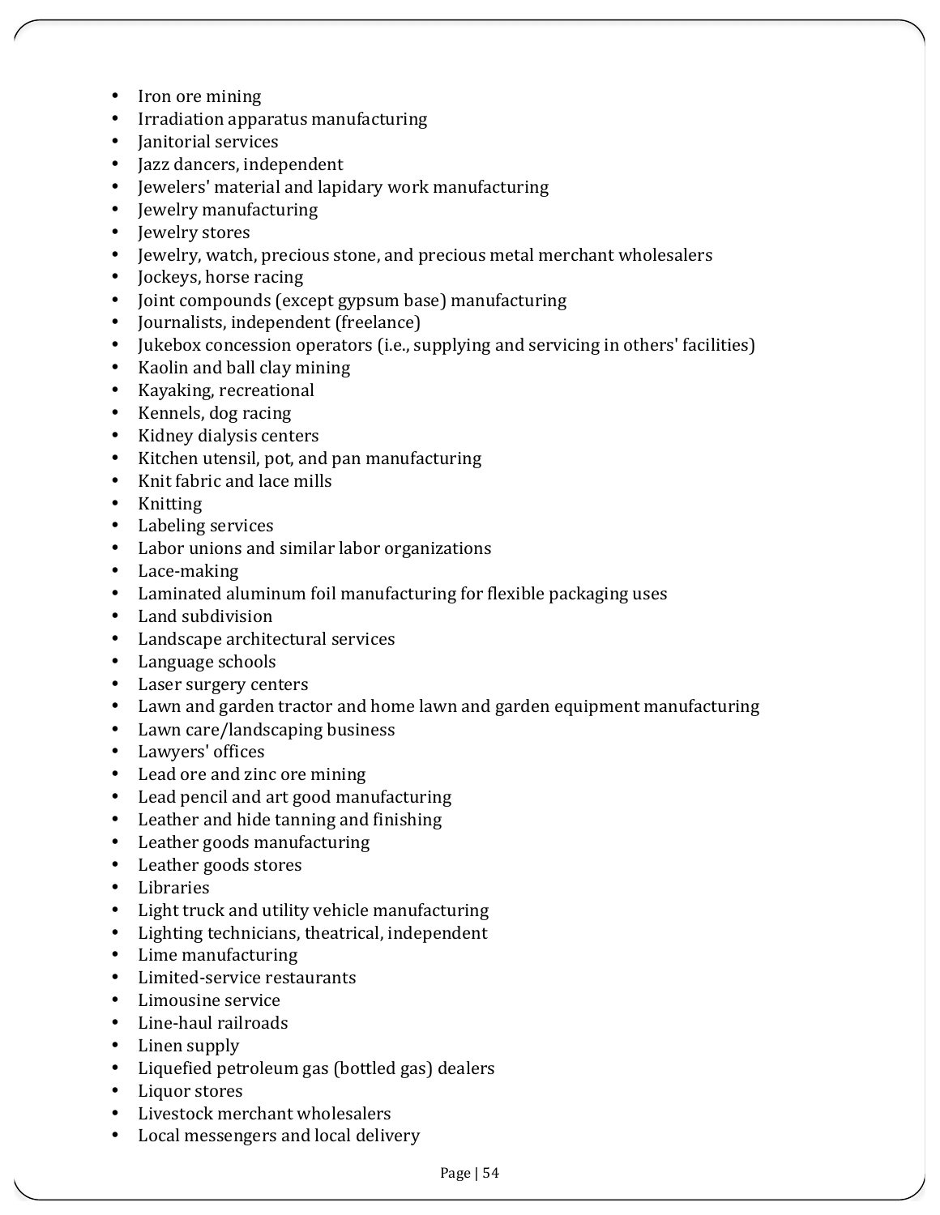- Iron ore mining
- Irradiation apparatus manufacturing
- Janitorial services
- Jazz dancers, independent
- Jewelers' material and lapidary work manufacturing
- Jewelry manufacturing
- Jewelry stores
- Jewelry, watch, precious stone, and precious metal merchant wholesalers
- Jockeys, horse racing
- Joint compounds (except gypsum base) manufacturing
- Journalists, independent (freelance)
- Jukebox concession operators (i.e., supplying and servicing in others' facilities)
- Kaolin and ball clay mining
- Kayaking, recreational
- Kennels, dog racing
- Kidney dialysis centers
- Kitchen utensil, pot, and pan manufacturing
- Knit fabric and lace mills
- Knitting
- Labeling services
- Labor unions and similar labor organizations
- Lace-making
- Laminated aluminum foil manufacturing for flexible packaging uses
- Land subdivision
- Landscape architectural services
- Language schools
- Laser surgery centers
- Lawn and garden tractor and home lawn and garden equipment manufacturing
- Lawn care/landscaping business
- Lawyers' offices
- Lead ore and zinc ore mining
- Lead pencil and art good manufacturing
- Leather and hide tanning and finishing
- Leather goods manufacturing
- Leather goods stores
- Libraries
- Light truck and utility vehicle manufacturing
- Lighting technicians, theatrical, independent
- Lime manufacturing
- Limited-service restaurants
- Limousine service
- Line-haul railroads
- Linen supply
- Liquefied petroleum gas (bottled gas) dealers
- Liquor stores
- Livestock merchant wholesalers
- Local messengers and local delivery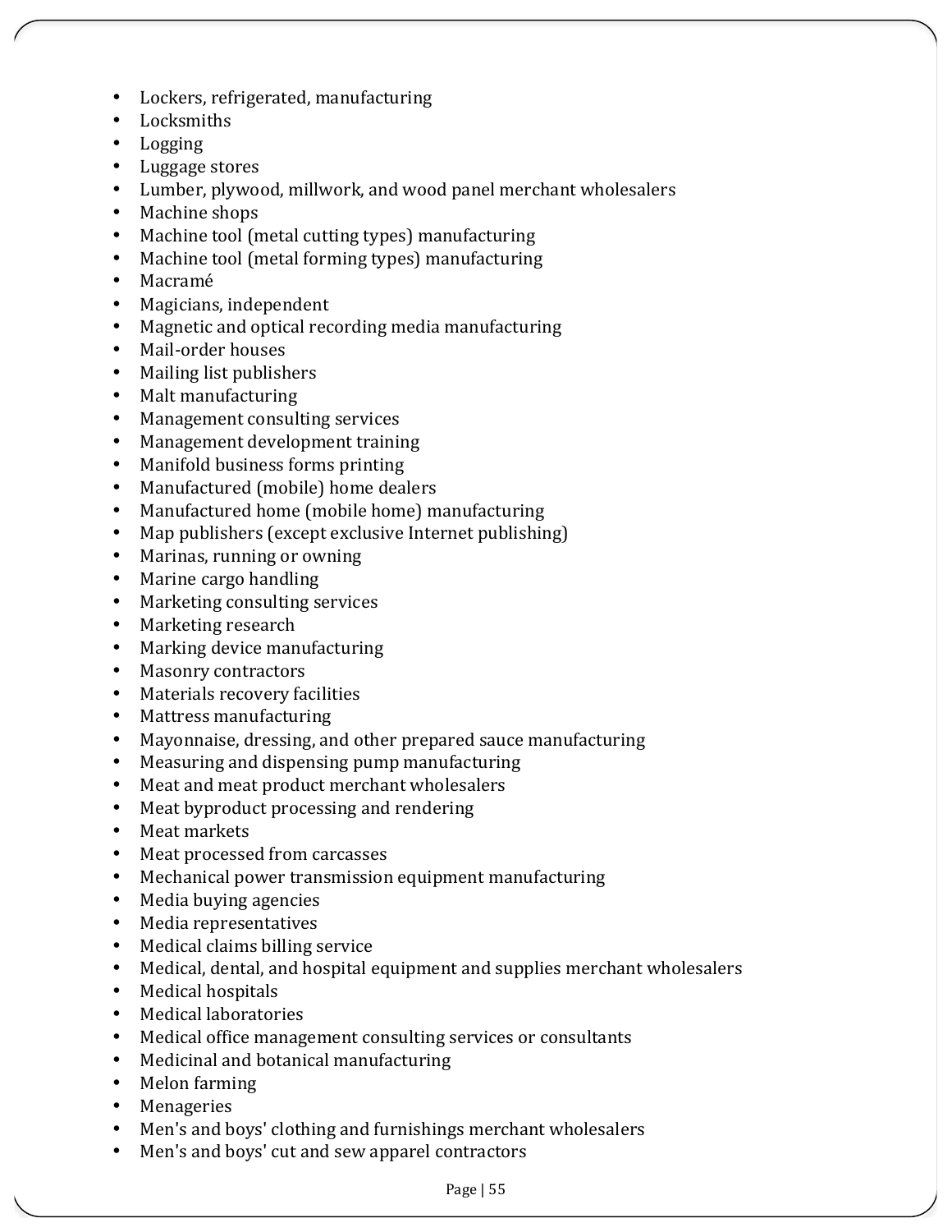- Lockers, refrigerated, manufacturing
- Locksmiths
- Logging
- Luggage stores
- Lumber, plywood, millwork, and wood panel merchant wholesalers
- Machine shops
- Machine tool (metal cutting types) manufacturing
- Machine tool (metal forming types) manufacturing
- Macramé
- Magicians, independent
- Magnetic and optical recording media manufacturing
- Mail-order houses
- Mailing list publishers
- Malt manufacturing
- Management consulting services
- Management development training
- Manifold business forms printing
- Manufactured (mobile) home dealers
- Manufactured home (mobile home) manufacturing
- Map publishers (except exclusive Internet publishing)
- Marinas, running or owning
- Marine cargo handling
- Marketing consulting services
- Marketing research
- Marking device manufacturing
- Masonry contractors
- Materials recovery facilities
- Mattress manufacturing
- Mayonnaise, dressing, and other prepared sauce manufacturing
- Measuring and dispensing pump manufacturing
- Meat and meat product merchant wholesalers
- Meat byproduct processing and rendering
- Meat markets
- Meat processed from carcasses
- Mechanical power transmission equipment manufacturing
- Media buying agencies
- Media representatives
- Medical claims billing service
- Medical, dental, and hospital equipment and supplies merchant wholesalers
- Medical hospitals
- Medical laboratories
- Medical office management consulting services or consultants
- Medicinal and botanical manufacturing
- Melon farming
- Menageries
- Men's and boys' clothing and furnishings merchant wholesalers
- Men's and boys' cut and sew apparel contractors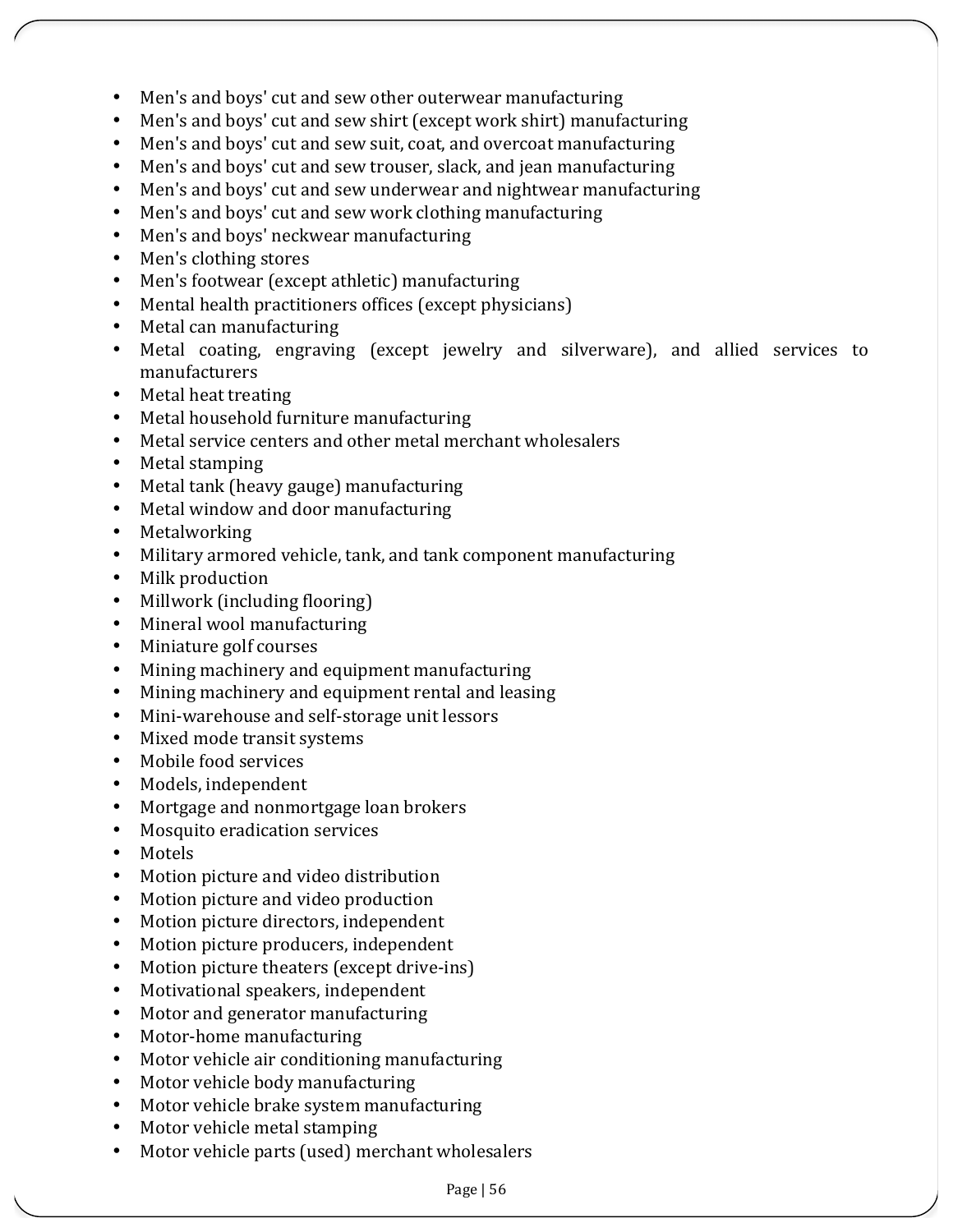- Men's and boys' cut and sew other outerwear manufacturing
- Men's and boys' cut and sew shirt (except work shirt) manufacturing
- Men's and boys' cut and sew suit, coat, and overcoat manufacturing
- Men's and boys' cut and sew trouser, slack, and jean manufacturing
- Men's and boys' cut and sew underwear and nightwear manufacturing
- Men's and boys' cut and sew work clothing manufacturing
- Men's and boys' neckwear manufacturing
- Men's clothing stores
- Men's footwear (except athletic) manufacturing
- Mental health practitioners offices (except physicians)
- Metal can manufacturing
- Metal coating, engraving (except jewelry and silverware), and allied services to manufacturers
- Metal heat treating
- Metal household furniture manufacturing
- Metal service centers and other metal merchant wholesalers
- Metal stamping
- Metal tank (heavy gauge) manufacturing
- Metal window and door manufacturing
- Metalworking
- Military armored vehicle, tank, and tank component manufacturing
- Milk production
- Millwork (including flooring)
- Mineral wool manufacturing
- Miniature golf courses
- Mining machinery and equipment manufacturing
- Mining machinery and equipment rental and leasing
- Mini-warehouse and self-storage unit lessors
- Mixed mode transit systems
- Mobile food services
- Models, independent
- Mortgage and nonmortgage loan brokers
- Mosquito eradication services
- Motels
- Motion picture and video distribution
- Motion picture and video production
- Motion picture directors, independent
- Motion picture producers, independent
- Motion picture theaters (except drive-ins)
- Motivational speakers, independent
- Motor and generator manufacturing
- Motor-home manufacturing
- Motor vehicle air conditioning manufacturing
- Motor vehicle body manufacturing
- Motor vehicle brake system manufacturing
- Motor vehicle metal stamping
- Motor vehicle parts (used) merchant wholesalers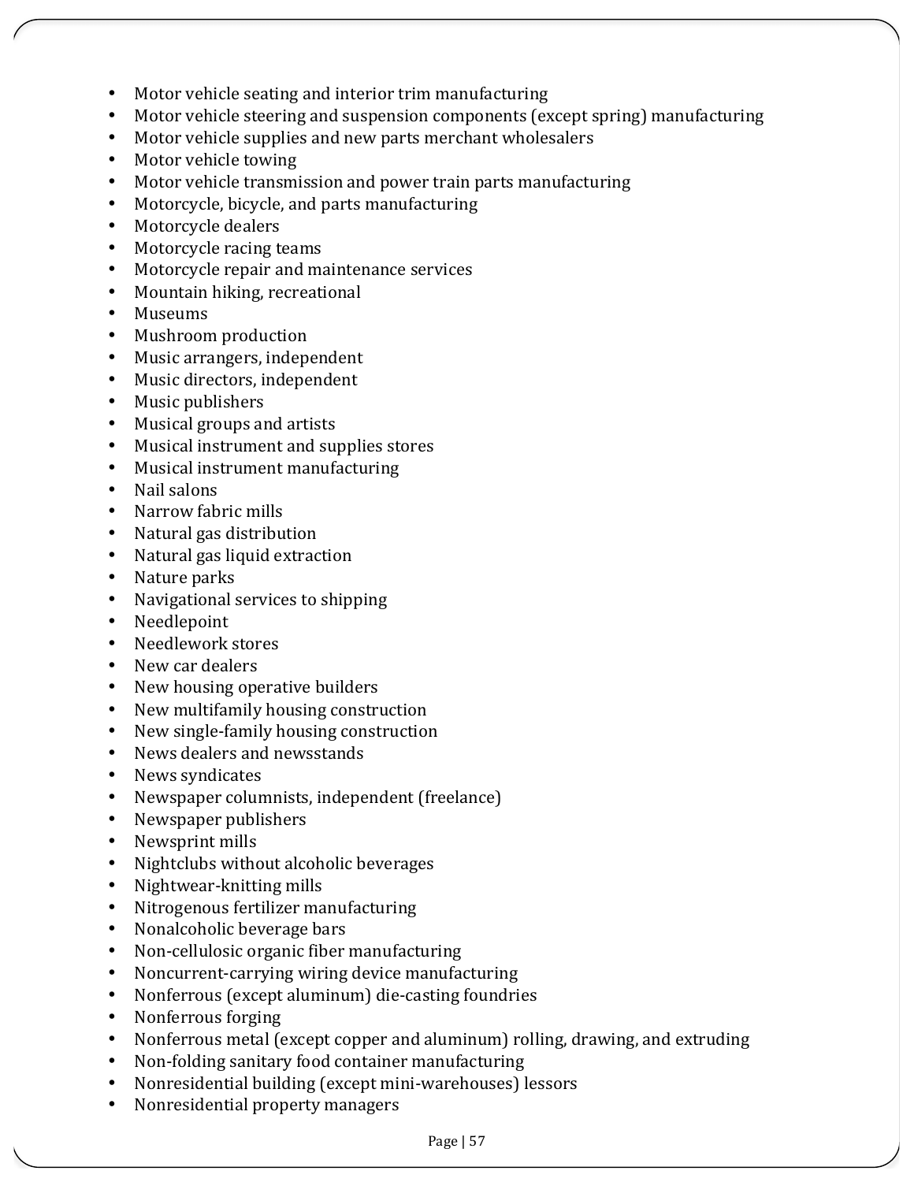- Motor vehicle seating and interior trim manufacturing
- Motor vehicle steering and suspension components (except spring) manufacturing
- Motor vehicle supplies and new parts merchant wholesalers
- Motor vehicle towing
- Motor vehicle transmission and power train parts manufacturing
- Motorcycle, bicycle, and parts manufacturing
- Motorcycle dealers
- Motorcycle racing teams
- Motorcycle repair and maintenance services
- Mountain hiking, recreational
- Museums
- Mushroom production
- Music arrangers, independent
- Music directors, independent
- Music publishers
- Musical groups and artists
- Musical instrument and supplies stores
- Musical instrument manufacturing
- Nail salons
- Narrow fabric mills
- Natural gas distribution
- Natural gas liquid extraction
- Nature parks
- Navigational services to shipping
- Needlepoint
- Needlework stores
- New car dealers
- New housing operative builders
- New multifamily housing construction
- New single-family housing construction
- News dealers and newsstands
- News syndicates
- Newspaper columnists, independent (freelance)
- Newspaper publishers
- Newsprint mills
- Nightclubs without alcoholic beverages
- Nightwear-knitting mills
- Nitrogenous fertilizer manufacturing
- Nonalcoholic beverage bars
- Non-cellulosic organic fiber manufacturing
- Noncurrent-carrying wiring device manufacturing
- Nonferrous (except aluminum) die-casting foundries
- Nonferrous forging
- Nonferrous metal (except copper and aluminum) rolling, drawing, and extruding
- Non-folding sanitary food container manufacturing
- Nonresidential building (except mini-warehouses) lessors
- Nonresidential property managers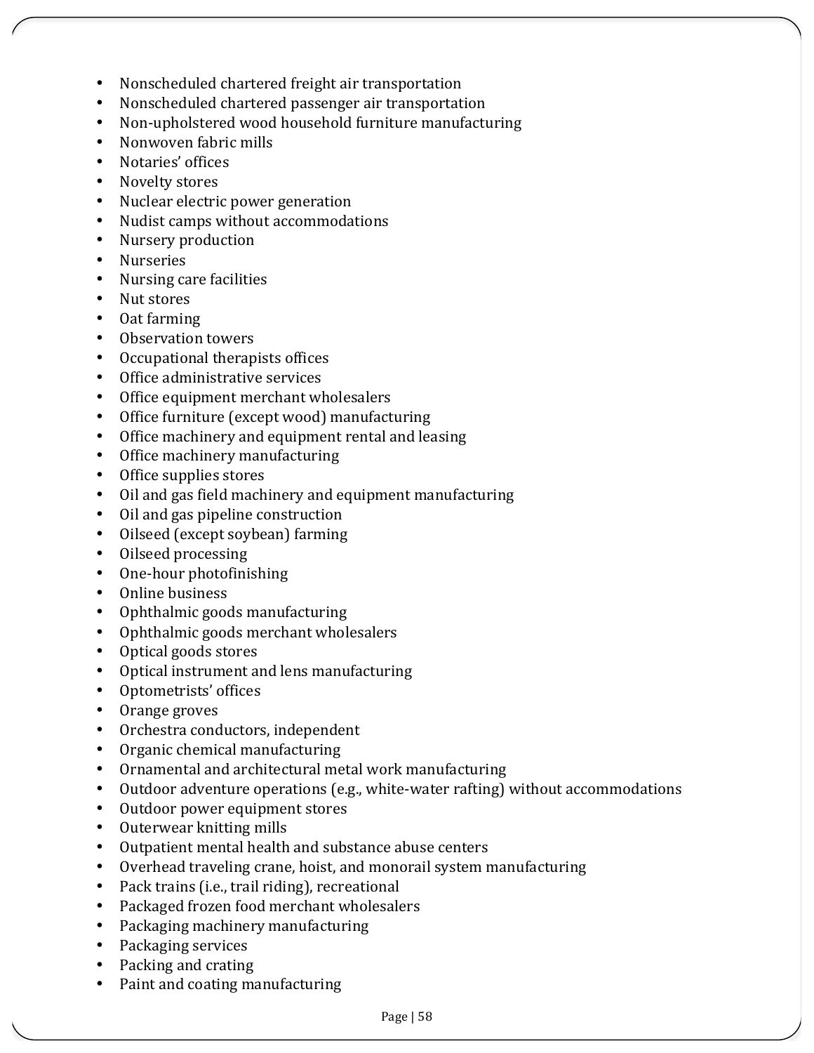- Nonscheduled chartered freight air transportation
- Nonscheduled chartered passenger air transportation
- Non-upholstered wood household furniture manufacturing
- Nonwoven fabric mills
- Notaries' offices
- Novelty stores
- Nuclear electric power generation
- Nudist camps without accommodations
- Nursery production
- Nurseries
- Nursing care facilities
- Nut stores
- Oat farming
- Observation towers
- Occupational therapists offices
- Office administrative services
- Office equipment merchant wholesalers
- Office furniture (except wood) manufacturing
- Office machinery and equipment rental and leasing
- Office machinery manufacturing
- Office supplies stores
- Oil and gas field machinery and equipment manufacturing
- Oil and gas pipeline construction
- Oilseed (except soybean) farming
- Oilseed processing
- One-hour photofinishing
- Online business
- Ophthalmic goods manufacturing
- Ophthalmic goods merchant wholesalers
- Optical goods stores
- Optical instrument and lens manufacturing
- Optometrists' offices
- Orange groves
- Orchestra conductors, independent
- Organic chemical manufacturing
- Ornamental and architectural metal work manufacturing
- Outdoor adventure operations (e.g., white-water rafting) without accommodations
- Outdoor power equipment stores
- Outerwear knitting mills
- Outpatient mental health and substance abuse centers
- Overhead traveling crane, hoist, and monorail system manufacturing
- Pack trains (i.e., trail riding), recreational
- Packaged frozen food merchant wholesalers
- Packaging machinery manufacturing
- Packaging services
- Packing and crating
- Paint and coating manufacturing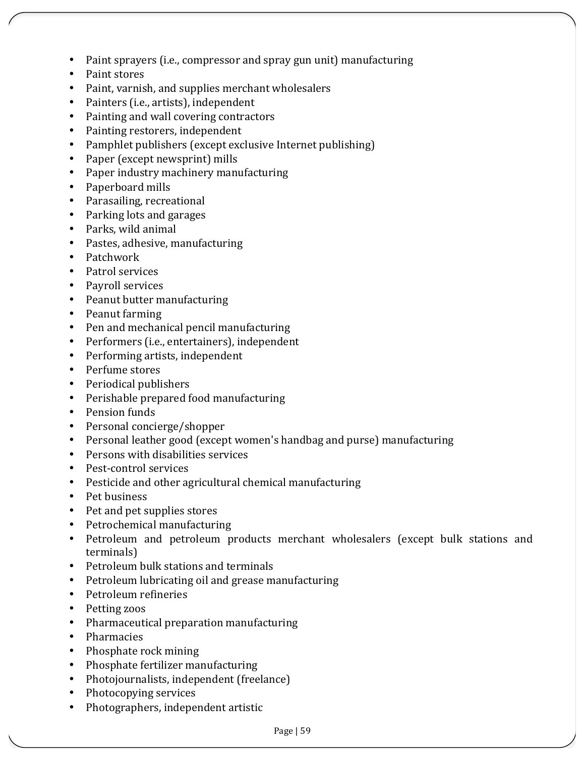- Paint sprayers (i.e., compressor and spray gun unit) manufacturing
- Paint stores
- Paint, varnish, and supplies merchant wholesalers
- Painters (i.e., artists), independent
- Painting and wall covering contractors
- Painting restorers, independent
- Pamphlet publishers (except exclusive Internet publishing)
- Paper (except newsprint) mills
- Paper industry machinery manufacturing
- Paperboard mills
- Parasailing, recreational
- Parking lots and garages
- Parks, wild animal
- Pastes, adhesive, manufacturing
- Patchwork
- Patrol services
- Payroll services
- Peanut butter manufacturing
- Peanut farming
- Pen and mechanical pencil manufacturing
- Performers (i.e., entertainers), independent
- Performing artists, independent
- Perfume stores
- Periodical publishers
- Perishable prepared food manufacturing
- Pension funds
- Personal concierge/shopper
- Personal leather good (except women's handbag and purse) manufacturing
- Persons with disabilities services
- Pest-control services
- Pesticide and other agricultural chemical manufacturing
- Pet business
- Pet and pet supplies stores
- Petrochemical manufacturing
- Petroleum and petroleum products merchant wholesalers (except bulk stations and terminals)
- Petroleum bulk stations and terminals
- Petroleum lubricating oil and grease manufacturing
- Petroleum refineries
- Petting zoos
- Pharmaceutical preparation manufacturing
- Pharmacies
- Phosphate rock mining
- Phosphate fertilizer manufacturing
- Photojournalists, independent (freelance)
- Photocopying services
- Photographers, independent artistic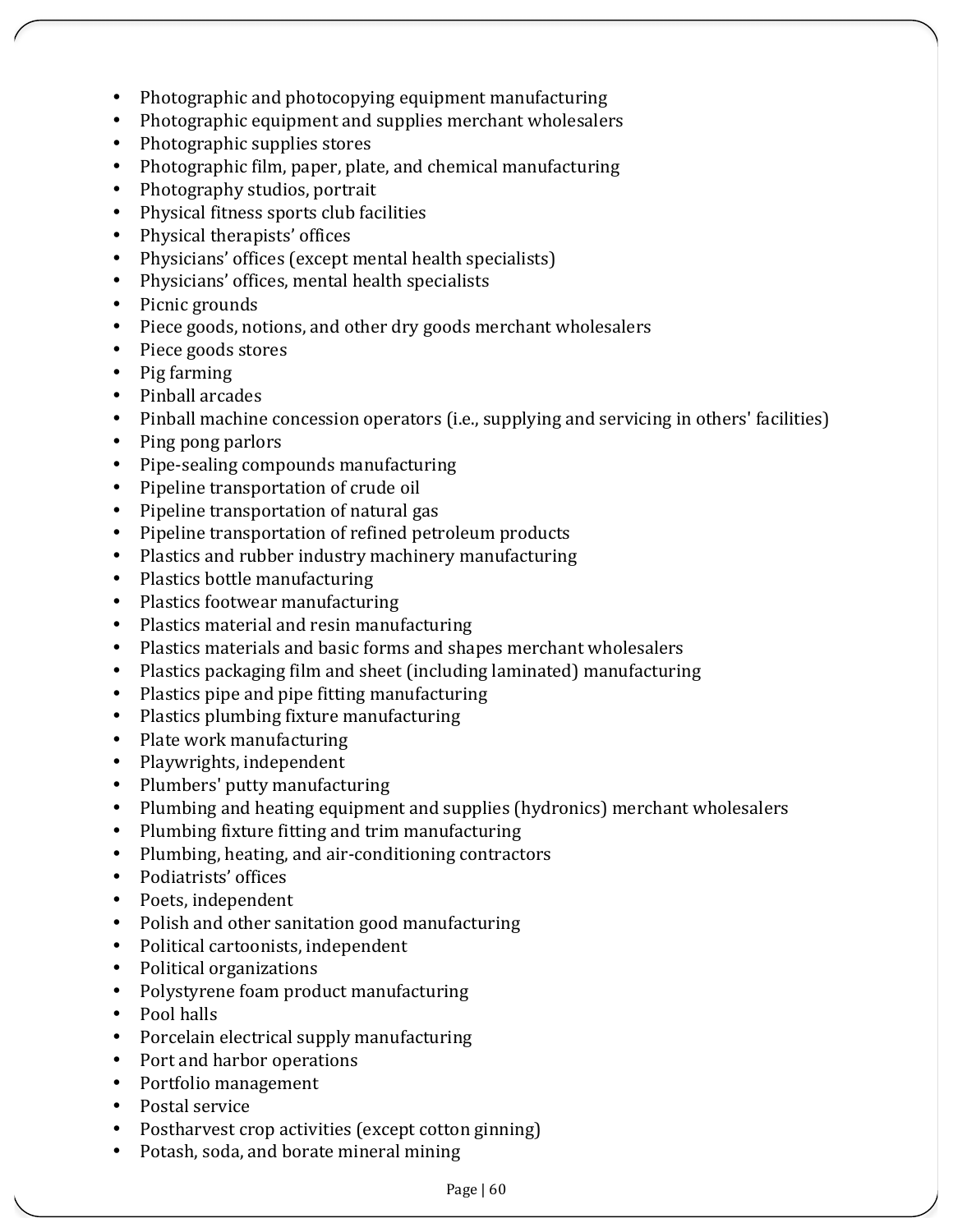- Photographic and photocopying equipment manufacturing
- Photographic equipment and supplies merchant wholesalers
- Photographic supplies stores
- Photographic film, paper, plate, and chemical manufacturing
- Photography studios, portrait
- Physical fitness sports club facilities
- Physical therapists' offices
- Physicians' offices (except mental health specialists)
- Physicians' offices, mental health specialists
- Picnic grounds
- Piece goods, notions, and other dry goods merchant wholesalers
- Piece goods stores
- Pig farming
- Pinball arcades
- Pinball machine concession operators (i.e., supplying and servicing in others' facilities)
- Ping pong parlors
- Pipe-sealing compounds manufacturing
- Pipeline transportation of crude oil
- Pipeline transportation of natural gas
- Pipeline transportation of refined petroleum products
- Plastics and rubber industry machinery manufacturing
- Plastics bottle manufacturing
- Plastics footwear manufacturing
- Plastics material and resin manufacturing
- Plastics materials and basic forms and shapes merchant wholesalers
- Plastics packaging film and sheet (including laminated) manufacturing
- Plastics pipe and pipe fitting manufacturing
- Plastics plumbing fixture manufacturing
- Plate work manufacturing
- Playwrights, independent
- Plumbers' putty manufacturing
- Plumbing and heating equipment and supplies (hydronics) merchant wholesalers
- Plumbing fixture fitting and trim manufacturing
- Plumbing, heating, and air-conditioning contractors
- Podiatrists' offices
- Poets, independent
- Polish and other sanitation good manufacturing
- Political cartoonists, independent
- Political organizations
- Polystyrene foam product manufacturing
- Pool halls
- Porcelain electrical supply manufacturing
- Port and harbor operations
- Portfolio management
- Postal service
- Postharvest crop activities (except cotton ginning)
- Potash, soda, and borate mineral mining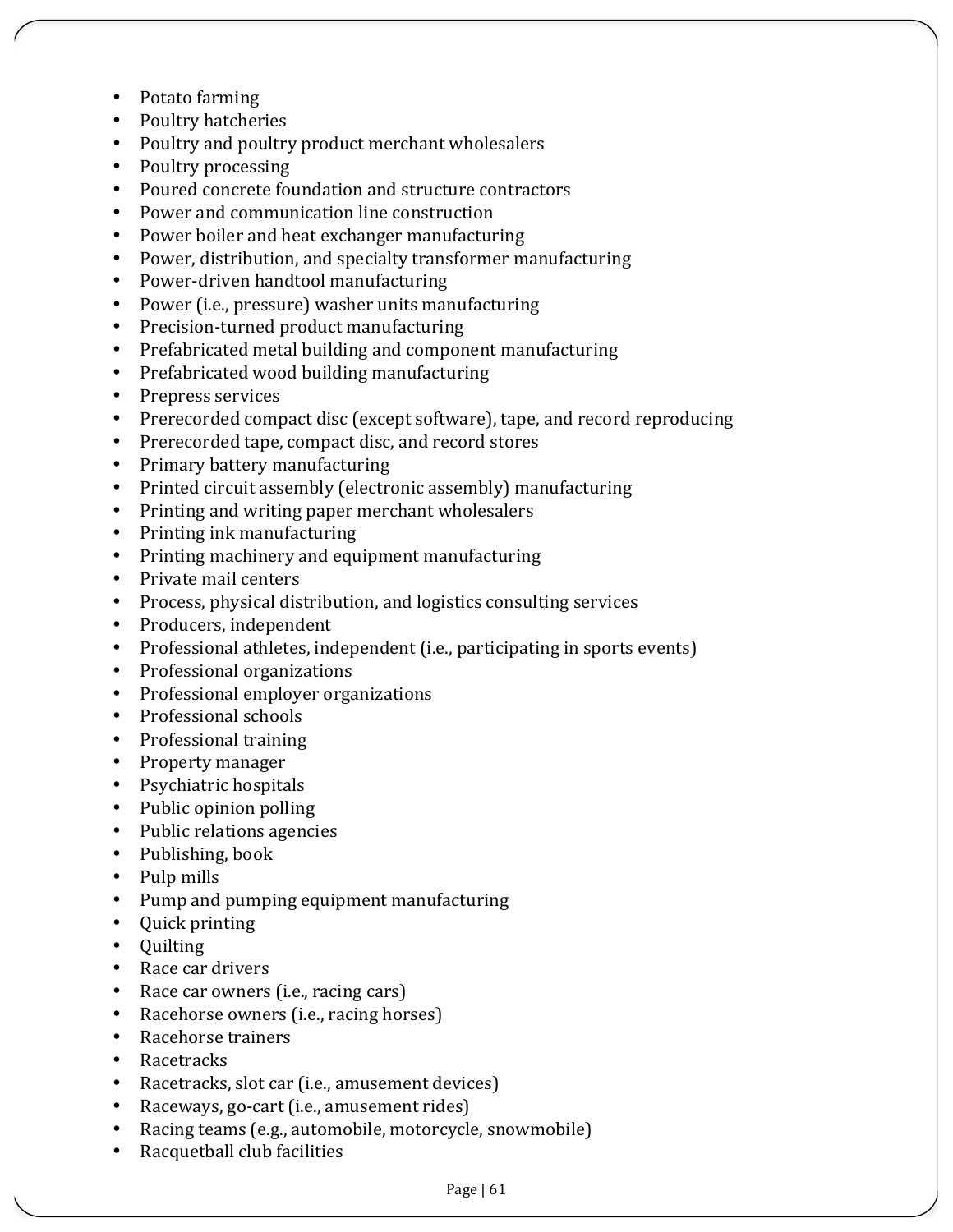- Potato farming
- Poultry hatcheries
- Poultry and poultry product merchant wholesalers
- Poultry processing
- Poured concrete foundation and structure contractors
- Power and communication line construction
- Power boiler and heat exchanger manufacturing
- Power, distribution, and specialty transformer manufacturing
- Power-driven handtool manufacturing
- Power (i.e., pressure) washer units manufacturing
- Precision-turned product manufacturing
- Prefabricated metal building and component manufacturing
- Prefabricated wood building manufacturing
- Prepress services
- Prerecorded compact disc (except software), tape, and record reproducing
- Prerecorded tape, compact disc, and record stores
- Primary battery manufacturing
- Printed circuit assembly (electronic assembly) manufacturing
- Printing and writing paper merchant wholesalers
- Printing ink manufacturing
- Printing machinery and equipment manufacturing
- Private mail centers
- Process, physical distribution, and logistics consulting services
- Producers, independent
- Professional athletes, independent (i.e., participating in sports events)
- Professional organizations
- Professional employer organizations
- Professional schools
- Professional training
- Property manager
- Psychiatric hospitals
- Public opinion polling
- Public relations agencies
- Publishing, book
- Pulp mills
- Pump and pumping equipment manufacturing
- Quick printing
- Quilting
- Race car drivers
- Race car owners (i.e., racing cars)
- Racehorse owners (i.e., racing horses)
- Racehorse trainers
- Racetracks
- Racetracks, slot car (i.e., amusement devices)
- Raceways, go-cart (i.e., amusement rides)
- Racing teams (e.g., automobile, motorcycle, snowmobile)
- Racquetball club facilities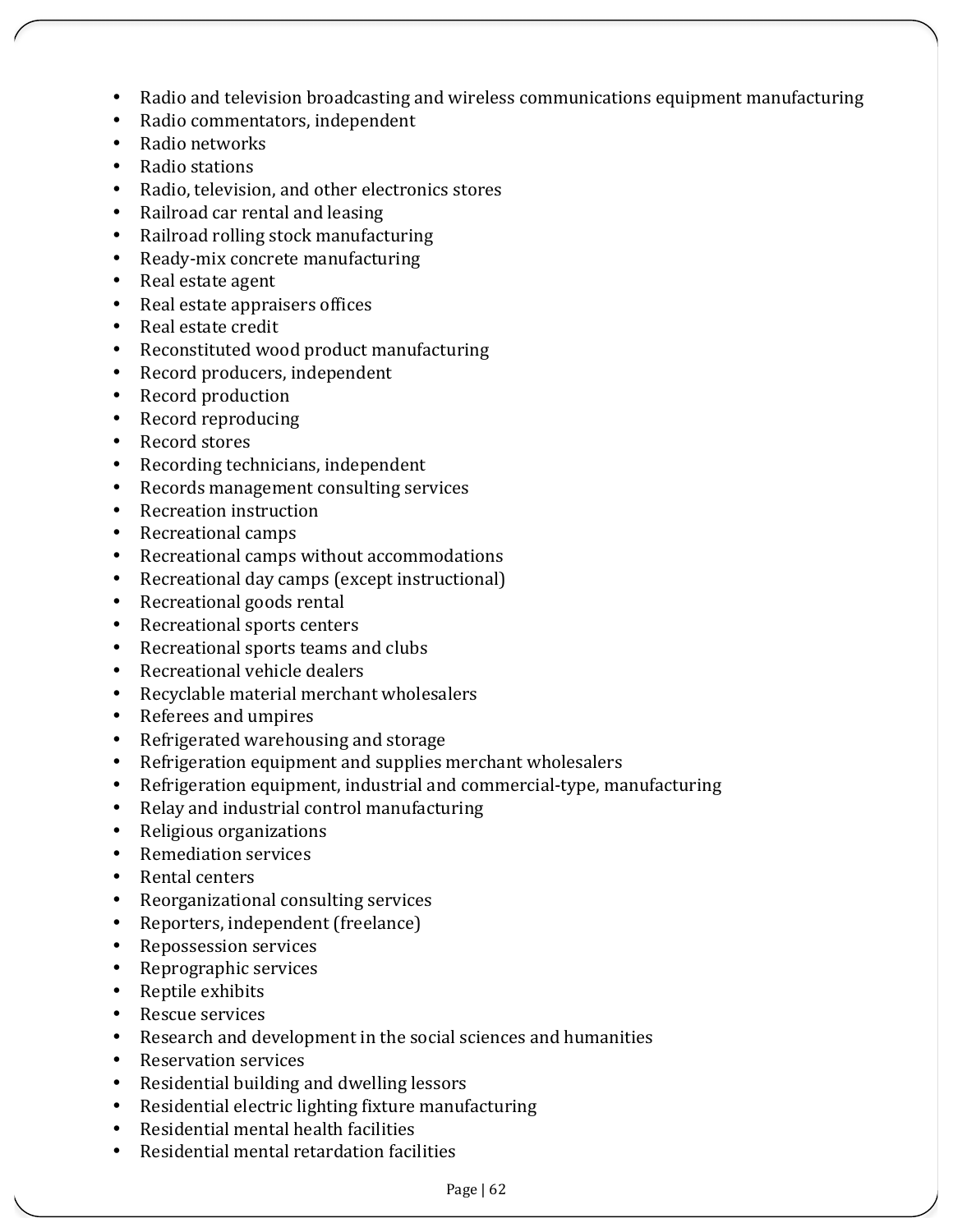- Radio and television broadcasting and wireless communications equipment manufacturing
- Radio commentators, independent
- Radio networks
- Radio stations
- Radio, television, and other electronics stores
- Railroad car rental and leasing
- Railroad rolling stock manufacturing
- Ready-mix concrete manufacturing
- Real estate agent
- Real estate appraisers offices
- Real estate credit
- Reconstituted wood product manufacturing
- Record producers, independent
- Record production
- Record reproducing
- Record stores
- Recording technicians, independent
- Records management consulting services
- Recreation instruction
- Recreational camps
- Recreational camps without accommodations
- Recreational day camps (except instructional)
- Recreational goods rental
- Recreational sports centers
- Recreational sports teams and clubs
- Recreational vehicle dealers
- Recyclable material merchant wholesalers
- Referees and umpires
- Refrigerated warehousing and storage
- Refrigeration equipment and supplies merchant wholesalers
- Refrigeration equipment, industrial and commercial-type, manufacturing
- Relay and industrial control manufacturing
- Religious organizations
- Remediation services
- Rental centers
- Reorganizational consulting services
- Reporters, independent (freelance)
- Repossession services
- Reprographic services
- Reptile exhibits
- Rescue services
- Research and development in the social sciences and humanities
- Reservation services
- Residential building and dwelling lessors
- Residential electric lighting fixture manufacturing
- Residential mental health facilities
- Residential mental retardation facilities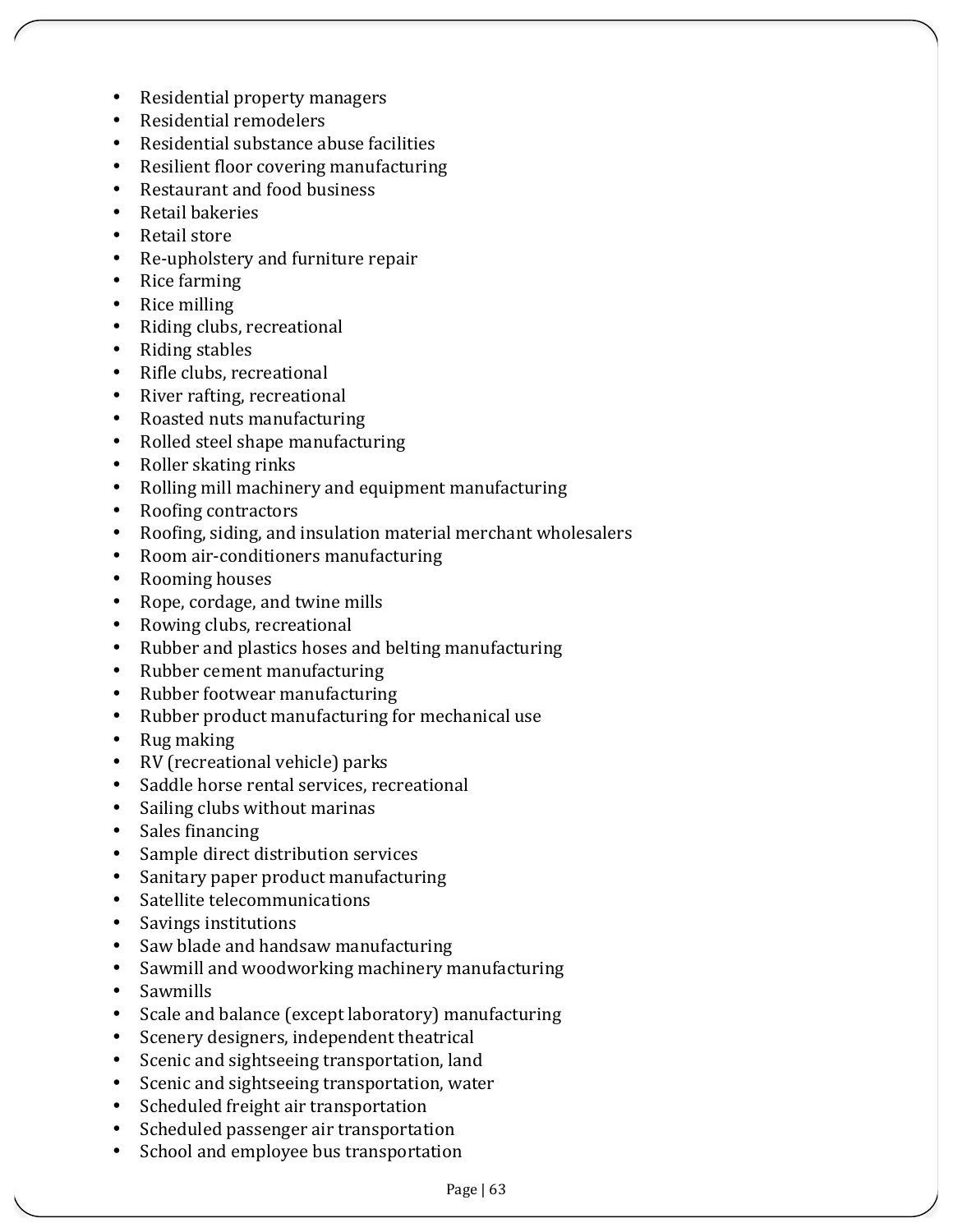- Residential property managers
- Residential remodelers
- Residential substance abuse facilities
- Resilient floor covering manufacturing
- Restaurant and food business
- Retail bakeries
- Retail store
- Re-upholstery and furniture repair
- Rice farming
- Rice milling
- Riding clubs, recreational
- Riding stables
- Rifle clubs, recreational
- River rafting, recreational
- Roasted nuts manufacturing
- Rolled steel shape manufacturing
- Roller skating rinks
- Rolling mill machinery and equipment manufacturing
- Roofing contractors
- Roofing, siding, and insulation material merchant wholesalers
- Room air-conditioners manufacturing
- Rooming houses
- Rope, cordage, and twine mills
- Rowing clubs, recreational
- Rubber and plastics hoses and belting manufacturing
- Rubber cement manufacturing
- Rubber footwear manufacturing
- Rubber product manufacturing for mechanical use
- Rug making
- RV (recreational vehicle) parks
- Saddle horse rental services, recreational
- Sailing clubs without marinas
- Sales financing
- Sample direct distribution services
- Sanitary paper product manufacturing
- Satellite telecommunications
- Savings institutions
- Saw blade and handsaw manufacturing
- Sawmill and woodworking machinery manufacturing
- Sawmills
- Scale and balance (except laboratory) manufacturing
- Scenery designers, independent theatrical
- Scenic and sightseeing transportation, land
- Scenic and sightseeing transportation, water
- Scheduled freight air transportation
- Scheduled passenger air transportation
- School and employee bus transportation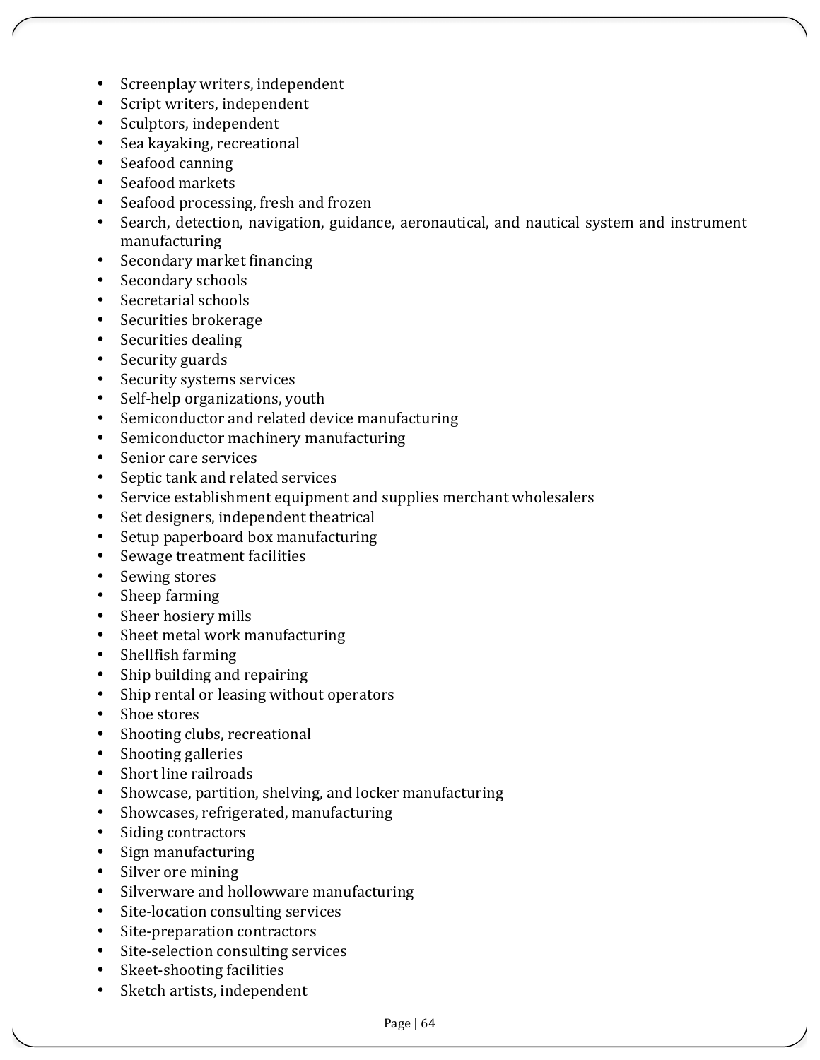- Screenplay writers, independent
- Script writers, independent
- Sculptors, independent
- Sea kayaking, recreational
- Seafood canning
- Seafood markets
- Seafood processing, fresh and frozen
- Search, detection, navigation, guidance, aeronautical, and nautical system and instrument manufacturing
- Secondary market financing
- Secondary schools
- Secretarial schools
- Securities brokerage
- Securities dealing
- Security guards
- Security systems services
- Self-help organizations, youth
- Semiconductor and related device manufacturing
- Semiconductor machinery manufacturing
- Senior care services
- Septic tank and related services
- Service establishment equipment and supplies merchant wholesalers
- Set designers, independent theatrical
- Setup paperboard box manufacturing
- Sewage treatment facilities
- Sewing stores
- Sheep farming
- Sheer hosiery mills
- Sheet metal work manufacturing
- Shellfish farming
- Ship building and repairing
- Ship rental or leasing without operators
- Shoe stores
- Shooting clubs, recreational
- Shooting galleries
- Short line railroads
- Showcase, partition, shelving, and locker manufacturing
- Showcases, refrigerated, manufacturing
- Siding contractors
- Sign manufacturing
- Silver ore mining
- Silverware and hollowware manufacturing
- Site-location consulting services
- Site-preparation contractors
- Site-selection consulting services
- Skeet-shooting facilities
- Sketch artists, independent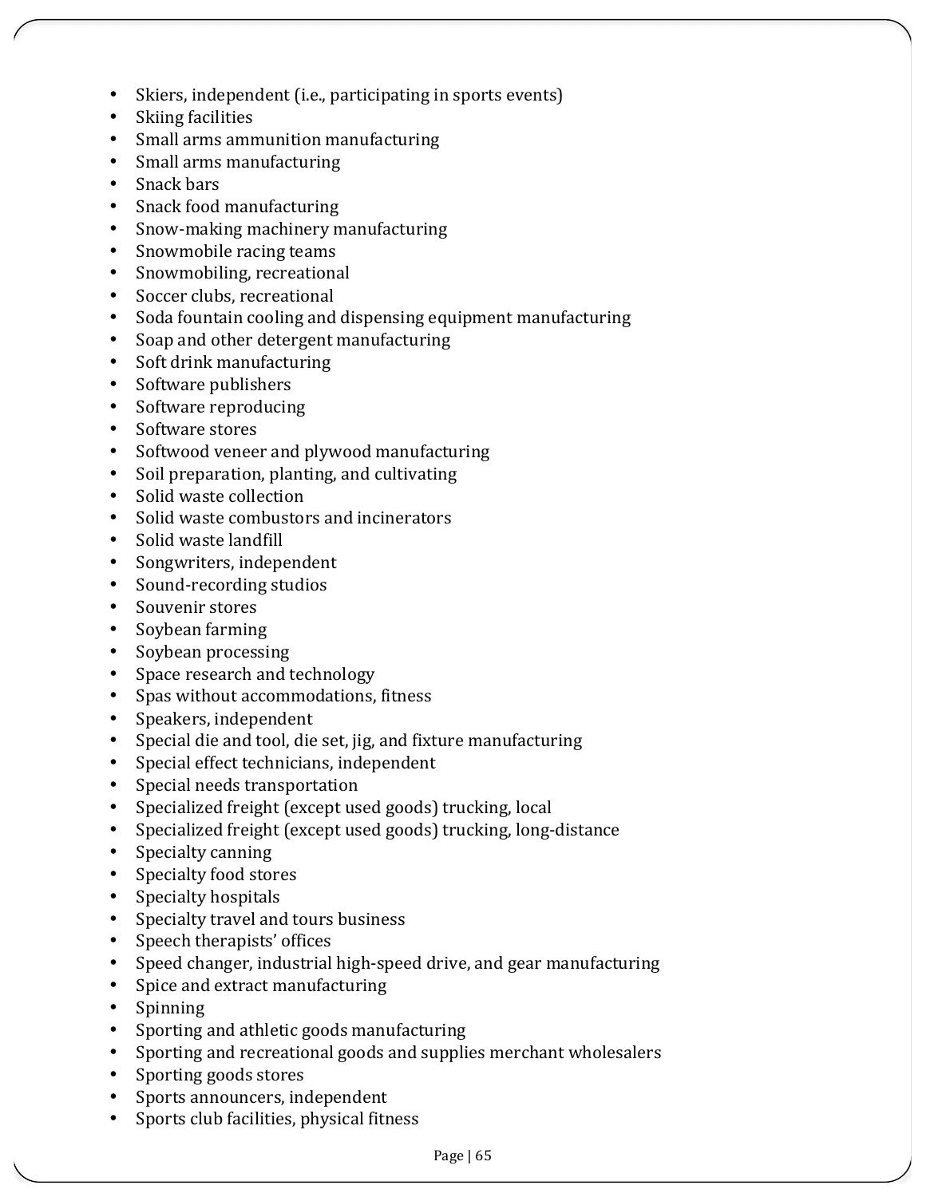- Skiers, independent (i.e., participating in sports events)
- Skiing facilities
- Small arms ammunition manufacturing
- Small arms manufacturing
- Snack bars
- Snack food manufacturing
- Snow-making machinery manufacturing
- Snowmobile racing teams
- Snowmobiling, recreational
- Soccer clubs, recreational
- Soda fountain cooling and dispensing equipment manufacturing
- Soap and other detergent manufacturing
- Soft drink manufacturing
- Software publishers
- Software reproducing
- Software stores
- Softwood veneer and plywood manufacturing
- Soil preparation, planting, and cultivating
- Solid waste collection
- Solid waste combustors and incinerators
- Solid waste landfill
- Songwriters, independent
- Sound-recording studios
- Souvenir stores
- Soybean farming
- Soybean processing
- Space research and technology
- Spas without accommodations, fitness
- Speakers, independent
- Special die and tool, die set, jig, and fixture manufacturing
- Special effect technicians, independent
- Special needs transportation
- Specialized freight (except used goods) trucking, local
- Specialized freight (except used goods) trucking, long-distance
- Specialty canning
- Specialty food stores
- Specialty hospitals
- Specialty travel and tours business
- Speech therapists' offices
- Speed changer, industrial high-speed drive, and gear manufacturing
- Spice and extract manufacturing
- Spinning
- Sporting and athletic goods manufacturing
- Sporting and recreational goods and supplies merchant wholesalers
- Sporting goods stores
- Sports announcers, independent
- Sports club facilities, physical fitness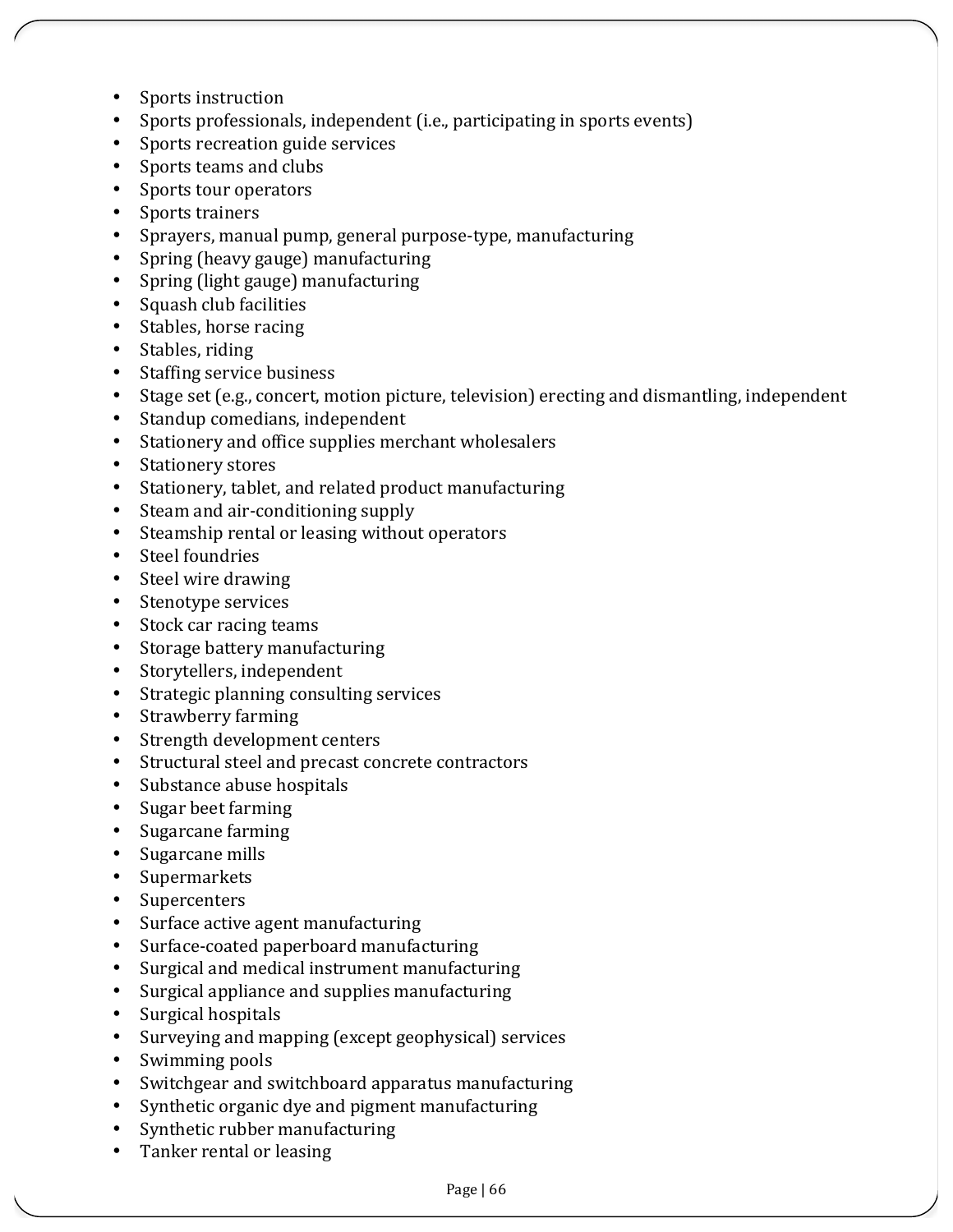- Sports instruction
- Sports professionals, independent (i.e., participating in sports events)
- Sports recreation guide services
- Sports teams and clubs
- Sports tour operators
- Sports trainers
- Sprayers, manual pump, general purpose-type, manufacturing
- Spring (heavy gauge) manufacturing
- Spring (light gauge) manufacturing
- Squash club facilities
- Stables, horse racing
- Stables, riding
- Staffing service business
- Stage set (e.g., concert, motion picture, television) erecting and dismantling, independent
- Standup comedians, independent
- Stationery and office supplies merchant wholesalers
- Stationery stores
- Stationery, tablet, and related product manufacturing
- Steam and air-conditioning supply
- Steamship rental or leasing without operators
- Steel foundries
- Steel wire drawing
- Stenotype services
- Stock car racing teams
- Storage battery manufacturing
- Storytellers, independent
- Strategic planning consulting services
- Strawberry farming
- Strength development centers
- Structural steel and precast concrete contractors
- Substance abuse hospitals
- Sugar beet farming
- Sugarcane farming
- Sugarcane mills
- Supermarkets
- Supercenters
- Surface active agent manufacturing
- Surface-coated paperboard manufacturing
- Surgical and medical instrument manufacturing
- Surgical appliance and supplies manufacturing
- Surgical hospitals
- Surveying and mapping (except geophysical) services
- Swimming pools
- Switchgear and switchboard apparatus manufacturing
- Synthetic organic dye and pigment manufacturing
- Synthetic rubber manufacturing
- Tanker rental or leasing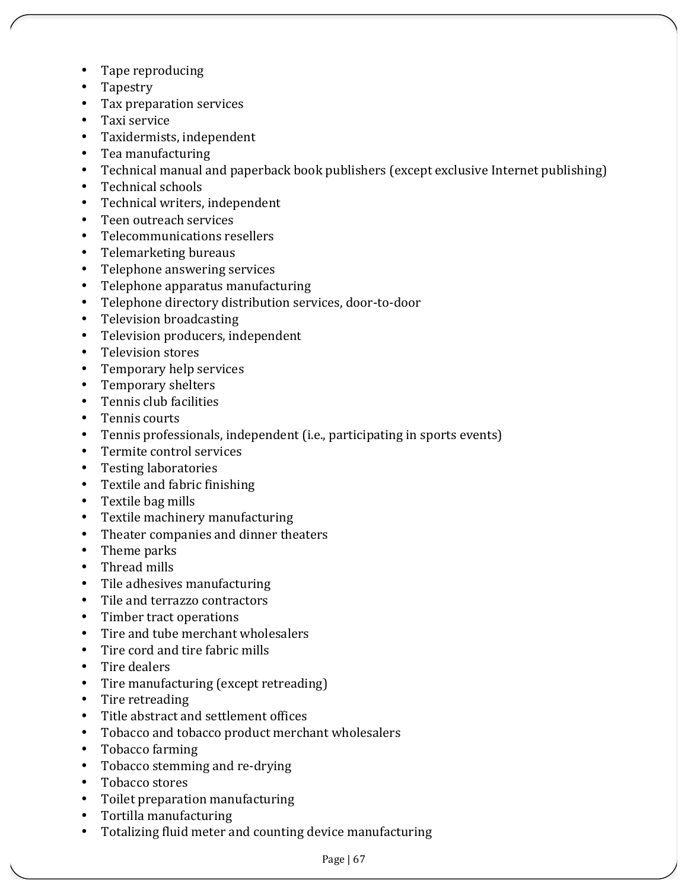- Tape reproducing
- Tapestry
- Tax preparation services
- Taxi service
- Taxidermists, independent
- Tea manufacturing
- Technical manual and paperback book publishers (except exclusive Internet publishing)
- Technical schools
- Technical writers, independent
- Teen outreach services
- Telecommunications resellers
- Telemarketing bureaus
- Telephone answering services
- Telephone apparatus manufacturing
- Telephone directory distribution services, door-to-door
- Television broadcasting
- Television producers, independent
- Television stores
- Temporary help services
- Temporary shelters
- Tennis club facilities
- Tennis courts
- Tennis professionals, independent (i.e., participating in sports events)
- Termite control services
- Testing laboratories
- Textile and fabric finishing
- Textile bag mills
- Textile machinery manufacturing
- Theater companies and dinner theaters
- Theme parks
- Thread mills
- Tile adhesives manufacturing
- Tile and terrazzo contractors
- Timber tract operations
- Tire and tube merchant wholesalers
- Tire cord and tire fabric mills
- Tire dealers
- Tire manufacturing (except retreading)
- Tire retreading
- Title abstract and settlement offices
- Tobacco and tobacco product merchant wholesalers
- Tobacco farming
- Tobacco stemming and re-drying
- Tobacco stores
- Toilet preparation manufacturing
- Tortilla manufacturing
- Totalizing fluid meter and counting device manufacturing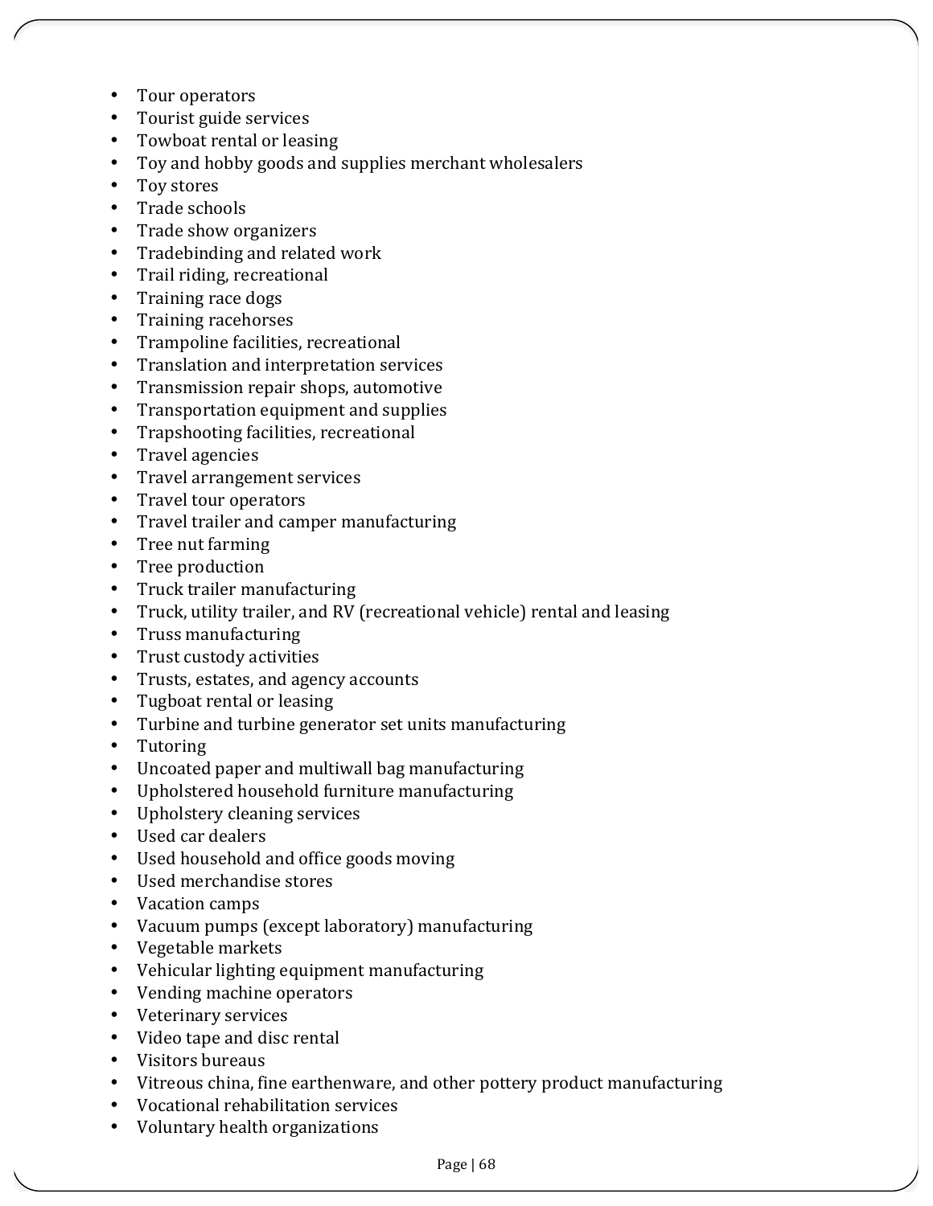- Tour operators
- Tourist guide services
- Towboat rental or leasing
- Toy and hobby goods and supplies merchant wholesalers
- Toy stores
- Trade schools
- Trade show organizers
- Tradebinding and related work
- Trail riding, recreational
- Training race dogs
- Training racehorses
- Trampoline facilities, recreational
- Translation and interpretation services
- Transmission repair shops, automotive
- Transportation equipment and supplies
- Trapshooting facilities, recreational
- Travel agencies
- Travel arrangement services
- Travel tour operators
- Travel trailer and camper manufacturing
- Tree nut farming
- Tree production
- Truck trailer manufacturing
- Truck, utility trailer, and RV (recreational vehicle) rental and leasing
- Truss manufacturing
- Trust custody activities
- Trusts, estates, and agency accounts
- Tugboat rental or leasing
- Turbine and turbine generator set units manufacturing
- Tutoring
- Uncoated paper and multiwall bag manufacturing
- Upholstered household furniture manufacturing
- Upholstery cleaning services
- Used car dealers
- Used household and office goods moving
- Used merchandise stores
- Vacation camps
- Vacuum pumps (except laboratory) manufacturing
- Vegetable markets
- Vehicular lighting equipment manufacturing
- Vending machine operators
- Veterinary services
- Video tape and disc rental
- Visitors bureaus
- Vitreous china, fine earthenware, and other pottery product manufacturing
- Vocational rehabilitation services
- Voluntary health organizations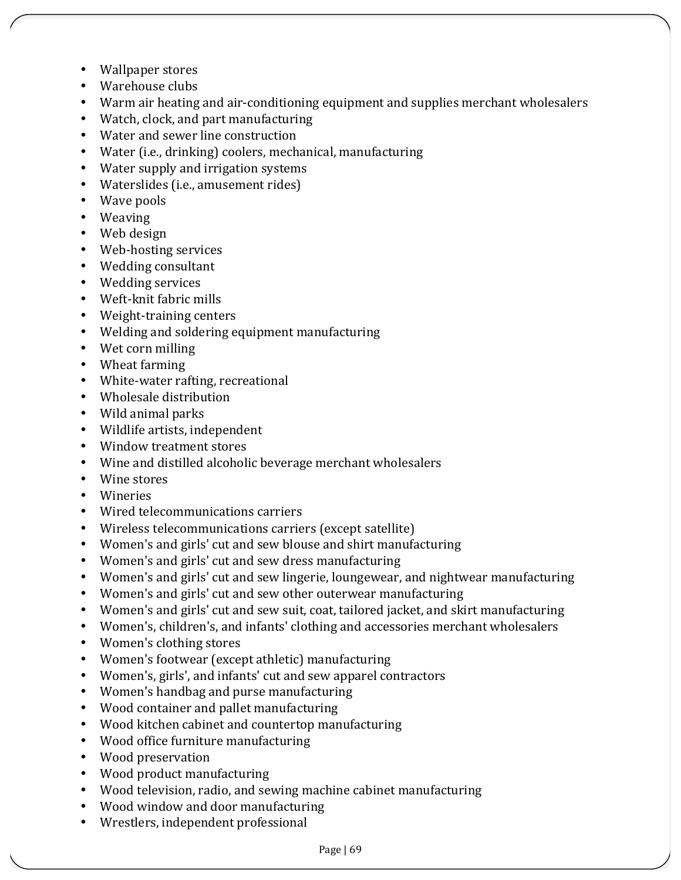- Wallpaper stores
- Warehouse clubs
- Warm air heating and air-conditioning equipment and supplies merchant wholesalers
- Watch, clock, and part manufacturing
- Water and sewer line construction
- Water (i.e., drinking) coolers, mechanical, manufacturing
- Water supply and irrigation systems
- Waterslides (i.e., amusement rides)
- Wave pools
- Weaving
- Web design
- Web-hosting services
- Wedding consultant
- Wedding services
- Weft-knit fabric mills
- Weight-training centers
- Welding and soldering equipment manufacturing
- Wet corn milling
- Wheat farming
- White-water rafting, recreational
- Wholesale distribution
- Wild animal parks
- Wildlife artists, independent
- Window treatment stores
- Wine and distilled alcoholic beverage merchant wholesalers
- Wine stores
- Wineries
- Wired telecommunications carriers
- Wireless telecommunications carriers (except satellite)
- Women's and girls' cut and sew blouse and shirt manufacturing
- Women's and girls' cut and sew dress manufacturing
- Women's and girls' cut and sew lingerie, loungewear, and nightwear manufacturing
- Women's and girls' cut and sew other outerwear manufacturing
- Women's and girls' cut and sew suit, coat, tailored jacket, and skirt manufacturing
- Women's, children's, and infants' clothing and accessories merchant wholesalers
- Women's clothing stores
- Women's footwear (except athletic) manufacturing
- Women's, girls', and infants' cut and sew apparel contractors
- Women's handbag and purse manufacturing
- Wood container and pallet manufacturing
- Wood kitchen cabinet and countertop manufacturing
- Wood office furniture manufacturing
- Wood preservation
- Wood product manufacturing
- Wood television, radio, and sewing machine cabinet manufacturing
- Wood window and door manufacturing
- Wrestlers, independent professional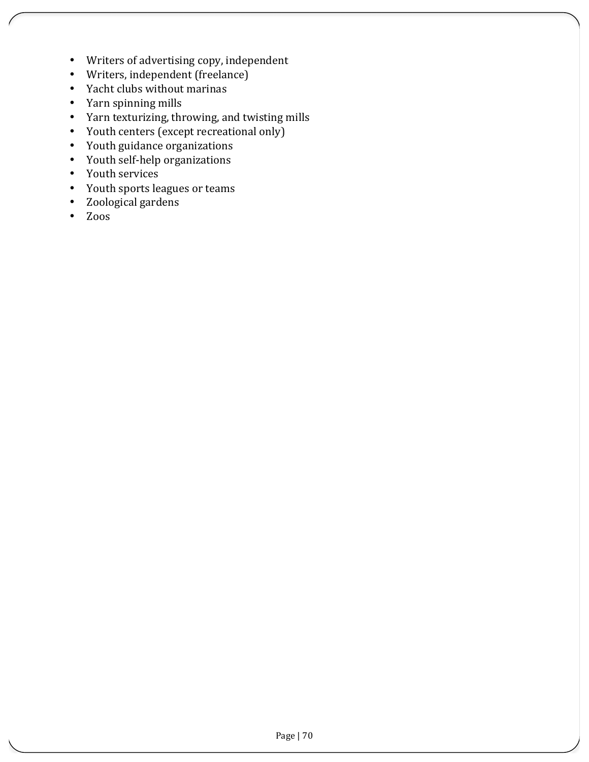- Writers of advertising copy, independent
- Writers, independent (freelance)
- Yacht clubs without marinas
- Yarn spinning mills
- Yarn texturizing, throwing, and twisting mills
- Youth centers (except recreational only)
- Youth guidance organizations
- Youth self-help organizations
- Youth services
- Youth sports leagues or teams
- Zoological gardens
- Zoos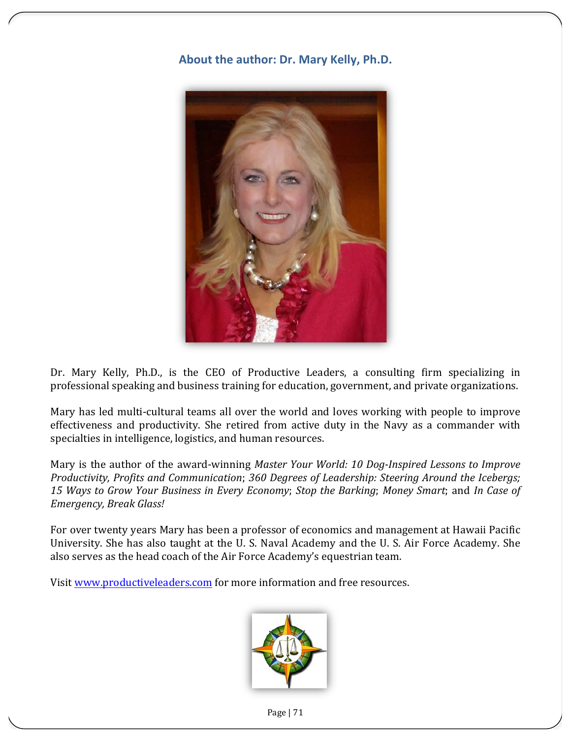## About the author: Dr. Mary Kelly, Ph.D.

Dr. Mary Kelly, Ph.D., is the CEO of Productive Leaders, a consulting firm specializing in professional speaking and business training for education, government, and private organizations.

Mary has led multi-cultural teams all over the world and loves working with people to improve effectiveness and productivity. She retired from active duty in the Navy as a commander with specialties in intelligence, logistics, and human resources.

Mary is the author of the award-winning *Master Your World: 10 Dog-Inspired Lessons to Improve Productivity, Profits and Communication*; *360 Degrees of Leadership: Steering Around the Icebergs; 15 Ways to Grow Your Business in Every Economy*; *Stop the Barking*; *Money Smart*; and *In Case of Emergency, Break Glass!*

For over twenty years Mary has been a professor of economics and management at Hawaii Pacific University. She has also taught at the U. S. Naval Academy and the U. S. Air Force Academy. She also serves as the head coach of the Air Force Academy's equestrian team.

Visit [www.productiveleaders.com](http://www.productiveleaders.com) for more information and free resources.